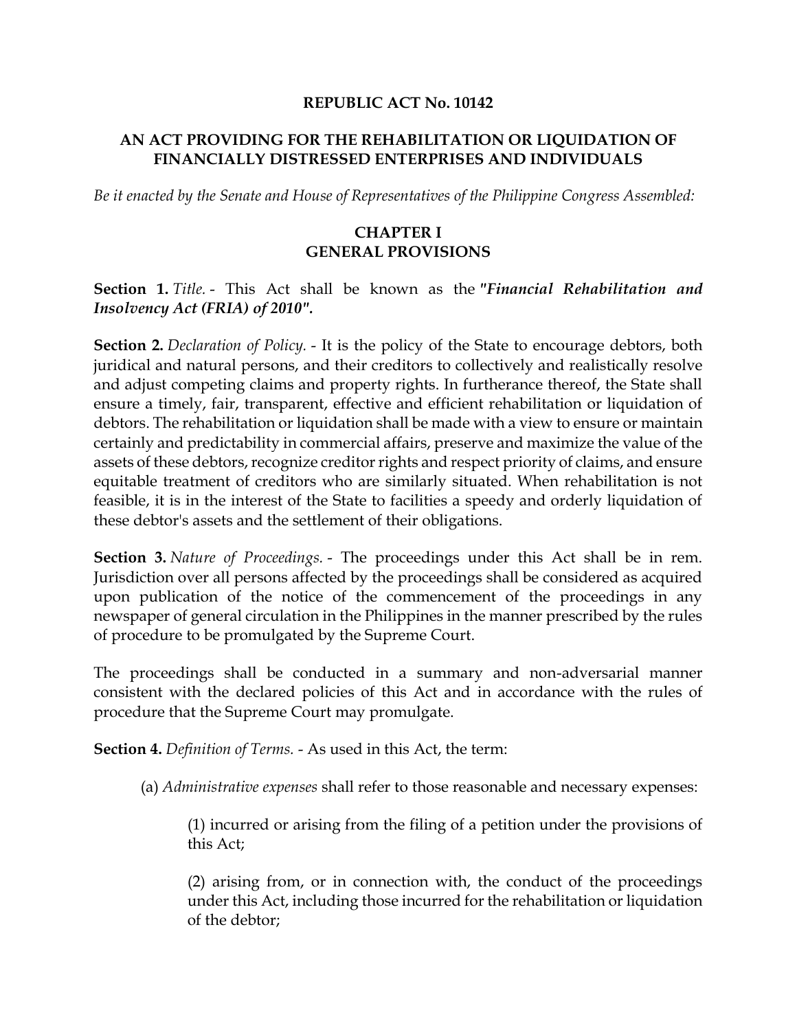# REPUBLIC ACT No. 10142

## AN ACT PROVIDING FOR THE REHABILITATION OR LIQUIDATION OF FINANCIALLY DISTRESSED ENTERPRISES AND INDIVIDUALS

*Be it enacted by the Senate and House of Representatives of the Philippine Congress Assembled:*

## CHAPTER I
## GENERAL PROVISIONS

**Section 1.** *Title.* - This Act shall be known as the ***"Financial Rehabilitation and Insolvency Act (FRIA) of 2010".***

**Section 2.** *Declaration of Policy.* - It is the policy of the State to encourage debtors, both juridical and natural persons, and their creditors to collectively and realistically resolve and adjust competing claims and property rights. In furtherance thereof, the State shall ensure a timely, fair, transparent, effective and efficient rehabilitation or liquidation of debtors. The rehabilitation or liquidation shall be made with a view to ensure or maintain certainly and predictability in commercial affairs, preserve and maximize the value of the assets of these debtors, recognize creditor rights and respect priority of claims, and ensure equitable treatment of creditors who are similarly situated. When rehabilitation is not feasible, it is in the interest of the State to facilities a speedy and orderly liquidation of these debtor's assets and the settlement of their obligations.

**Section 3.** *Nature of Proceedings.* - The proceedings under this Act shall be in rem. Jurisdiction over all persons affected by the proceedings shall be considered as acquired upon publication of the notice of the commencement of the proceedings in any newspaper of general circulation in the Philippines in the manner prescribed by the rules of procedure to be promulgated by the Supreme Court.

The proceedings shall be conducted in a summary and non-adversarial manner consistent with the declared policies of this Act and in accordance with the rules of procedure that the Supreme Court may promulgate.

**Section 4.** *Definition of Terms.* - As used in this Act, the term:

(a) *Administrative expenses* shall refer to those reasonable and necessary expenses:

(1) incurred or arising from the filing of a petition under the provisions of this Act;

(2) arising from, or in connection with, the conduct of the proceedings under this Act, including those incurred for the rehabilitation or liquidation of the debtor;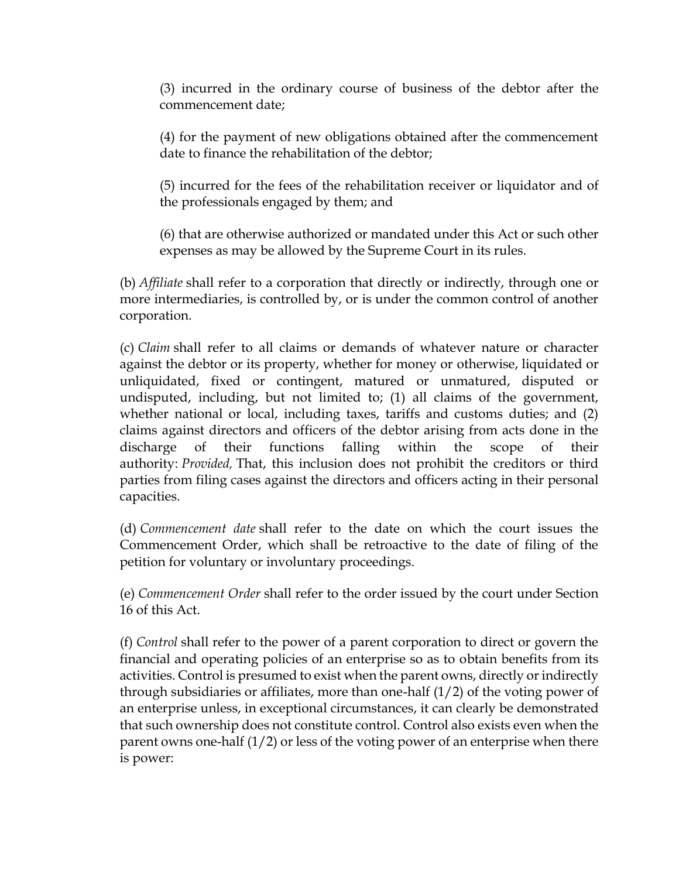(3) incurred in the ordinary course of business of the debtor after the commencement date;

(4) for the payment of new obligations obtained after the commencement date to finance the rehabilitation of the debtor;

(5) incurred for the fees of the rehabilitation receiver or liquidator and of the professionals engaged by them; and

(6) that are otherwise authorized or mandated under this Act or such other expenses as may be allowed by the Supreme Court in its rules.

(b) *Affiliate* shall refer to a corporation that directly or indirectly, through one or more intermediaries, is controlled by, or is under the common control of another corporation.

(c) *Claim* shall refer to all claims or demands of whatever nature or character against the debtor or its property, whether for money or otherwise, liquidated or unliquidated, fixed or contingent, matured or unmatured, disputed or undisputed, including, but not limited to; (1) all claims of the government, whether national or local, including taxes, tariffs and customs duties; and (2) claims against directors and officers of the debtor arising from acts done in the discharge of their functions falling within the scope of their authority: *Provided,* That, this inclusion does not prohibit the creditors or third parties from filing cases against the directors and officers acting in their personal capacities.

(d) *Commencement date* shall refer to the date on which the court issues the Commencement Order, which shall be retroactive to the date of filing of the petition for voluntary or involuntary proceedings.

(e) *Commencement Order* shall refer to the order issued by the court under Section 16 of this Act.

(f) *Control* shall refer to the power of a parent corporation to direct or govern the financial and operating policies of an enterprise so as to obtain benefits from its activities. Control is presumed to exist when the parent owns, directly or indirectly through subsidiaries or affiliates, more than one-half (1/2) of the voting power of an enterprise unless, in exceptional circumstances, it can clearly be demonstrated that such ownership does not constitute control. Control also exists even when the parent owns one-half (1/2) or less of the voting power of an enterprise when there is power: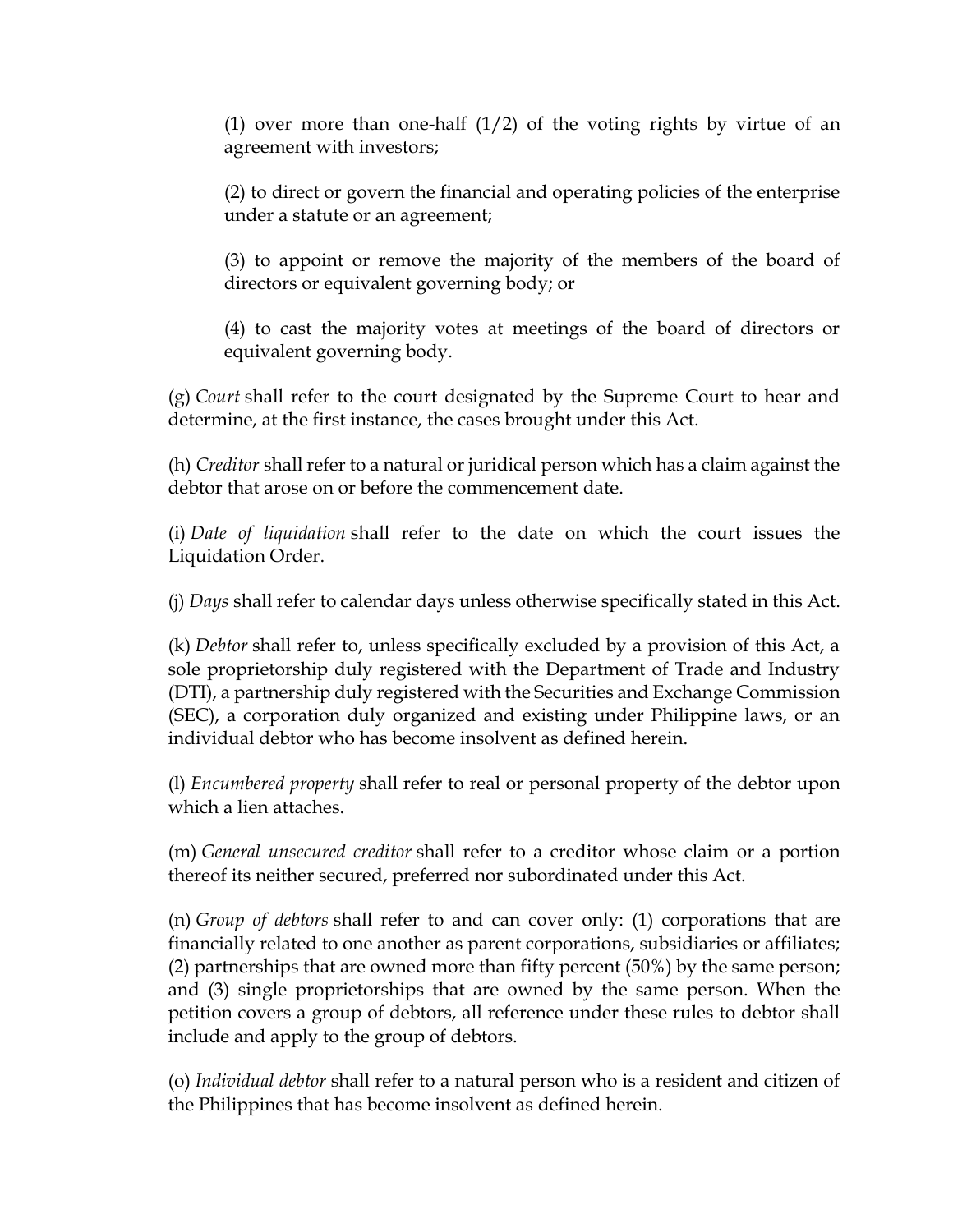(1) over more than one-half (1/2) of the voting rights by virtue of an agreement with investors;

(2) to direct or govern the financial and operating policies of the enterprise under a statute or an agreement;

(3) to appoint or remove the majority of the members of the board of directors or equivalent governing body; or

(4) to cast the majority votes at meetings of the board of directors or equivalent governing body.

(g) *Court* shall refer to the court designated by the Supreme Court to hear and determine, at the first instance, the cases brought under this Act.

(h) *Creditor* shall refer to a natural or juridical person which has a claim against the debtor that arose on or before the commencement date.

(i) *Date of liquidation* shall refer to the date on which the court issues the Liquidation Order.

(j) *Days* shall refer to calendar days unless otherwise specifically stated in this Act.

(k) *Debtor* shall refer to, unless specifically excluded by a provision of this Act, a sole proprietorship duly registered with the Department of Trade and Industry (DTI), a partnership duly registered with the Securities and Exchange Commission (SEC), a corporation duly organized and existing under Philippine laws, or an individual debtor who has become insolvent as defined herein.

(l) *Encumbered property* shall refer to real or personal property of the debtor upon which a lien attaches.

(m) *General unsecured creditor* shall refer to a creditor whose claim or a portion thereof its neither secured, preferred nor subordinated under this Act.

(n) *Group of debtors* shall refer to and can cover only: (1) corporations that are financially related to one another as parent corporations, subsidiaries or affiliates; (2) partnerships that are owned more than fifty percent (50%) by the same person; and (3) single proprietorships that are owned by the same person. When the petition covers a group of debtors, all reference under these rules to debtor shall include and apply to the group of debtors.

(o) *Individual debtor* shall refer to a natural person who is a resident and citizen of the Philippines that has become insolvent as defined herein.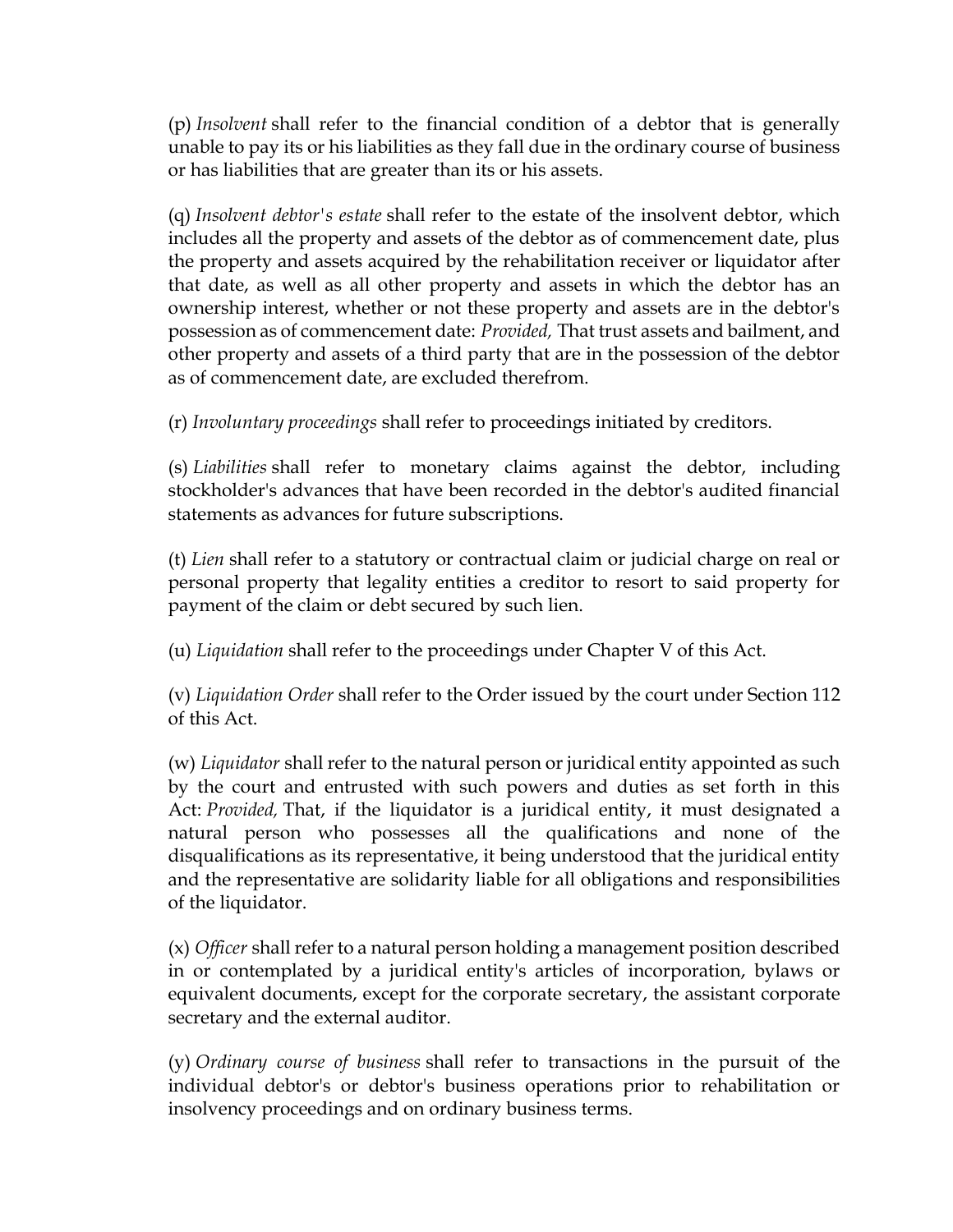(p) *Insolvent* shall refer to the financial condition of a debtor that is generally unable to pay its or his liabilities as they fall due in the ordinary course of business or has liabilities that are greater than its or his assets.

(q) *Insolvent debtor's estate* shall refer to the estate of the insolvent debtor, which includes all the property and assets of the debtor as of commencement date, plus the property and assets acquired by the rehabilitation receiver or liquidator after that date, as well as all other property and assets in which the debtor has an ownership interest, whether or not these property and assets are in the debtor's possession as of commencement date: *Provided,* That trust assets and bailment, and other property and assets of a third party that are in the possession of the debtor as of commencement date, are excluded therefrom.

(r) *Involuntary proceedings* shall refer to proceedings initiated by creditors.

(s) *Liabilities* shall refer to monetary claims against the debtor, including stockholder's advances that have been recorded in the debtor's audited financial statements as advances for future subscriptions.

(t) *Lien* shall refer to a statutory or contractual claim or judicial charge on real or personal property that legality entities a creditor to resort to said property for payment of the claim or debt secured by such lien.

(u) *Liquidation* shall refer to the proceedings under Chapter V of this Act.

(v) *Liquidation Order* shall refer to the Order issued by the court under Section 112 of this Act.

(w) *Liquidator* shall refer to the natural person or juridical entity appointed as such by the court and entrusted with such powers and duties as set forth in this Act: *Provided,* That, if the liquidator is a juridical entity, it must designated a natural person who possesses all the qualifications and none of the disqualifications as its representative, it being understood that the juridical entity and the representative are solidarity liable for all obligations and responsibilities of the liquidator.

(x) *Officer* shall refer to a natural person holding a management position described in or contemplated by a juridical entity's articles of incorporation, bylaws or equivalent documents, except for the corporate secretary, the assistant corporate secretary and the external auditor.

(y) *Ordinary course of business* shall refer to transactions in the pursuit of the individual debtor's or debtor's business operations prior to rehabilitation or insolvency proceedings and on ordinary business terms.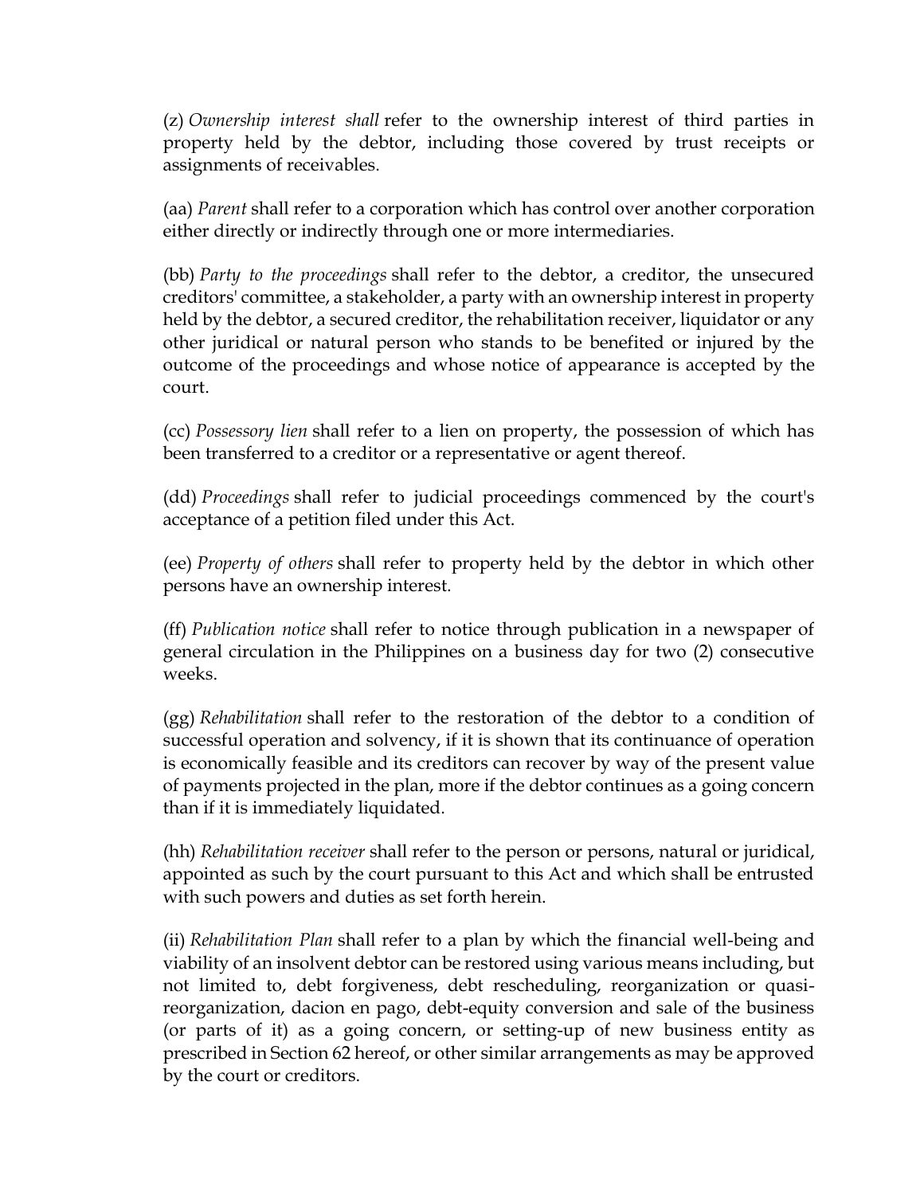(z) *Ownership interest shall* refer to the ownership interest of third parties in property held by the debtor, including those covered by trust receipts or assignments of receivables.

(aa) *Parent* shall refer to a corporation which has control over another corporation either directly or indirectly through one or more intermediaries.

(bb) *Party to the proceedings* shall refer to the debtor, a creditor, the unsecured creditors' committee, a stakeholder, a party with an ownership interest in property held by the debtor, a secured creditor, the rehabilitation receiver, liquidator or any other juridical or natural person who stands to be benefited or injured by the outcome of the proceedings and whose notice of appearance is accepted by the court.

(cc) *Possessory lien* shall refer to a lien on property, the possession of which has been transferred to a creditor or a representative or agent thereof.

(dd) *Proceedings* shall refer to judicial proceedings commenced by the court's acceptance of a petition filed under this Act.

(ee) *Property of others* shall refer to property held by the debtor in which other persons have an ownership interest.

(ff) *Publication notice* shall refer to notice through publication in a newspaper of general circulation in the Philippines on a business day for two (2) consecutive weeks.

(gg) *Rehabilitation* shall refer to the restoration of the debtor to a condition of successful operation and solvency, if it is shown that its continuance of operation is economically feasible and its creditors can recover by way of the present value of payments projected in the plan, more if the debtor continues as a going concern than if it is immediately liquidated.

(hh) *Rehabilitation receiver* shall refer to the person or persons, natural or juridical, appointed as such by the court pursuant to this Act and which shall be entrusted with such powers and duties as set forth herein.

(ii) *Rehabilitation Plan* shall refer to a plan by which the financial well-being and viability of an insolvent debtor can be restored using various means including, but not limited to, debt forgiveness, debt rescheduling, reorganization or quasi-reorganization, dacion en pago, debt-equity conversion and sale of the business (or parts of it) as a going concern, or setting-up of new business entity as prescribed in Section 62 hereof, or other similar arrangements as may be approved by the court or creditors.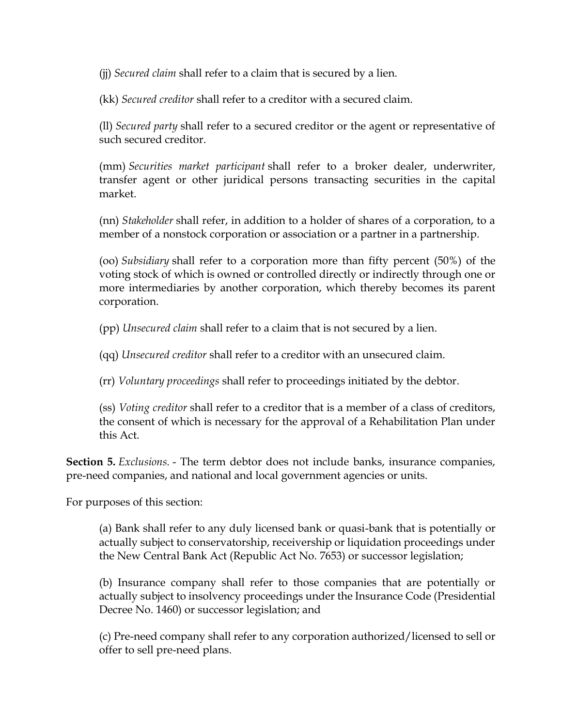(jj) *Secured claim* shall refer to a claim that is secured by a lien.

(kk) *Secured creditor* shall refer to a creditor with a secured claim.

(ll) *Secured party* shall refer to a secured creditor or the agent or representative of such secured creditor.

(mm) *Securities market participant* shall refer to a broker dealer, underwriter, transfer agent or other juridical persons transacting securities in the capital market.

(nn) *Stakeholder* shall refer, in addition to a holder of shares of a corporation, to a member of a nonstock corporation or association or a partner in a partnership.

(oo) *Subsidiary* shall refer to a corporation more than fifty percent (50%) of the voting stock of which is owned or controlled directly or indirectly through one or more intermediaries by another corporation, which thereby becomes its parent corporation.

(pp) *Unsecured claim* shall refer to a claim that is not secured by a lien.

(qq) *Unsecured creditor* shall refer to a creditor with an unsecured claim.

(rr) *Voluntary proceedings* shall refer to proceedings initiated by the debtor.

(ss) *Voting creditor* shall refer to a creditor that is a member of a class of creditors, the consent of which is necessary for the approval of a Rehabilitation Plan under this Act.

**Section 5.** *Exclusions.* - The term debtor does not include banks, insurance companies, pre-need companies, and national and local government agencies or units.

For purposes of this section:

(a) Bank shall refer to any duly licensed bank or quasi-bank that is potentially or actually subject to conservatorship, receivership or liquidation proceedings under the New Central Bank Act (Republic Act No. 7653) or successor legislation;

(b) Insurance company shall refer to those companies that are potentially or actually subject to insolvency proceedings under the Insurance Code (Presidential Decree No. 1460) or successor legislation; and

(c) Pre-need company shall refer to any corporation authorized/licensed to sell or offer to sell pre-need plans.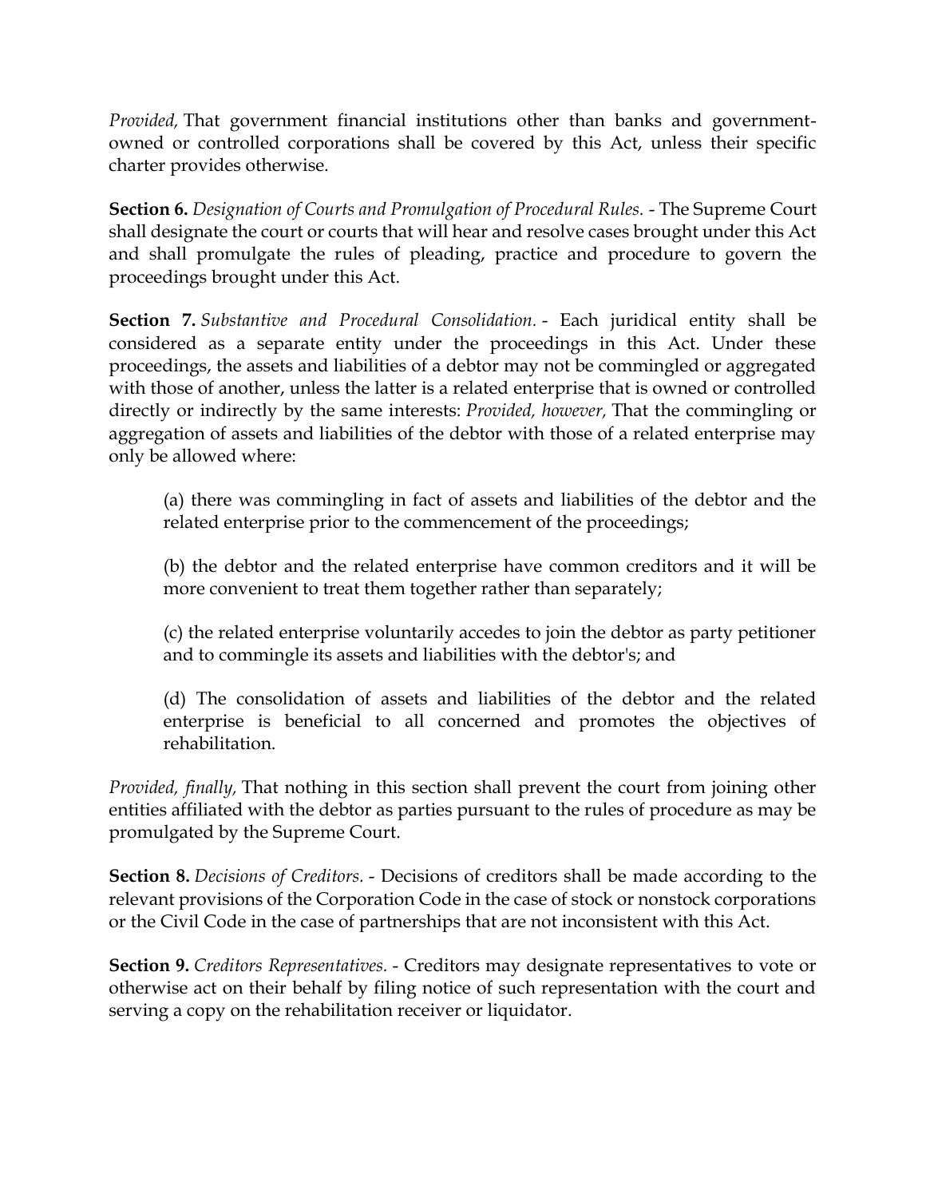*Provided,* That government financial institutions other than banks and government-owned or controlled corporations shall be covered by this Act, unless their specific charter provides otherwise.

**Section 6.** *Designation of Courts and Promulgation of Procedural Rules.* - The Supreme Court shall designate the court or courts that will hear and resolve cases brought under this Act and shall promulgate the rules of pleading, practice and procedure to govern the proceedings brought under this Act.

**Section 7.** *Substantive and Procedural Consolidation.* - Each juridical entity shall be considered as a separate entity under the proceedings in this Act. Under these proceedings, the assets and liabilities of a debtor may not be commingled or aggregated with those of another, unless the latter is a related enterprise that is owned or controlled directly or indirectly by the same interests: *Provided, however,* That the commingling or aggregation of assets and liabilities of the debtor with those of a related enterprise may only be allowed where:

(a) there was commingling in fact of assets and liabilities of the debtor and the related enterprise prior to the commencement of the proceedings;

(b) the debtor and the related enterprise have common creditors and it will be more convenient to treat them together rather than separately;

(c) the related enterprise voluntarily accedes to join the debtor as party petitioner and to commingle its assets and liabilities with the debtor's; and

(d) The consolidation of assets and liabilities of the debtor and the related enterprise is beneficial to all concerned and promotes the objectives of rehabilitation.

*Provided, finally,* That nothing in this section shall prevent the court from joining other entities affiliated with the debtor as parties pursuant to the rules of procedure as may be promulgated by the Supreme Court.

**Section 8.** *Decisions of Creditors.* - Decisions of creditors shall be made according to the relevant provisions of the Corporation Code in the case of stock or nonstock corporations or the Civil Code in the case of partnerships that are not inconsistent with this Act.

**Section 9.** *Creditors Representatives.* - Creditors may designate representatives to vote or otherwise act on their behalf by filing notice of such representation with the court and serving a copy on the rehabilitation receiver or liquidator.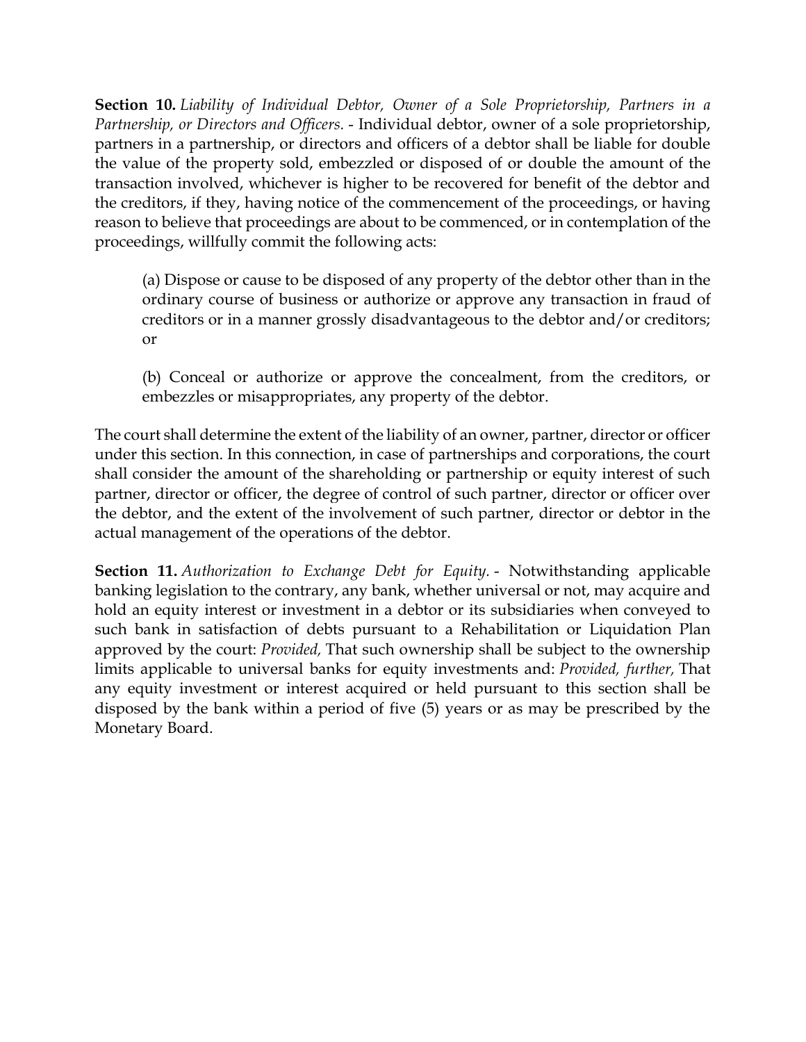**Section 10.** *Liability of Individual Debtor, Owner of a Sole Proprietorship, Partners in a Partnership, or Directors and Officers.* - Individual debtor, owner of a sole proprietorship, partners in a partnership, or directors and officers of a debtor shall be liable for double the value of the property sold, embezzled or disposed of or double the amount of the transaction involved, whichever is higher to be recovered for benefit of the debtor and the creditors, if they, having notice of the commencement of the proceedings, or having reason to believe that proceedings are about to be commenced, or in contemplation of the proceedings, willfully commit the following acts:

> (a) Dispose or cause to be disposed of any property of the debtor other than in the ordinary course of business or authorize or approve any transaction in fraud of creditors or in a manner grossly disadvantageous to the debtor and/or creditors; or
>
> (b) Conceal or authorize or approve the concealment, from the creditors, or embezzles or misappropriates, any property of the debtor.

The court shall determine the extent of the liability of an owner, partner, director or officer under this section. In this connection, in case of partnerships and corporations, the court shall consider the amount of the shareholding or partnership or equity interest of such partner, director or officer, the degree of control of such partner, director or officer over the debtor, and the extent of the involvement of such partner, director or debtor in the actual management of the operations of the debtor.

**Section 11.** *Authorization to Exchange Debt for Equity.* - Notwithstanding applicable banking legislation to the contrary, any bank, whether universal or not, may acquire and hold an equity interest or investment in a debtor or its subsidiaries when conveyed to such bank in satisfaction of debts pursuant to a Rehabilitation or Liquidation Plan approved by the court: *Provided,* That such ownership shall be subject to the ownership limits applicable to universal banks for equity investments and: *Provided, further,* That any equity investment or interest acquired or held pursuant to this section shall be disposed by the bank within a period of five (5) years or as may be prescribed by the Monetary Board.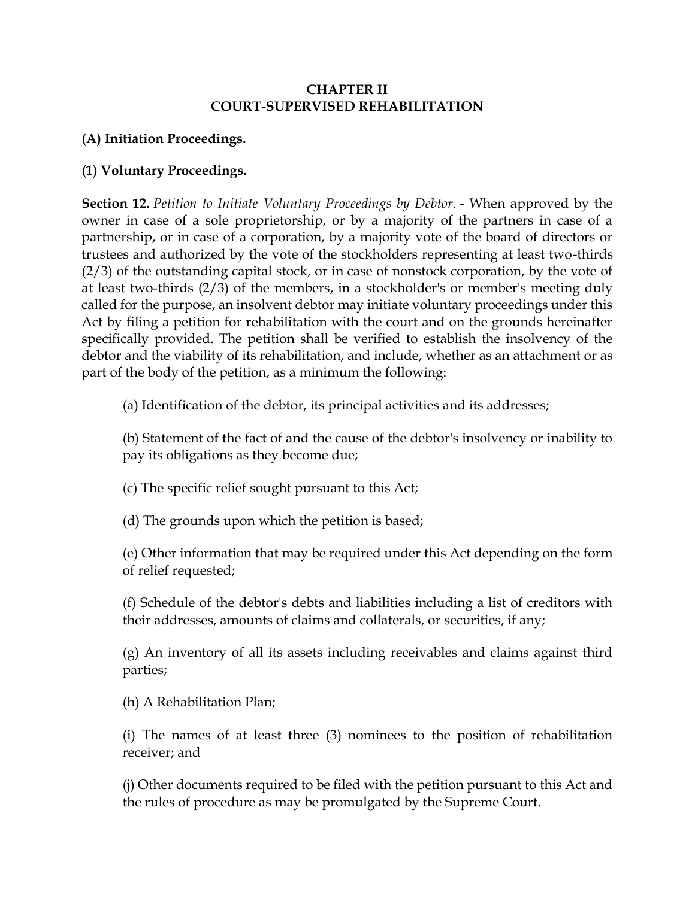## CHAPTER II
## COURT-SUPERVISED REHABILITATION

### (A) Initiation Proceedings.

### (1) Voluntary Proceedings.

**Section 12.** *Petition to Initiate Voluntary Proceedings by Debtor.* - When approved by the owner in case of a sole proprietorship, or by a majority of the partners in case of a partnership, or in case of a corporation, by a majority vote of the board of directors or trustees and authorized by the vote of the stockholders representing at least two-thirds (2/3) of the outstanding capital stock, or in case of nonstock corporation, by the vote of at least two-thirds (2/3) of the members, in a stockholder's or member's meeting duly called for the purpose, an insolvent debtor may initiate voluntary proceedings under this Act by filing a petition for rehabilitation with the court and on the grounds hereinafter specifically provided. The petition shall be verified to establish the insolvency of the debtor and the viability of its rehabilitation, and include, whether as an attachment or as part of the body of the petition, as a minimum the following:

(a) Identification of the debtor, its principal activities and its addresses;

(b) Statement of the fact of and the cause of the debtor's insolvency or inability to pay its obligations as they become due;

(c) The specific relief sought pursuant to this Act;

(d) The grounds upon which the petition is based;

(e) Other information that may be required under this Act depending on the form of relief requested;

(f) Schedule of the debtor's debts and liabilities including a list of creditors with their addresses, amounts of claims and collaterals, or securities, if any;

(g) An inventory of all its assets including receivables and claims against third parties;

(h) A Rehabilitation Plan;

(i) The names of at least three (3) nominees to the position of rehabilitation receiver; and

(j) Other documents required to be filed with the petition pursuant to this Act and the rules of procedure as may be promulgated by the Supreme Court.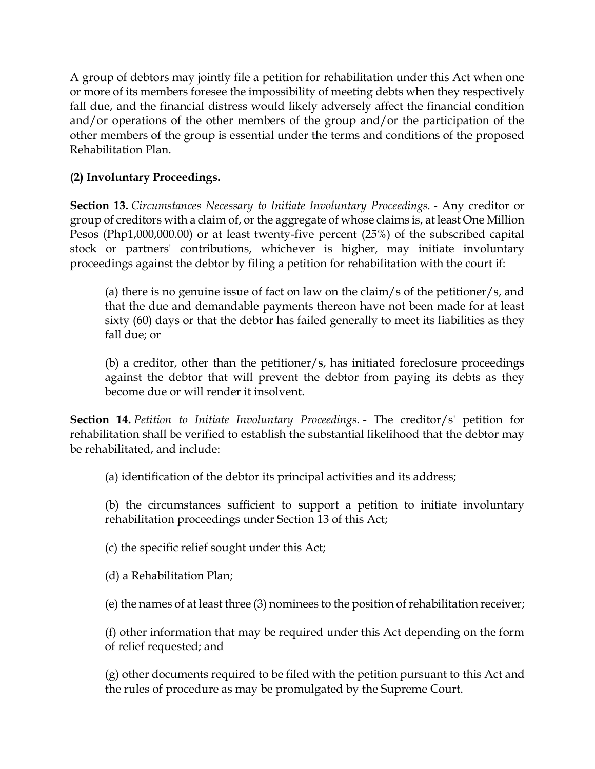A group of debtors may jointly file a petition for rehabilitation under this Act when one or more of its members foresee the impossibility of meeting debts when they respectively fall due, and the financial distress would likely adversely affect the financial condition and/or operations of the other members of the group and/or the participation of the other members of the group is essential under the terms and conditions of the proposed Rehabilitation Plan.

**(2) Involuntary Proceedings.**

**Section 13.** *Circumstances Necessary to Initiate Involuntary Proceedings.* - Any creditor or group of creditors with a claim of, or the aggregate of whose claims is, at least One Million Pesos (Php1,000,000.00) or at least twenty-five percent (25%) of the subscribed capital stock or partners' contributions, whichever is higher, may initiate involuntary proceedings against the debtor by filing a petition for rehabilitation with the court if:

> (a) there is no genuine issue of fact on law on the claim/s of the petitioner/s, and that the due and demandable payments thereon have not been made for at least sixty (60) days or that the debtor has failed generally to meet its liabilities as they fall due; or
>
> (b) a creditor, other than the petitioner/s, has initiated foreclosure proceedings against the debtor that will prevent the debtor from paying its debts as they become due or will render it insolvent.

**Section 14.** *Petition to Initiate Involuntary Proceedings.* - The creditor/s' petition for rehabilitation shall be verified to establish the substantial likelihood that the debtor may be rehabilitated, and include:

> (a) identification of the debtor its principal activities and its address;
>
> (b) the circumstances sufficient to support a petition to initiate involuntary rehabilitation proceedings under Section 13 of this Act;
>
> (c) the specific relief sought under this Act;
>
> (d) a Rehabilitation Plan;
>
> (e) the names of at least three (3) nominees to the position of rehabilitation receiver;
>
> (f) other information that may be required under this Act depending on the form of relief requested; and
>
> (g) other documents required to be filed with the petition pursuant to this Act and the rules of procedure as may be promulgated by the Supreme Court.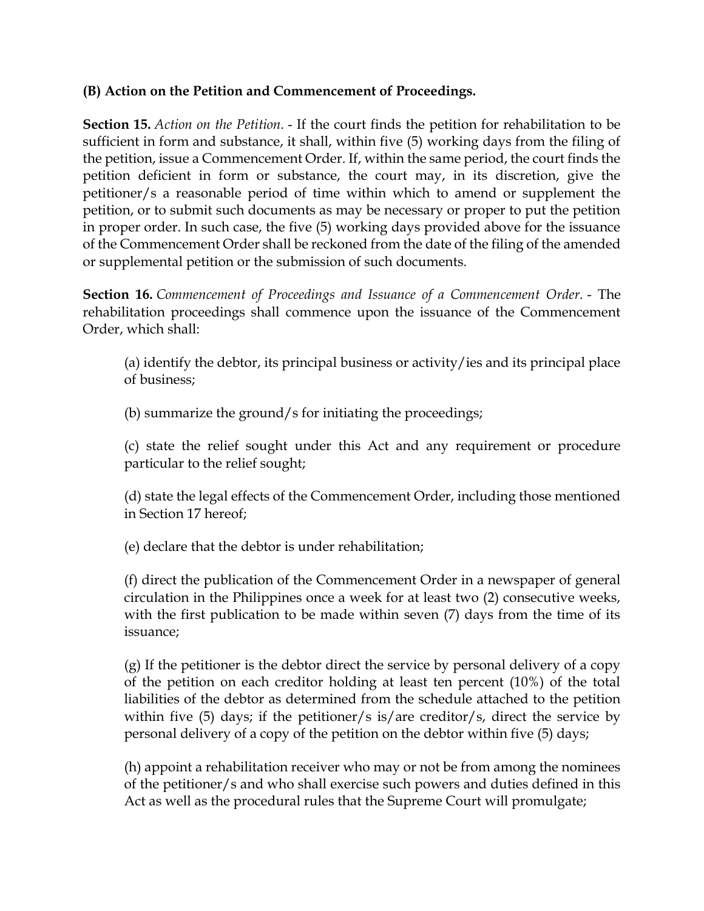**(B) Action on the Petition and Commencement of Proceedings.**

**Section 15.** *Action on the Petition.* - If the court finds the petition for rehabilitation to be sufficient in form and substance, it shall, within five (5) working days from the filing of the petition, issue a Commencement Order. If, within the same period, the court finds the petition deficient in form or substance, the court may, in its discretion, give the petitioner/s a reasonable period of time within which to amend or supplement the petition, or to submit such documents as may be necessary or proper to put the petition in proper order. In such case, the five (5) working days provided above for the issuance of the Commencement Order shall be reckoned from the date of the filing of the amended or supplemental petition or the submission of such documents.

**Section 16.** *Commencement of Proceedings and Issuance of a Commencement Order.* - The rehabilitation proceedings shall commence upon the issuance of the Commencement Order, which shall:

(a) identify the debtor, its principal business or activity/ies and its principal place of business;

(b) summarize the ground/s for initiating the proceedings;

(c) state the relief sought under this Act and any requirement or procedure particular to the relief sought;

(d) state the legal effects of the Commencement Order, including those mentioned in Section 17 hereof;

(e) declare that the debtor is under rehabilitation;

(f) direct the publication of the Commencement Order in a newspaper of general circulation in the Philippines once a week for at least two (2) consecutive weeks, with the first publication to be made within seven (7) days from the time of its issuance;

(g) If the petitioner is the debtor direct the service by personal delivery of a copy of the petition on each creditor holding at least ten percent (10%) of the total liabilities of the debtor as determined from the schedule attached to the petition within five (5) days; if the petitioner/s is/are creditor/s, direct the service by personal delivery of a copy of the petition on the debtor within five (5) days;

(h) appoint a rehabilitation receiver who may or not be from among the nominees of the petitioner/s and who shall exercise such powers and duties defined in this Act as well as the procedural rules that the Supreme Court will promulgate;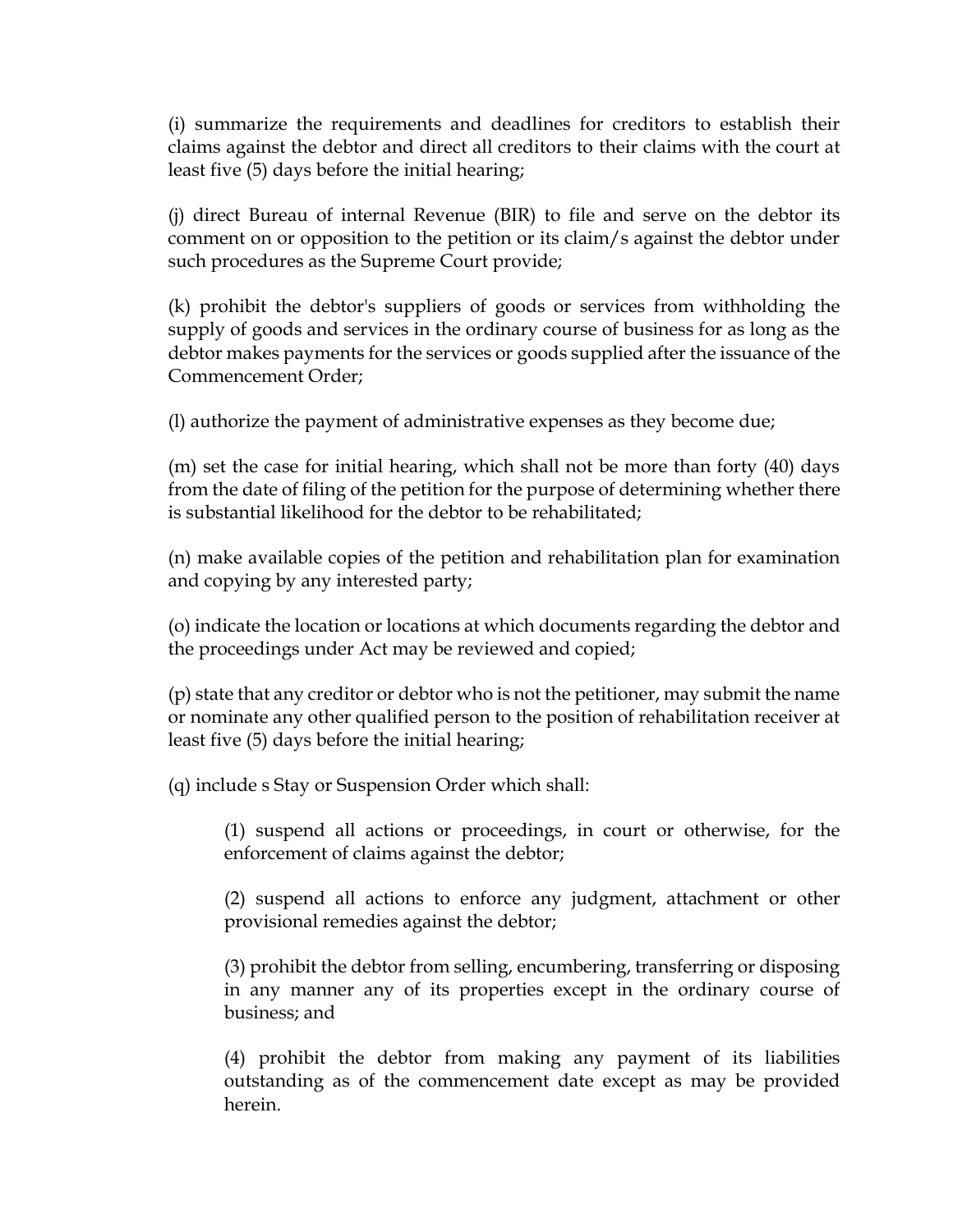(i) summarize the requirements and deadlines for creditors to establish their claims against the debtor and direct all creditors to their claims with the court at least five (5) days before the initial hearing;

(j) direct Bureau of internal Revenue (BIR) to file and serve on the debtor its comment on or opposition to the petition or its claim/s against the debtor under such procedures as the Supreme Court provide;

(k) prohibit the debtor's suppliers of goods or services from withholding the supply of goods and services in the ordinary course of business for as long as the debtor makes payments for the services or goods supplied after the issuance of the Commencement Order;

(l) authorize the payment of administrative expenses as they become due;

(m) set the case for initial hearing, which shall not be more than forty (40) days from the date of filing of the petition for the purpose of determining whether there is substantial likelihood for the debtor to be rehabilitated;

(n) make available copies of the petition and rehabilitation plan for examination and copying by any interested party;

(o) indicate the location or locations at which documents regarding the debtor and the proceedings under Act may be reviewed and copied;

(p) state that any creditor or debtor who is not the petitioner, may submit the name or nominate any other qualified person to the position of rehabilitation receiver at least five (5) days before the initial hearing;

(q) include s Stay or Suspension Order which shall:

> (1) suspend all actions or proceedings, in court or otherwise, for the enforcement of claims against the debtor;
>
> (2) suspend all actions to enforce any judgment, attachment or other provisional remedies against the debtor;
>
> (3) prohibit the debtor from selling, encumbering, transferring or disposing in any manner any of its properties except in the ordinary course of business; and
>
> (4) prohibit the debtor from making any payment of its liabilities outstanding as of the commencement date except as may be provided herein.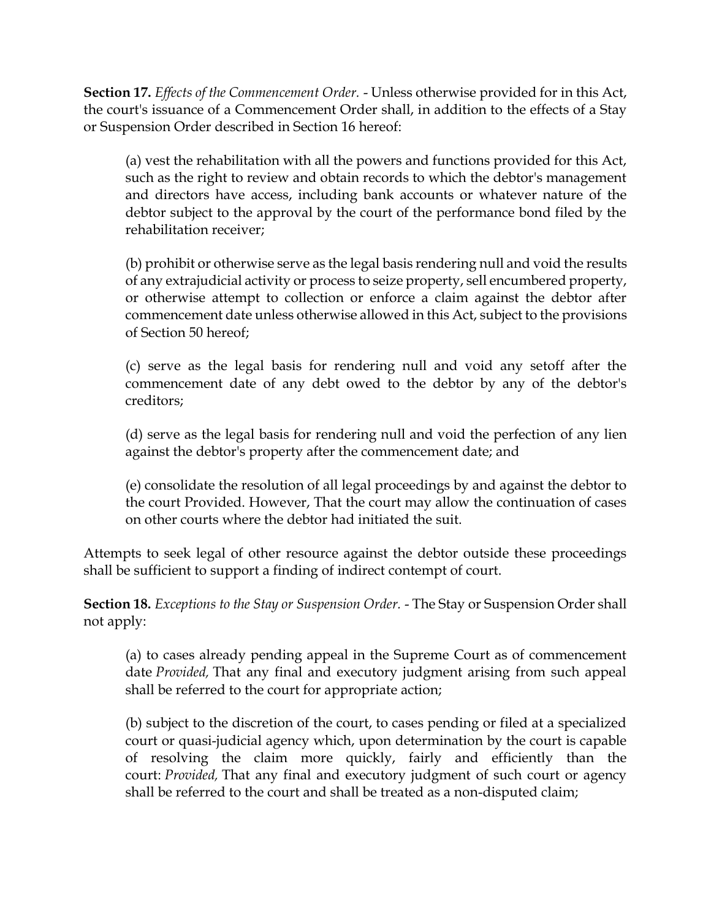**Section 17.** *Effects of the Commencement Order.* - Unless otherwise provided for in this Act, the court's issuance of a Commencement Order shall, in addition to the effects of a Stay or Suspension Order described in Section 16 hereof:

(a) vest the rehabilitation with all the powers and functions provided for this Act, such as the right to review and obtain records to which the debtor's management and directors have access, including bank accounts or whatever nature of the debtor subject to the approval by the court of the performance bond filed by the rehabilitation receiver;

(b) prohibit or otherwise serve as the legal basis rendering null and void the results of any extrajudicial activity or process to seize property, sell encumbered property, or otherwise attempt to collection or enforce a claim against the debtor after commencement date unless otherwise allowed in this Act, subject to the provisions of Section 50 hereof;

(c) serve as the legal basis for rendering null and void any setoff after the commencement date of any debt owed to the debtor by any of the debtor's creditors;

(d) serve as the legal basis for rendering null and void the perfection of any lien against the debtor's property after the commencement date; and

(e) consolidate the resolution of all legal proceedings by and against the debtor to the court Provided. However, That the court may allow the continuation of cases on other courts where the debtor had initiated the suit.

Attempts to seek legal of other resource against the debtor outside these proceedings shall be sufficient to support a finding of indirect contempt of court.

**Section 18.** *Exceptions to the Stay or Suspension Order.* - The Stay or Suspension Order shall not apply:

(a) to cases already pending appeal in the Supreme Court as of commencement date *Provided,* That any final and executory judgment arising from such appeal shall be referred to the court for appropriate action;

(b) subject to the discretion of the court, to cases pending or filed at a specialized court or quasi-judicial agency which, upon determination by the court is capable of resolving the claim more quickly, fairly and efficiently than the court: *Provided,* That any final and executory judgment of such court or agency shall be referred to the court and shall be treated as a non-disputed claim;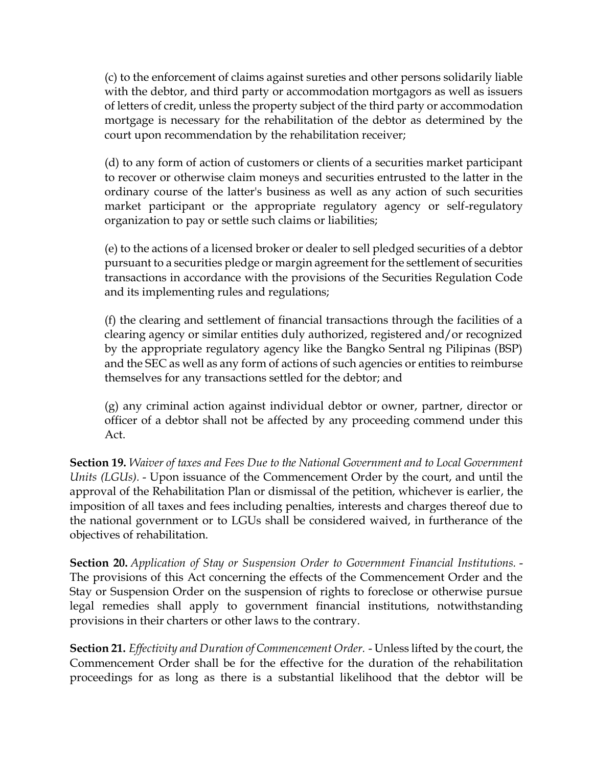(c) to the enforcement of claims against sureties and other persons solidarily liable with the debtor, and third party or accommodation mortgagors as well as issuers of letters of credit, unless the property subject of the third party or accommodation mortgage is necessary for the rehabilitation of the debtor as determined by the court upon recommendation by the rehabilitation receiver;

(d) to any form of action of customers or clients of a securities market participant to recover or otherwise claim moneys and securities entrusted to the latter in the ordinary course of the latter's business as well as any action of such securities market participant or the appropriate regulatory agency or self-regulatory organization to pay or settle such claims or liabilities;

(e) to the actions of a licensed broker or dealer to sell pledged securities of a debtor pursuant to a securities pledge or margin agreement for the settlement of securities transactions in accordance with the provisions of the Securities Regulation Code and its implementing rules and regulations;

(f) the clearing and settlement of financial transactions through the facilities of a clearing agency or similar entities duly authorized, registered and/or recognized by the appropriate regulatory agency like the Bangko Sentral ng Pilipinas (BSP) and the SEC as well as any form of actions of such agencies or entities to reimburse themselves for any transactions settled for the debtor; and

(g) any criminal action against individual debtor or owner, partner, director or officer of a debtor shall not be affected by any proceeding commend under this Act.

**Section 19.** *Waiver of taxes and Fees Due to the National Government and to Local Government Units (LGUs).* - Upon issuance of the Commencement Order by the court, and until the approval of the Rehabilitation Plan or dismissal of the petition, whichever is earlier, the imposition of all taxes and fees including penalties, interests and charges thereof due to the national government or to LGUs shall be considered waived, in furtherance of the objectives of rehabilitation.

**Section 20.** *Application of Stay or Suspension Order to Government Financial Institutions.* - The provisions of this Act concerning the effects of the Commencement Order and the Stay or Suspension Order on the suspension of rights to foreclose or otherwise pursue legal remedies shall apply to government financial institutions, notwithstanding provisions in their charters or other laws to the contrary.

**Section 21.** *Effectivity and Duration of Commencement Order.* - Unless lifted by the court, the Commencement Order shall be for the effective for the duration of the rehabilitation proceedings for as long as there is a substantial likelihood that the debtor will be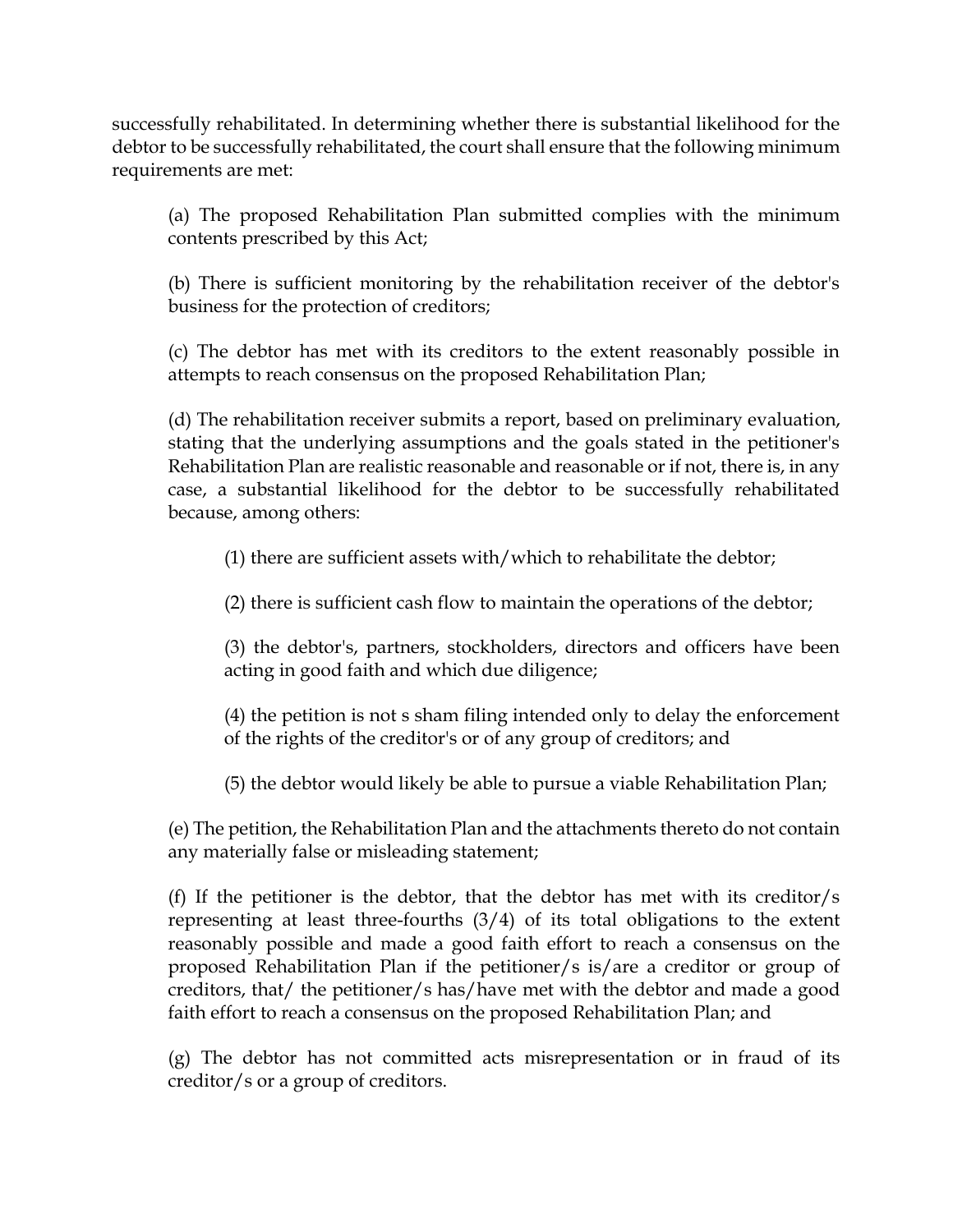successfully rehabilitated. In determining whether there is substantial likelihood for the debtor to be successfully rehabilitated, the court shall ensure that the following minimum requirements are met:

(a) The proposed Rehabilitation Plan submitted complies with the minimum contents prescribed by this Act;

(b) There is sufficient monitoring by the rehabilitation receiver of the debtor's business for the protection of creditors;

(c) The debtor has met with its creditors to the extent reasonably possible in attempts to reach consensus on the proposed Rehabilitation Plan;

(d) The rehabilitation receiver submits a report, based on preliminary evaluation, stating that the underlying assumptions and the goals stated in the petitioner's Rehabilitation Plan are realistic reasonable and reasonable or if not, there is, in any case, a substantial likelihood for the debtor to be successfully rehabilitated because, among others:

(1) there are sufficient assets with/which to rehabilitate the debtor;

(2) there is sufficient cash flow to maintain the operations of the debtor;

(3) the debtor's, partners, stockholders, directors and officers have been acting in good faith and which due diligence;

(4) the petition is not s sham filing intended only to delay the enforcement of the rights of the creditor's or of any group of creditors; and

(5) the debtor would likely be able to pursue a viable Rehabilitation Plan;

(e) The petition, the Rehabilitation Plan and the attachments thereto do not contain any materially false or misleading statement;

(f) If the petitioner is the debtor, that the debtor has met with its creditor/s representing at least three-fourths (3/4) of its total obligations to the extent reasonably possible and made a good faith effort to reach a consensus on the proposed Rehabilitation Plan if the petitioner/s is/are a creditor or group of creditors, that/ the petitioner/s has/have met with the debtor and made a good faith effort to reach a consensus on the proposed Rehabilitation Plan; and

(g) The debtor has not committed acts misrepresentation or in fraud of its creditor/s or a group of creditors.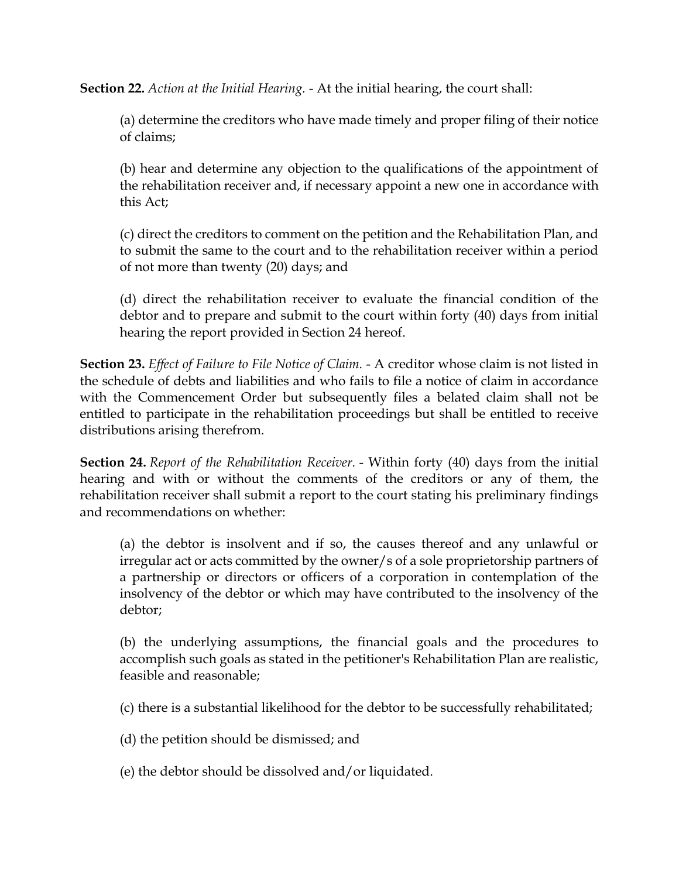**Section 22.** *Action at the Initial Hearing.* - At the initial hearing, the court shall:

(a) determine the creditors who have made timely and proper filing of their notice of claims;

(b) hear and determine any objection to the qualifications of the appointment of the rehabilitation receiver and, if necessary appoint a new one in accordance with this Act;

(c) direct the creditors to comment on the petition and the Rehabilitation Plan, and to submit the same to the court and to the rehabilitation receiver within a period of not more than twenty (20) days; and

(d) direct the rehabilitation receiver to evaluate the financial condition of the debtor and to prepare and submit to the court within forty (40) days from initial hearing the report provided in Section 24 hereof.

**Section 23.** *Effect of Failure to File Notice of Claim.* - A creditor whose claim is not listed in the schedule of debts and liabilities and who fails to file a notice of claim in accordance with the Commencement Order but subsequently files a belated claim shall not be entitled to participate in the rehabilitation proceedings but shall be entitled to receive distributions arising therefrom.

**Section 24.** *Report of the Rehabilitation Receiver.* - Within forty (40) days from the initial hearing and with or without the comments of the creditors or any of them, the rehabilitation receiver shall submit a report to the court stating his preliminary findings and recommendations on whether:

(a) the debtor is insolvent and if so, the causes thereof and any unlawful or irregular act or acts committed by the owner/s of a sole proprietorship partners of a partnership or directors or officers of a corporation in contemplation of the insolvency of the debtor or which may have contributed to the insolvency of the debtor;

(b) the underlying assumptions, the financial goals and the procedures to accomplish such goals as stated in the petitioner's Rehabilitation Plan are realistic, feasible and reasonable;

(c) there is a substantial likelihood for the debtor to be successfully rehabilitated;

(d) the petition should be dismissed; and

(e) the debtor should be dissolved and/or liquidated.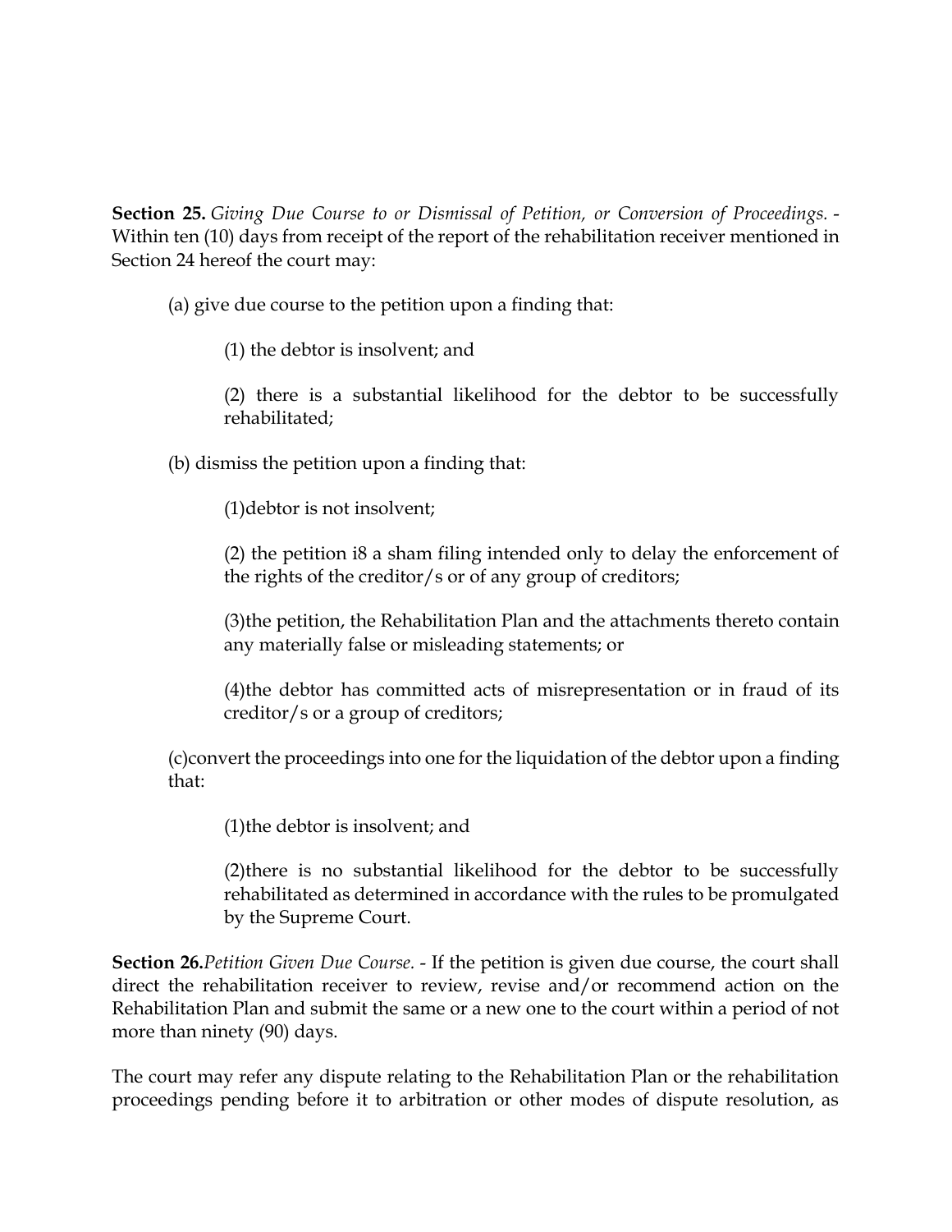**Section 25.** *Giving Due Course to or Dismissal of Petition, or Conversion of Proceedings.* - Within ten (10) days from receipt of the report of the rehabilitation receiver mentioned in Section 24 hereof the court may:

(a) give due course to the petition upon a finding that:

(1) the debtor is insolvent; and

(2) there is a substantial likelihood for the debtor to be successfully rehabilitated;

(b) dismiss the petition upon a finding that:

(1)debtor is not insolvent;

(2) the petition i8 a sham filing intended only to delay the enforcement of the rights of the creditor/s or of any group of creditors;

(3)the petition, the Rehabilitation Plan and the attachments thereto contain any materially false or misleading statements; or

(4)the debtor has committed acts of misrepresentation or in fraud of its creditor/s or a group of creditors;

(c)convert the proceedings into one for the liquidation of the debtor upon a finding that:

(1)the debtor is insolvent; and

(2)there is no substantial likelihood for the debtor to be successfully rehabilitated as determined in accordance with the rules to be promulgated by the Supreme Court.

**Section 26.***Petition Given Due Course.* - If the petition is given due course, the court shall direct the rehabilitation receiver to review, revise and/or recommend action on the Rehabilitation Plan and submit the same or a new one to the court within a period of not more than ninety (90) days.

The court may refer any dispute relating to the Rehabilitation Plan or the rehabilitation proceedings pending before it to arbitration or other modes of dispute resolution, as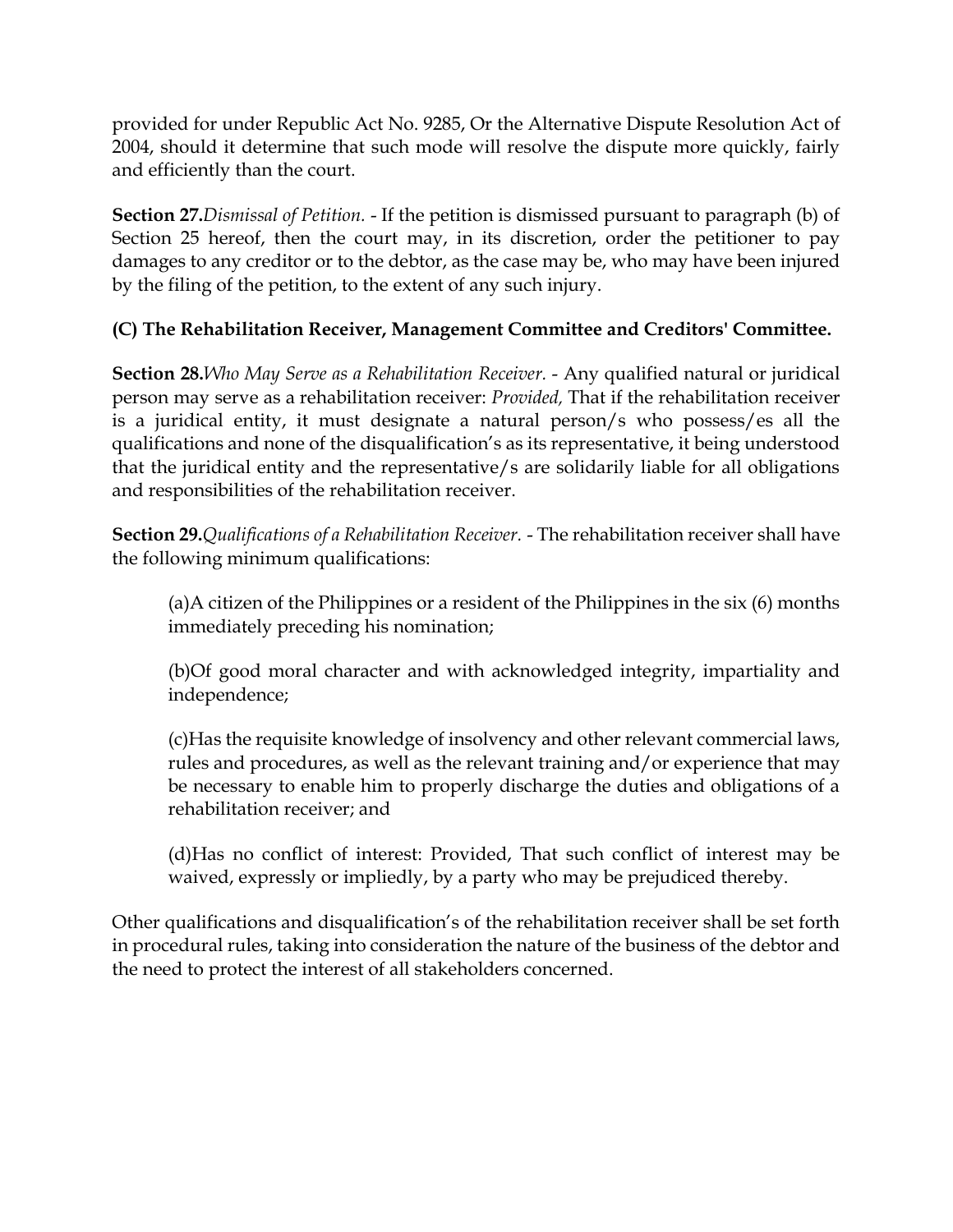provided for under Republic Act No. 9285, Or the Alternative Dispute Resolution Act of 2004, should it determine that such mode will resolve the dispute more quickly, fairly and efficiently than the court.

**Section 27.***Dismissal of Petition.* - If the petition is dismissed pursuant to paragraph (b) of Section 25 hereof, then the court may, in its discretion, order the petitioner to pay damages to any creditor or to the debtor, as the case may be, who may have been injured by the filing of the petition, to the extent of any such injury.

**(C) The Rehabilitation Receiver, Management Committee and Creditors' Committee.**

**Section 28.***Who May Serve as a Rehabilitation Receiver.* - Any qualified natural or juridical person may serve as a rehabilitation receiver: *Provided,* That if the rehabilitation receiver is a juridical entity, it must designate a natural person/s who possess/es all the qualifications and none of the disqualification's as its representative, it being understood that the juridical entity and the representative/s are solidarily liable for all obligations and responsibilities of the rehabilitation receiver.

**Section 29.***Qualifications of a Rehabilitation Receiver.* - The rehabilitation receiver shall have the following minimum qualifications:

> (a)A citizen of the Philippines or a resident of the Philippines in the six (6) months immediately preceding his nomination;
>
> (b)Of good moral character and with acknowledged integrity, impartiality and independence;
>
> (c)Has the requisite knowledge of insolvency and other relevant commercial laws, rules and procedures, as well as the relevant training and/or experience that may be necessary to enable him to properly discharge the duties and obligations of a rehabilitation receiver; and
>
> (d)Has no conflict of interest: Provided, That such conflict of interest may be waived, expressly or impliedly, by a party who may be prejudiced thereby.

Other qualifications and disqualification's of the rehabilitation receiver shall be set forth in procedural rules, taking into consideration the nature of the business of the debtor and the need to protect the interest of all stakeholders concerned.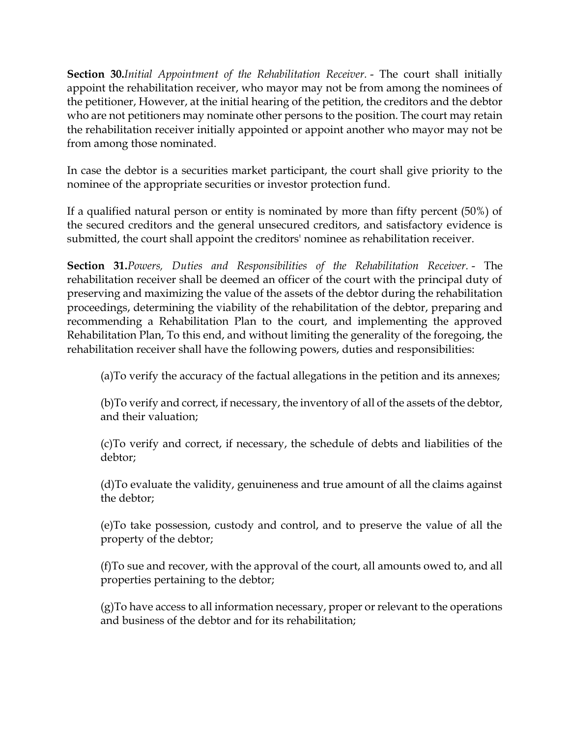**Section 30.***Initial Appointment of the Rehabilitation Receiver.* - The court shall initially appoint the rehabilitation receiver, who mayor may not be from among the nominees of the petitioner, However, at the initial hearing of the petition, the creditors and the debtor who are not petitioners may nominate other persons to the position. The court may retain the rehabilitation receiver initially appointed or appoint another who mayor may not be from among those nominated.

In case the debtor is a securities market participant, the court shall give priority to the nominee of the appropriate securities or investor protection fund.

If a qualified natural person or entity is nominated by more than fifty percent (50%) of the secured creditors and the general unsecured creditors, and satisfactory evidence is submitted, the court shall appoint the creditors' nominee as rehabilitation receiver.

**Section 31.***Powers, Duties and Responsibilities of the Rehabilitation Receiver.* - The rehabilitation receiver shall be deemed an officer of the court with the principal duty of preserving and maximizing the value of the assets of the debtor during the rehabilitation proceedings, determining the viability of the rehabilitation of the debtor, preparing and recommending a Rehabilitation Plan to the court, and implementing the approved Rehabilitation Plan, To this end, and without limiting the generality of the foregoing, the rehabilitation receiver shall have the following powers, duties and responsibilities:

(a)To verify the accuracy of the factual allegations in the petition and its annexes;

(b)To verify and correct, if necessary, the inventory of all of the assets of the debtor, and their valuation;

(c)To verify and correct, if necessary, the schedule of debts and liabilities of the debtor;

(d)To evaluate the validity, genuineness and true amount of all the claims against the debtor;

(e)To take possession, custody and control, and to preserve the value of all the property of the debtor;

(f)To sue and recover, with the approval of the court, all amounts owed to, and all properties pertaining to the debtor;

(g)To have access to all information necessary, proper or relevant to the operations and business of the debtor and for its rehabilitation;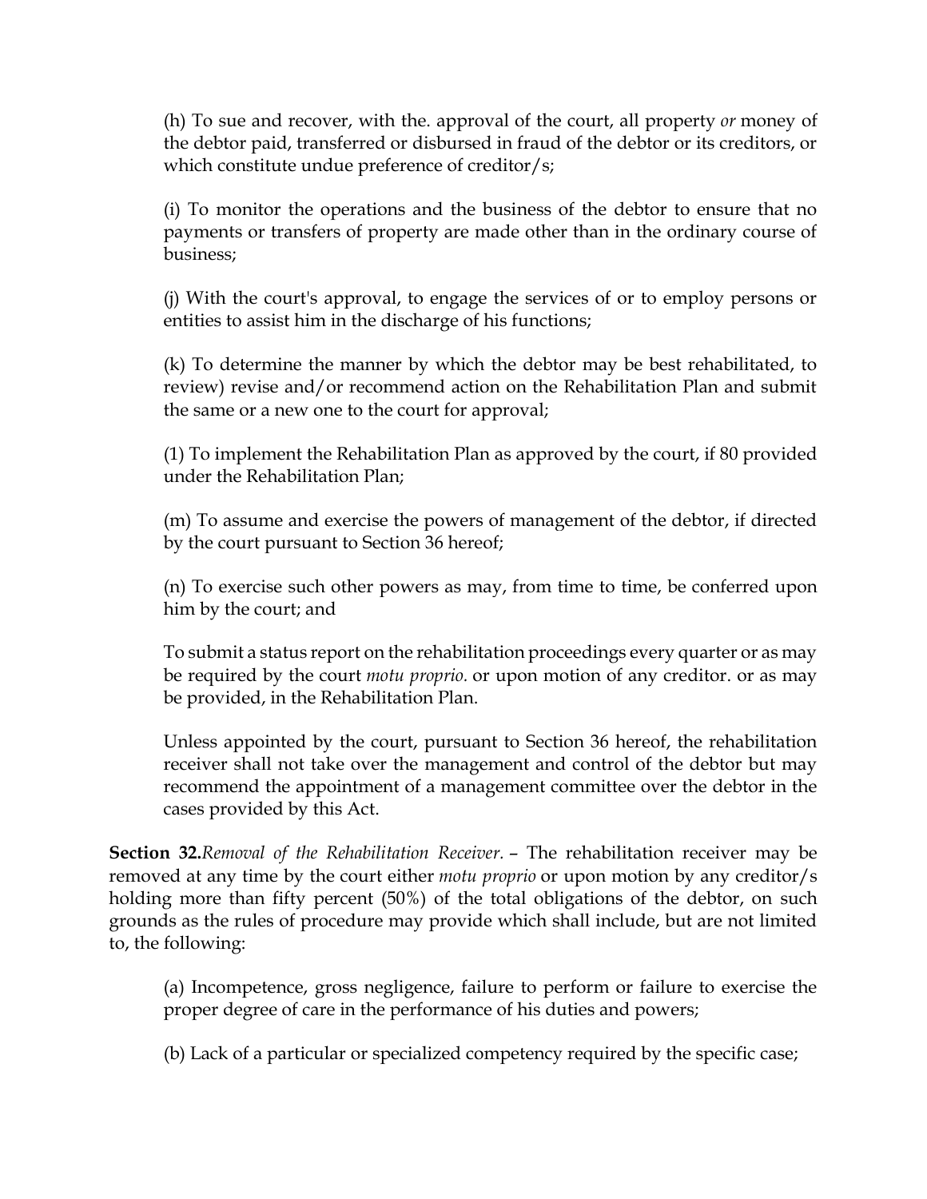(h) To sue and recover, with the. approval of the court, all property *or* money of the debtor paid, transferred or disbursed in fraud of the debtor or its creditors, or which constitute undue preference of creditor/s;

(i) To monitor the operations and the business of the debtor to ensure that no payments or transfers of property are made other than in the ordinary course of business;

(j) With the court's approval, to engage the services of or to employ persons or entities to assist him in the discharge of his functions;

(k) To determine the manner by which the debtor may be best rehabilitated, to review) revise and/or recommend action on the Rehabilitation Plan and submit the same or a new one to the court for approval;

(1) To implement the Rehabilitation Plan as approved by the court, if 80 provided under the Rehabilitation Plan;

(m) To assume and exercise the powers of management of the debtor, if directed by the court pursuant to Section 36 hereof;

(n) To exercise such other powers as may, from time to time, be conferred upon him by the court; and

To submit a status report on the rehabilitation proceedings every quarter or as may be required by the court *motu proprio.* or upon motion of any creditor. or as may be provided, in the Rehabilitation Plan.

Unless appointed by the court, pursuant to Section 36 hereof, the rehabilitation receiver shall not take over the management and control of the debtor but may recommend the appointment of a management committee over the debtor in the cases provided by this Act.

**Section 32.***Removal of the Rehabilitation Receiver.* – The rehabilitation receiver may be removed at any time by the court either *motu proprio* or upon motion by any creditor/s holding more than fifty percent (50%) of the total obligations of the debtor, on such grounds as the rules of procedure may provide which shall include, but are not limited to, the following:

(a) Incompetence, gross negligence, failure to perform or failure to exercise the proper degree of care in the performance of his duties and powers;

(b) Lack of a particular or specialized competency required by the specific case;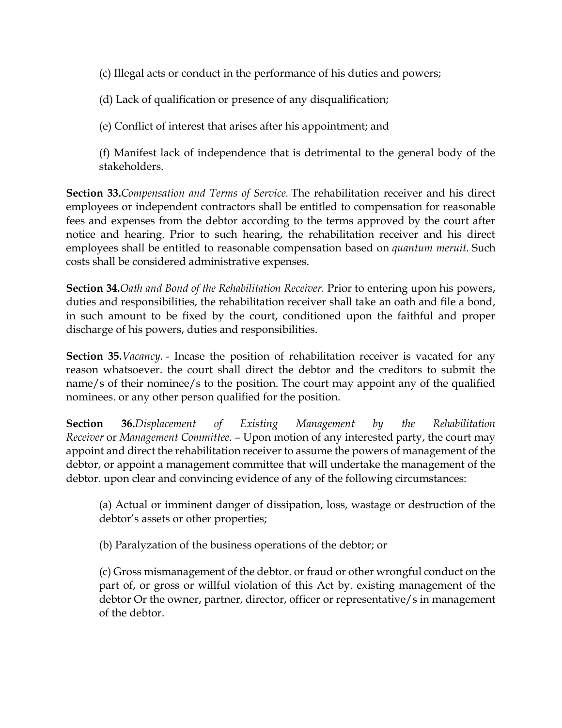(c) Illegal acts or conduct in the performance of his duties and powers;

(d) Lack of qualification or presence of any disqualification;

(e) Conflict of interest that arises after his appointment; and

(f) Manifest lack of independence that is detrimental to the general body of the stakeholders.

**Section 33.***Compensation and Terms of Service.* The rehabilitation receiver and his direct employees or independent contractors shall be entitled to compensation for reasonable fees and expenses from the debtor according to the terms approved by the court after notice and hearing. Prior to such hearing, the rehabilitation receiver and his direct employees shall be entitled to reasonable compensation based on *quantum meruit.* Such costs shall be considered administrative expenses.

**Section 34.***Oath and Bond of the Rehabilitation Receiver.* Prior to entering upon his powers, duties and responsibilities, the rehabilitation receiver shall take an oath and file a bond, in such amount to be fixed by the court, conditioned upon the faithful and proper discharge of his powers, duties and responsibilities.

**Section 35.***Vacancy.* - Incase the position of rehabilitation receiver is vacated for any reason whatsoever. the court shall direct the debtor and the creditors to submit the name/s of their nominee/s to the position. The court may appoint any of the qualified nominees. or any other person qualified for the position.

**Section 36.***Displacement of Existing Management by the Rehabilitation Receiver* or *Management Committee.* – Upon motion of any interested party, the court may appoint and direct the rehabilitation receiver to assume the powers of management of the debtor, or appoint a management committee that will undertake the management of the debtor. upon clear and convincing evidence of any of the following circumstances:

(a) Actual or imminent danger of dissipation, loss, wastage or destruction of the debtor's assets or other properties;

(b) Paralyzation of the business operations of the debtor; or

(c) Gross mismanagement of the debtor. or fraud or other wrongful conduct on the part of, or gross or willful violation of this Act by. existing management of the debtor Or the owner, partner, director, officer or representative/s in management of the debtor.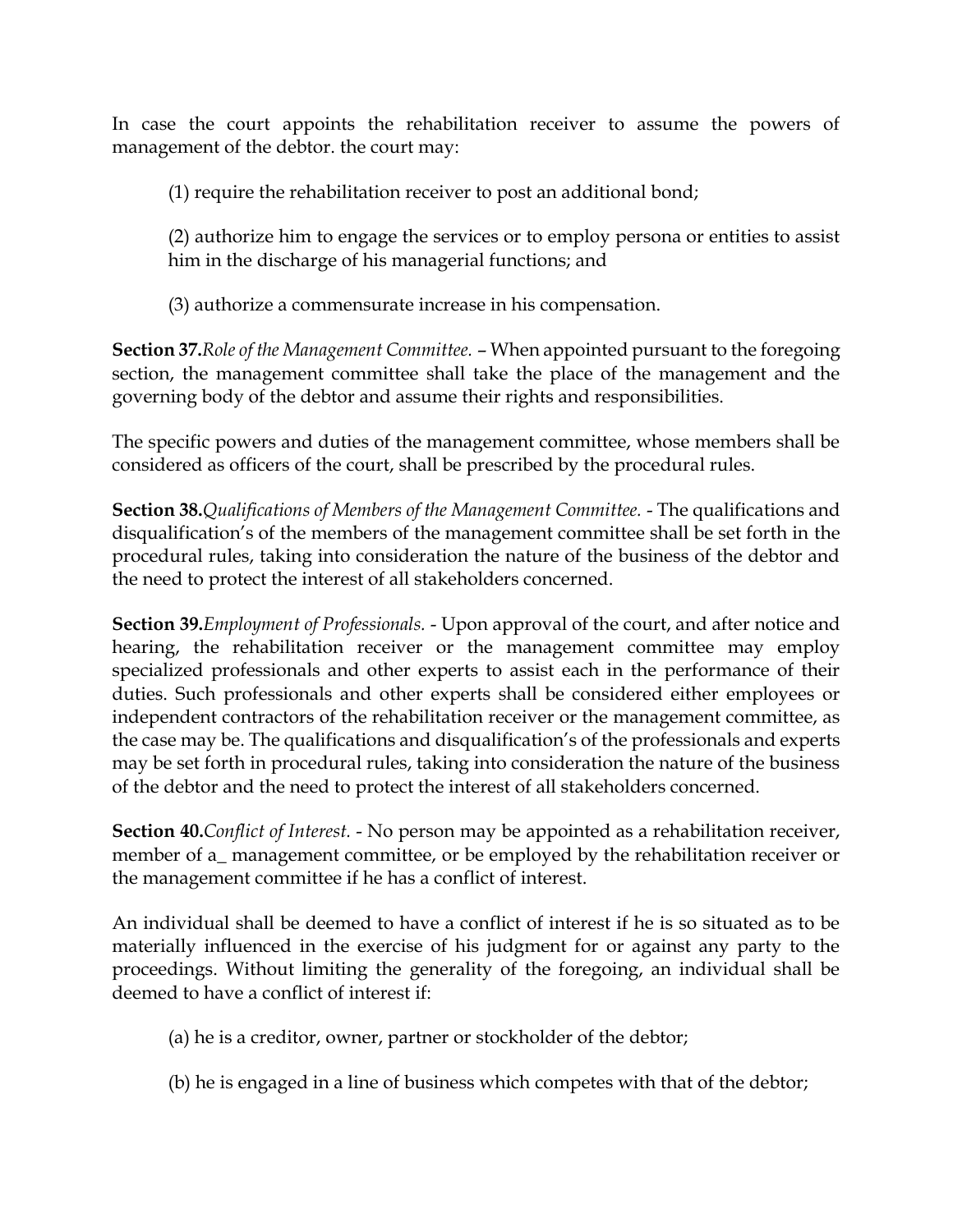In case the court appoints the rehabilitation receiver to assume the powers of management of the debtor. the court may:

(1) require the rehabilitation receiver to post an additional bond;

(2) authorize him to engage the services or to employ persona or entities to assist him in the discharge of his managerial functions; and

(3) authorize a commensurate increase in his compensation.

**Section 37.***Role of the Management Committee.* – When appointed pursuant to the foregoing section, the management committee shall take the place of the management and the governing body of the debtor and assume their rights and responsibilities.

The specific powers and duties of the management committee, whose members shall be considered as officers of the court, shall be prescribed by the procedural rules.

**Section 38.***Qualifications of Members of the Management Committee.* - The qualifications and disqualification's of the members of the management committee shall be set forth in the procedural rules, taking into consideration the nature of the business of the debtor and the need to protect the interest of all stakeholders concerned.

**Section 39.***Employment of Professionals.* - Upon approval of the court, and after notice and hearing, the rehabilitation receiver or the management committee may employ specialized professionals and other experts to assist each in the performance of their duties. Such professionals and other experts shall be considered either employees or independent contractors of the rehabilitation receiver or the management committee, as the case may be. The qualifications and disqualification's of the professionals and experts may be set forth in procedural rules, taking into consideration the nature of the business of the debtor and the need to protect the interest of all stakeholders concerned.

**Section 40.***Conflict of Interest.* - No person may be appointed as a rehabilitation receiver, member of a_ management committee, or be employed by the rehabilitation receiver or the management committee if he has a conflict of interest.

An individual shall be deemed to have a conflict of interest if he is so situated as to be materially influenced in the exercise of his judgment for or against any party to the proceedings. Without limiting the generality of the foregoing, an individual shall be deemed to have a conflict of interest if:

(a) he is a creditor, owner, partner or stockholder of the debtor;

(b) he is engaged in a line of business which competes with that of the debtor;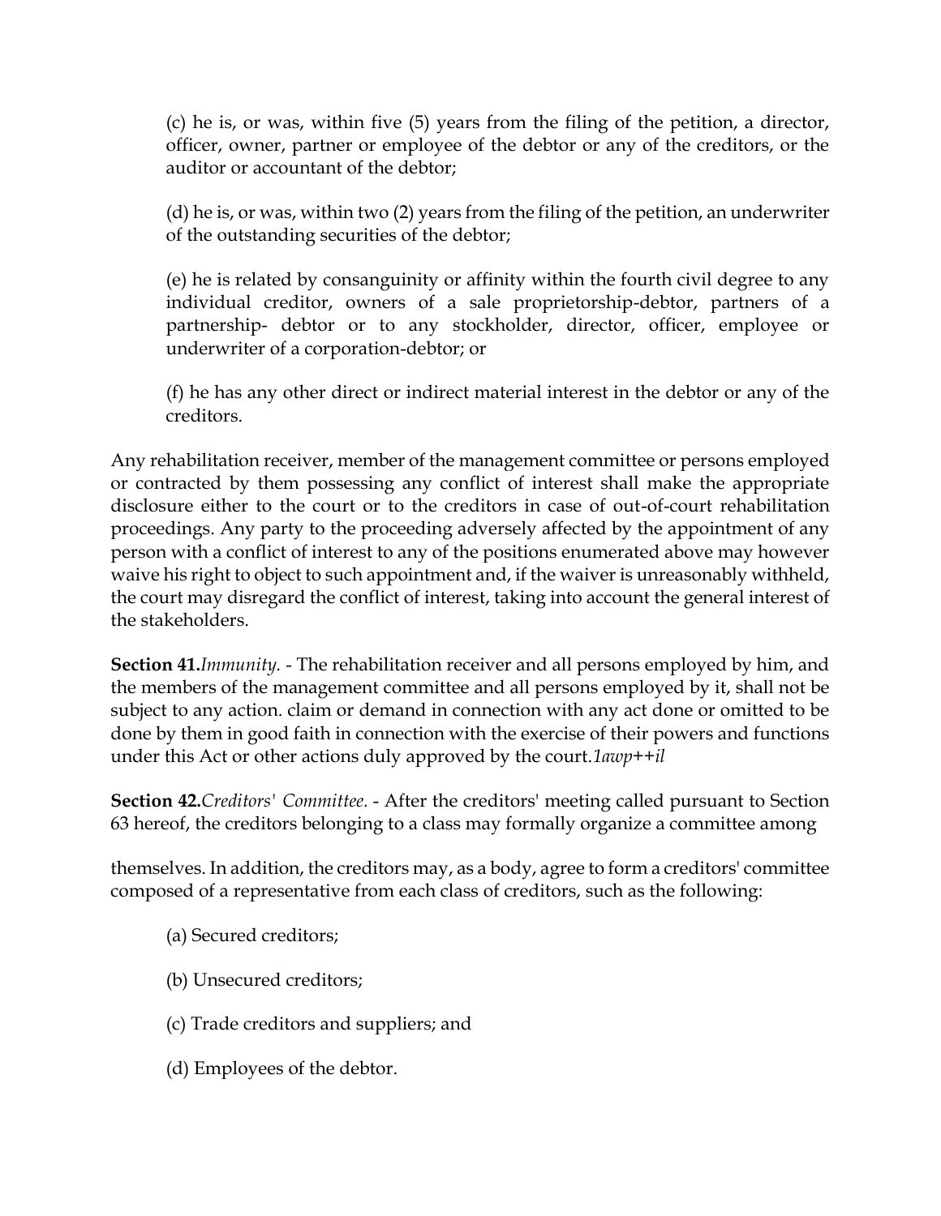(c) he is, or was, within five (5) years from the filing of the petition, a director, officer, owner, partner or employee of the debtor or any of the creditors, or the auditor or accountant of the debtor;

(d) he is, or was, within two (2) years from the filing of the petition, an underwriter of the outstanding securities of the debtor;

(e) he is related by consanguinity or affinity within the fourth civil degree to any individual creditor, owners of a sale proprietorship-debtor, partners of a partnership- debtor or to any stockholder, director, officer, employee or underwriter of a corporation-debtor; or

(f) he has any other direct or indirect material interest in the debtor or any of the creditors.

Any rehabilitation receiver, member of the management committee or persons employed or contracted by them possessing any conflict of interest shall make the appropriate disclosure either to the court or to the creditors in case of out-of-court rehabilitation proceedings. Any party to the proceeding adversely affected by the appointment of any person with a conflict of interest to any of the positions enumerated above may however waive his right to object to such appointment and, if the waiver is unreasonably withheld, the court may disregard the conflict of interest, taking into account the general interest of the stakeholders.

**Section 41.***Immunity.* - The rehabilitation receiver and all persons employed by him, and the members of the management committee and all persons employed by it, shall not be subject to any action. claim or demand in connection with any act done or omitted to be done by them in good faith in connection with the exercise of their powers and functions under this Act or other actions duly approved by the court.*1awp++il*

**Section 42.***Creditors' Committee.* - After the creditors' meeting called pursuant to Section 63 hereof, the creditors belonging to a class may formally organize a committee among themselves. In addition, the creditors may, as a body, agree to form a creditors' committee composed of a representative from each class of creditors, such as the following:

(a) Secured creditors;

(b) Unsecured creditors;

(c) Trade creditors and suppliers; and

(d) Employees of the debtor.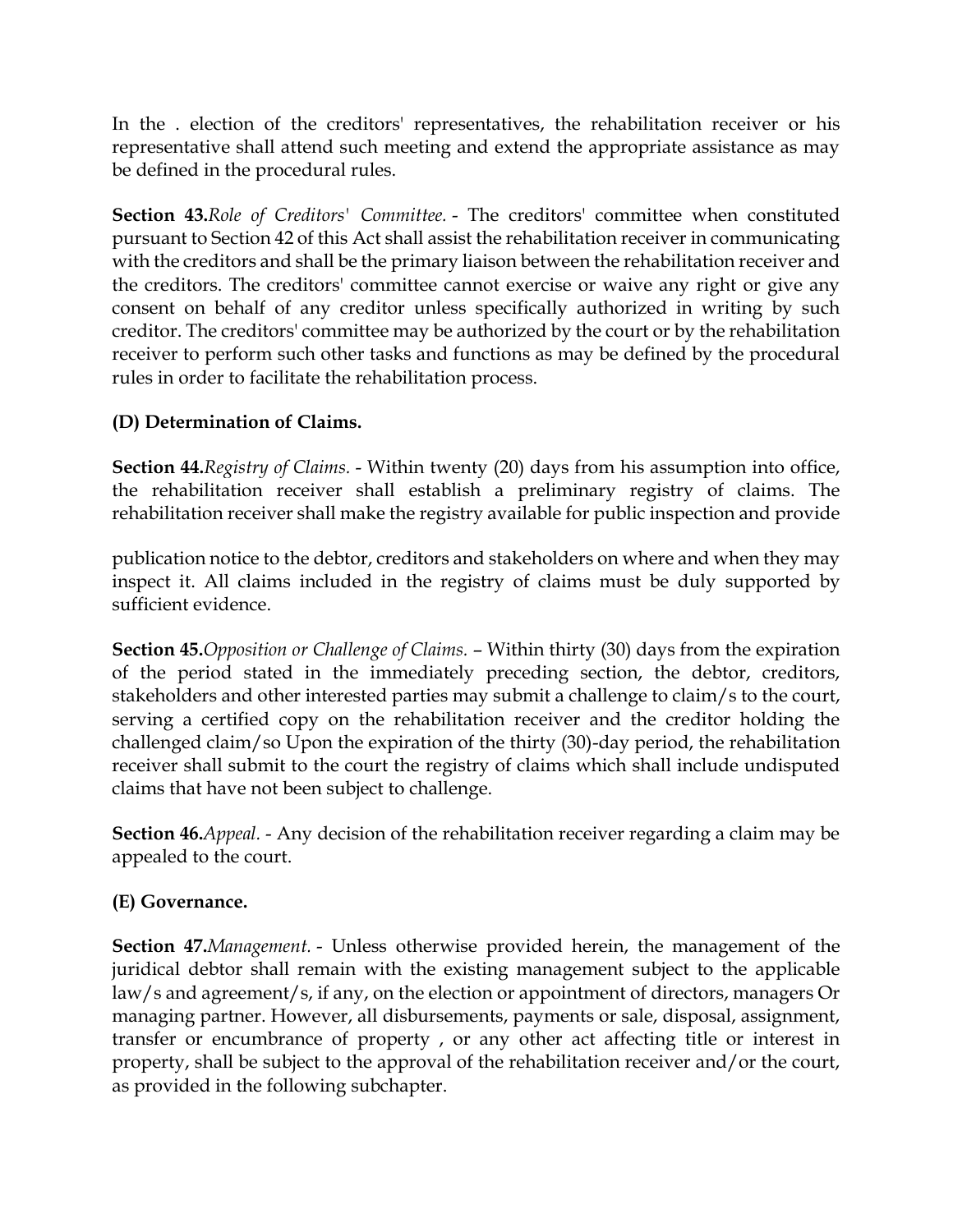In the . election of the creditors' representatives, the rehabilitation receiver or his representative shall attend such meeting and extend the appropriate assistance as may be defined in the procedural rules.

**Section 43.***Role of Creditors' Committee.* - The creditors' committee when constituted pursuant to Section 42 of this Act shall assist the rehabilitation receiver in communicating with the creditors and shall be the primary liaison between the rehabilitation receiver and the creditors. The creditors' committee cannot exercise or waive any right or give any consent on behalf of any creditor unless specifically authorized in writing by such creditor. The creditors' committee may be authorized by the court or by the rehabilitation receiver to perform such other tasks and functions as may be defined by the procedural rules in order to facilitate the rehabilitation process.

**(D) Determination of Claims.**

**Section 44.***Registry of Claims.* - Within twenty (20) days from his assumption into office, the rehabilitation receiver shall establish a preliminary registry of claims. The rehabilitation receiver shall make the registry available for public inspection and provide

publication notice to the debtor, creditors and stakeholders on where and when they may inspect it. All claims included in the registry of claims must be duly supported by sufficient evidence.

**Section 45.***Opposition or Challenge of Claims.* – Within thirty (30) days from the expiration of the period stated in the immediately preceding section, the debtor, creditors, stakeholders and other interested parties may submit a challenge to claim/s to the court, serving a certified copy on the rehabilitation receiver and the creditor holding the challenged claim/so Upon the expiration of the thirty (30)-day period, the rehabilitation receiver shall submit to the court the registry of claims which shall include undisputed claims that have not been subject to challenge.

**Section 46.***Appeal.* - Any decision of the rehabilitation receiver regarding a claim may be appealed to the court.

**(E) Governance.**

**Section 47.***Management.* - Unless otherwise provided herein, the management of the juridical debtor shall remain with the existing management subject to the applicable law/s and agreement/s, if any, on the election or appointment of directors, managers Or managing partner. However, all disbursements, payments or sale, disposal, assignment, transfer or encumbrance of property , or any other act affecting title or interest in property, shall be subject to the approval of the rehabilitation receiver and/or the court, as provided in the following subchapter.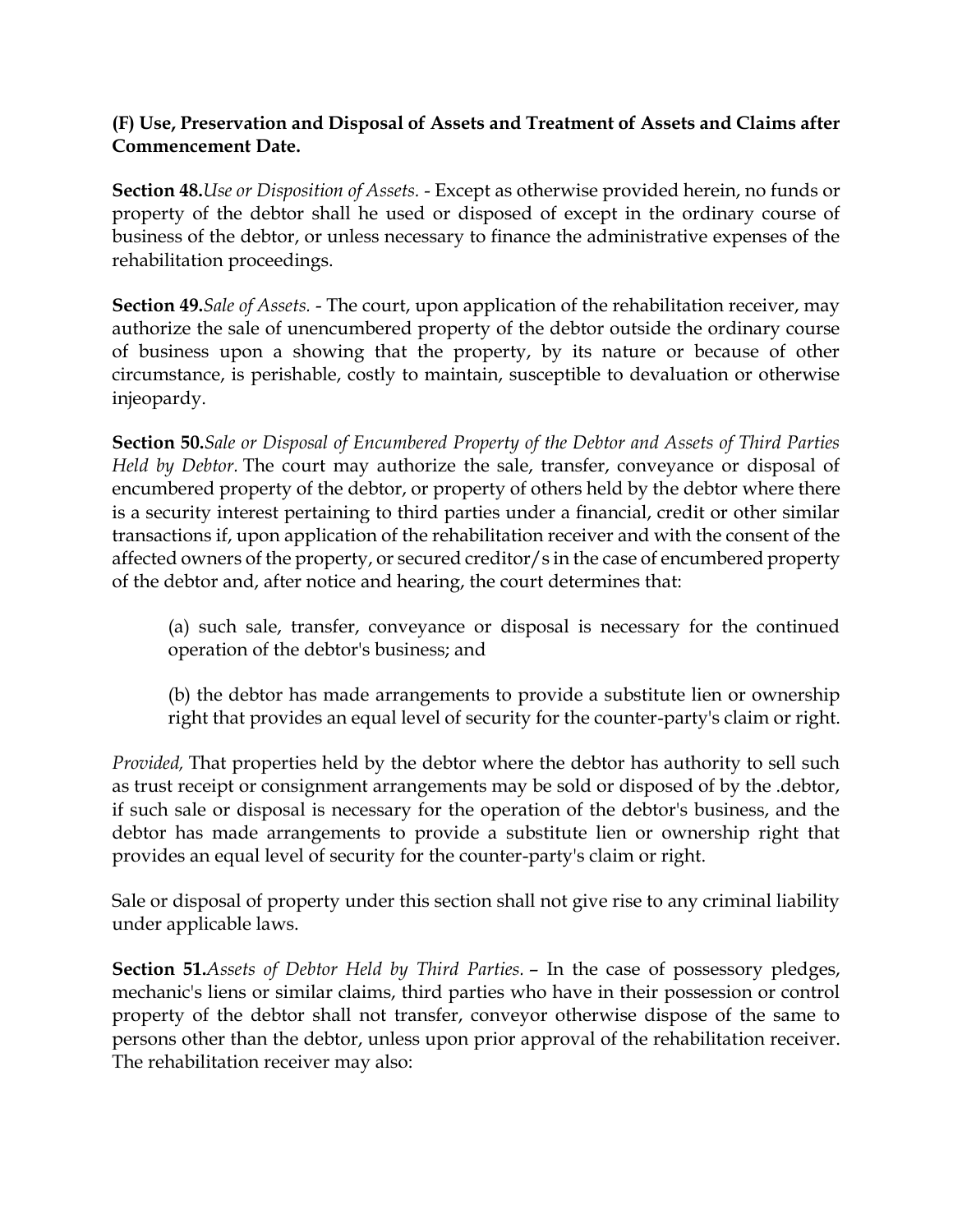**(F) Use, Preservation and Disposal of Assets and Treatment of Assets and Claims after Commencement Date.**

**Section 48.**_Use or Disposition of Assets._ - Except as otherwise provided herein, no funds or property of the debtor shall he used or disposed of except in the ordinary course of business of the debtor, or unless necessary to finance the administrative expenses of the rehabilitation proceedings.

**Section 49.**_Sale of Assets._ - The court, upon application of the rehabilitation receiver, may authorize the sale of unencumbered property of the debtor outside the ordinary course of business upon a showing that the property, by its nature or because of other circumstance, is perishable, costly to maintain, susceptible to devaluation or otherwise injeopardy.

**Section 50.**_Sale or Disposal of Encumbered Property of the Debtor and Assets of Third Parties Held by Debtor._ The court may authorize the sale, transfer, conveyance or disposal of encumbered property of the debtor, or property of others held by the debtor where there is a security interest pertaining to third parties under a financial, credit or other similar transactions if, upon application of the rehabilitation receiver and with the consent of the affected owners of the property, or secured creditor/s in the case of encumbered property of the debtor and, after notice and hearing, the court determines that:

(a) such sale, transfer, conveyance or disposal is necessary for the continued operation of the debtor's business; and

(b) the debtor has made arrangements to provide a substitute lien or ownership right that provides an equal level of security for the counter-party's claim or right.

_Provided,_ That properties held by the debtor where the debtor has authority to sell such as trust receipt or consignment arrangements may be sold or disposed of by the .debtor, if such sale or disposal is necessary for the operation of the debtor's business, and the debtor has made arrangements to provide a substitute lien or ownership right that provides an equal level of security for the counter-party's claim or right.

Sale or disposal of property under this section shall not give rise to any criminal liability under applicable laws.

**Section 51.**_Assets of Debtor Held by Third Parties._ – In the case of possessory pledges, mechanic's liens or similar claims, third parties who have in their possession or control property of the debtor shall not transfer, conveyor otherwise dispose of the same to persons other than the debtor, unless upon prior approval of the rehabilitation receiver. The rehabilitation receiver may also: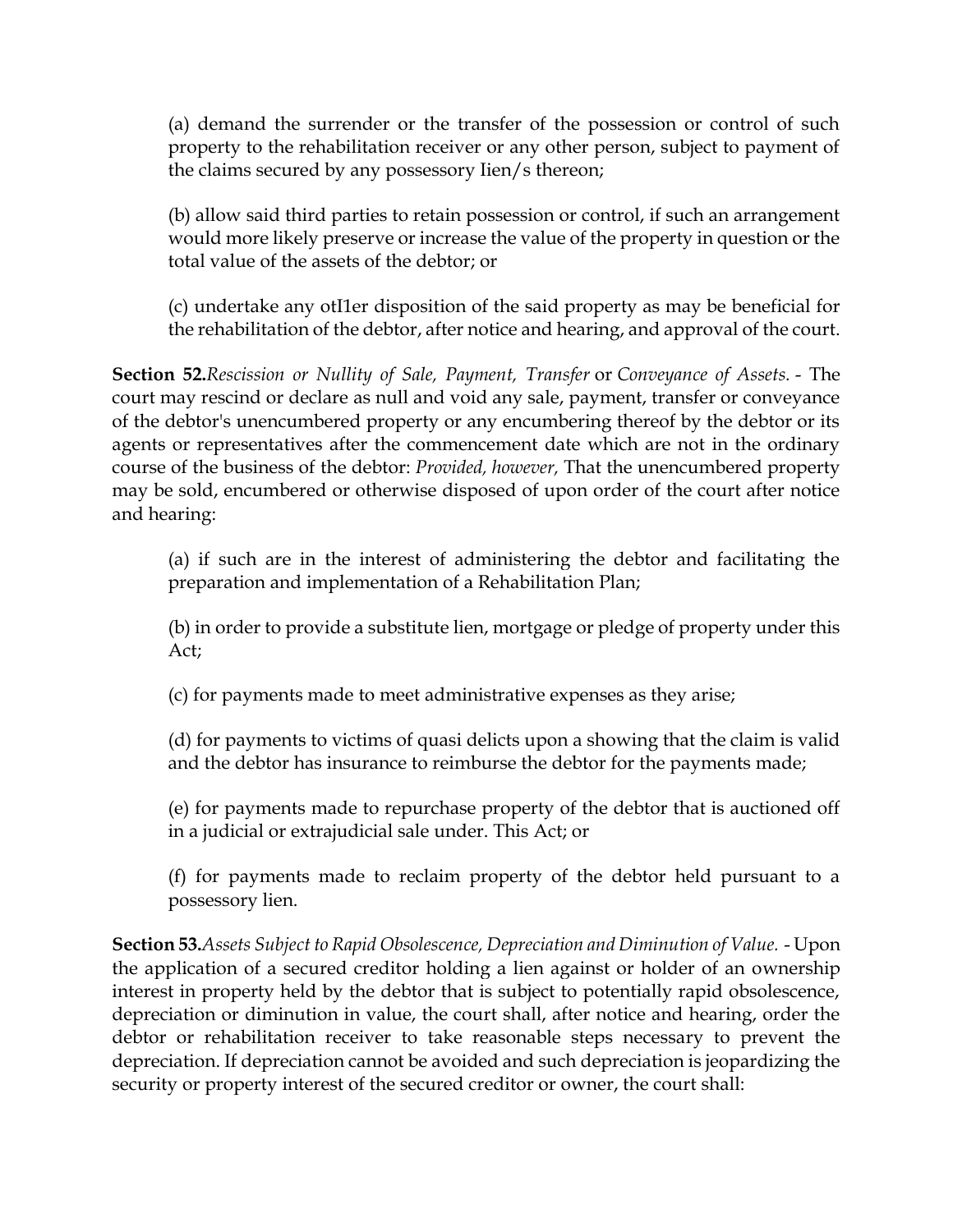(a) demand the surrender or the transfer of the possession or control of such property to the rehabilitation receiver or any other person, subject to payment of the claims secured by any possessory Iien/s thereon;

(b) allow said third parties to retain possession or control, if such an arrangement would more likely preserve or increase the value of the property in question or the total value of the assets of the debtor; or

(c) undertake any otI1er disposition of the said property as may be beneficial for the rehabilitation of the debtor, after notice and hearing, and approval of the court.

**Section 52.** *Rescission or Nullity of Sale, Payment, Transfer* or *Conveyance of Assets.* - The court may rescind or declare as null and void any sale, payment, transfer or conveyance of the debtor's unencumbered property or any encumbering thereof by the debtor or its agents or representatives after the commencement date which are not in the ordinary course of the business of the debtor: *Provided, however,* That the unencumbered property may be sold, encumbered or otherwise disposed of upon order of the court after notice and hearing:

(a) if such are in the interest of administering the debtor and facilitating the preparation and implementation of a Rehabilitation Plan;

(b) in order to provide a substitute lien, mortgage or pledge of property under this Act;

(c) for payments made to meet administrative expenses as they arise;

(d) for payments to victims of quasi delicts upon a showing that the claim is valid and the debtor has insurance to reimburse the debtor for the payments made;

(e) for payments made to repurchase property of the debtor that is auctioned off in a judicial or extrajudicial sale under. This Act; or

(f) for payments made to reclaim property of the debtor held pursuant to a possessory lien.

**Section 53.** *Assets Subject to Rapid Obsolescence, Depreciation and Diminution of Value.* - Upon the application of a secured creditor holding a lien against or holder of an ownership interest in property held by the debtor that is subject to potentially rapid obsolescence, depreciation or diminution in value, the court shall, after notice and hearing, order the debtor or rehabilitation receiver to take reasonable steps necessary to prevent the depreciation. If depreciation cannot be avoided and such depreciation is jeopardizing the security or property interest of the secured creditor or owner, the court shall: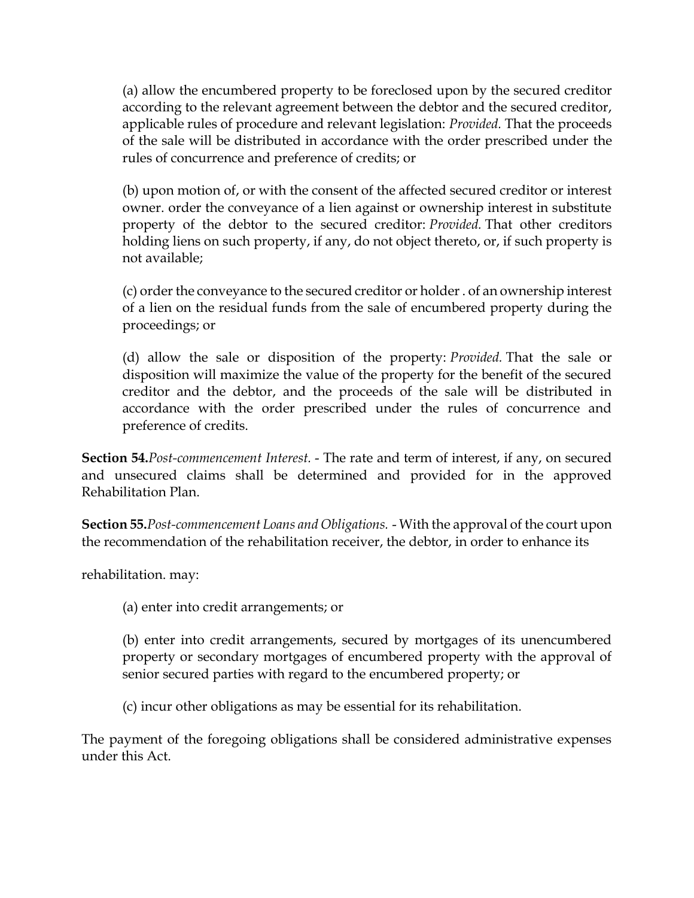(a) allow the encumbered property to be foreclosed upon by the secured creditor according to the relevant agreement between the debtor and the secured creditor, applicable rules of procedure and relevant legislation: *Provided.* That the proceeds of the sale will be distributed in accordance with the order prescribed under the rules of concurrence and preference of credits; or

(b) upon motion of, or with the consent of the affected secured creditor or interest owner. order the conveyance of a lien against or ownership interest in substitute property of the debtor to the secured creditor: *Provided.* That other creditors holding liens on such property, if any, do not object thereto, or, if such property is not available;

(c) order the conveyance to the secured creditor or holder . of an ownership interest of a lien on the residual funds from the sale of encumbered property during the proceedings; or

(d) allow the sale or disposition of the property: *Provided.* That the sale or disposition will maximize the value of the property for the benefit of the secured creditor and the debtor, and the proceeds of the sale will be distributed in accordance with the order prescribed under the rules of concurrence and preference of credits.

**Section 54.***Post-commencement Interest.* - The rate and term of interest, if any, on secured and unsecured claims shall be determined and provided for in the approved Rehabilitation Plan.

**Section 55.***Post-commencement Loans and Obligations.* - With the approval of the court upon the recommendation of the rehabilitation receiver, the debtor, in order to enhance its

rehabilitation. may:

(a) enter into credit arrangements; or

(b) enter into credit arrangements, secured by mortgages of its unencumbered property or secondary mortgages of encumbered property with the approval of senior secured parties with regard to the encumbered property; or

(c) incur other obligations as may be essential for its rehabilitation.

The payment of the foregoing obligations shall be considered administrative expenses under this Act.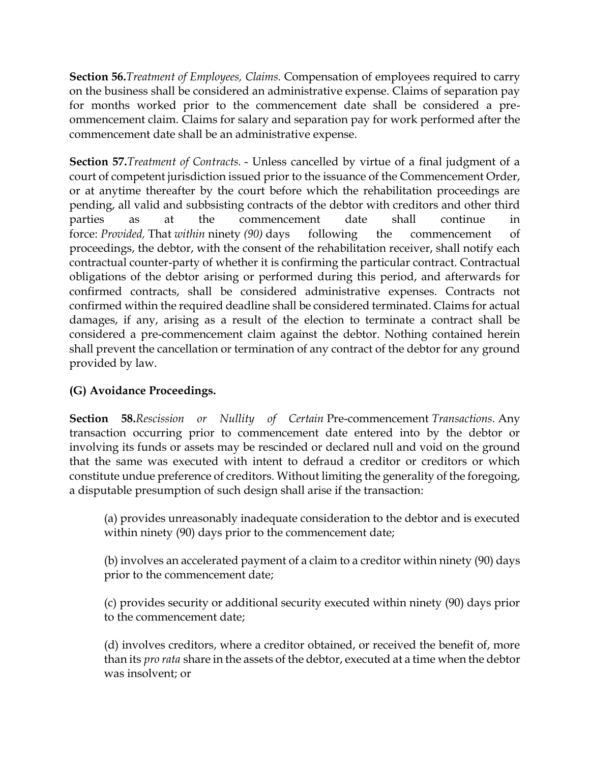**Section 56.** *Treatment of Employees, Claims.* Compensation of employees required to carry on the business shall be considered an administrative expense. Claims of separation pay for months worked prior to the commencement date shall be considered a pre-ommencement claim. Claims for salary and separation pay for work performed after the commencement date shall be an administrative expense.

**Section 57.** *Treatment of Contracts.* - Unless cancelled by virtue of a final judgment of a court of competent jurisdiction issued prior to the issuance of the Commencement Order, or at anytime thereafter by the court before which the rehabilitation proceedings are pending, all valid and subbsisting contracts of the debtor with creditors and other third parties as at the commencement date shall continue in force: *Provided,* That *within* ninety *(90)* days following the commencement of proceedings, the debtor, with the consent of the rehabilitation receiver, shall notify each contractual counter-party of whether it is confirming the particular contract. Contractual obligations of the debtor arising or performed during this period, and afterwards for confirmed contracts, shall be considered administrative expenses. Contracts not confirmed within the required deadline shall be considered terminated. Claims for actual damages, if any, arising as a result of the election to terminate a contract shall be considered a pre-commencement claim against the debtor. Nothing contained herein shall prevent the cancellation or termination of any contract of the debtor for any ground provided by law.

**(G) Avoidance Proceedings.**

**Section 58.** *Rescission or Nullity of Certain* Pre-commencement *Transactions.* Any transaction occurring prior to commencement date entered into by the debtor or involving its funds or assets may be rescinded or declared null and void on the ground that the same was executed with intent to defraud a creditor or creditors or which constitute undue preference of creditors. Without limiting the generality of the foregoing, a disputable presumption of such design shall arise if the transaction:

(a) provides unreasonably inadequate consideration to the debtor and is executed within ninety (90) days prior to the commencement date;

(b) involves an accelerated payment of a claim to a creditor within ninety (90) days prior to the commencement date;

(c) provides security or additional security executed within ninety (90) days prior to the commencement date;

(d) involves creditors, where a creditor obtained, or received the benefit of, more than its *pro rata* share in the assets of the debtor, executed at a time when the debtor was insolvent; or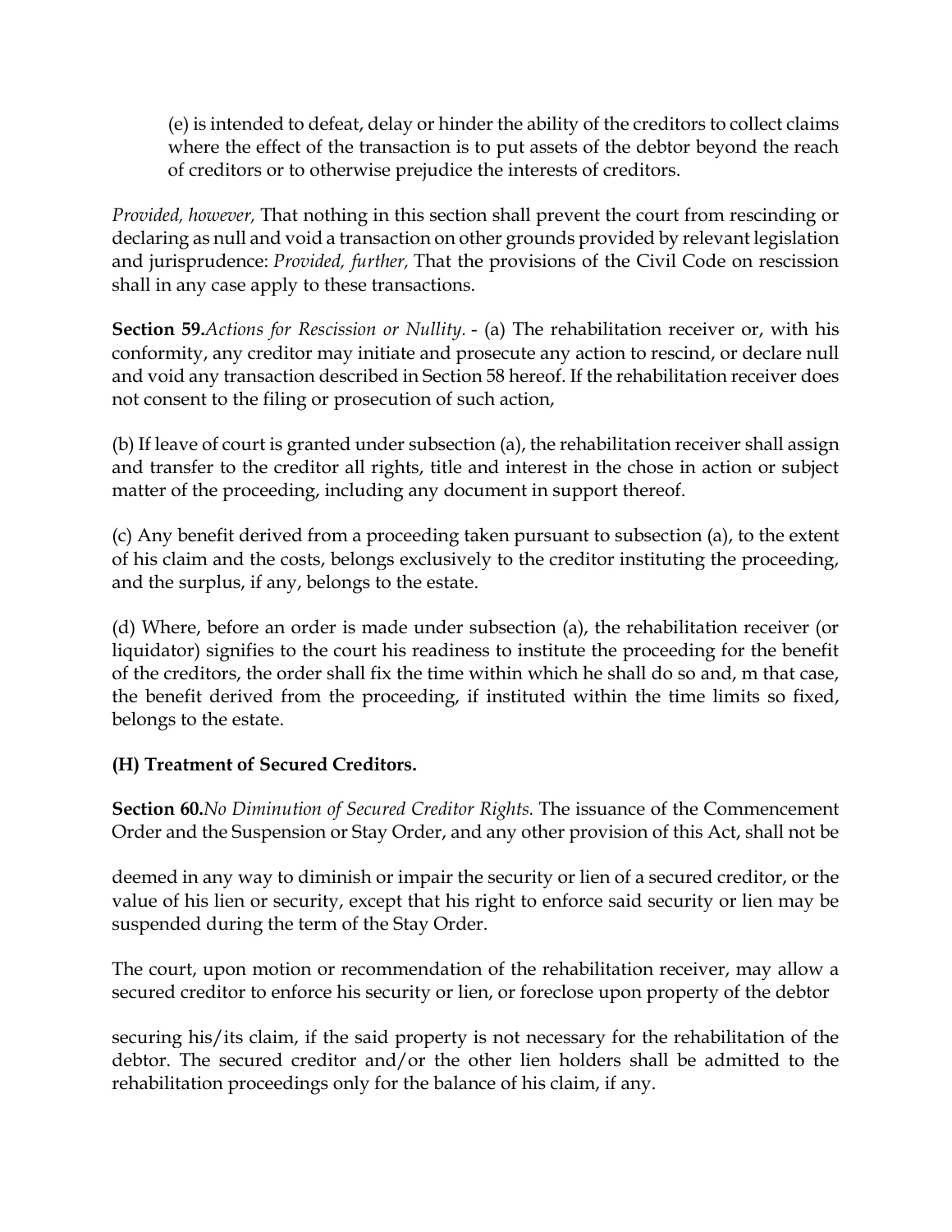(e) is intended to defeat, delay or hinder the ability of the creditors to collect claims where the effect of the transaction is to put assets of the debtor beyond the reach of creditors or to otherwise prejudice the interests of creditors.

*Provided, however,* That nothing in this section shall prevent the court from rescinding or declaring as null and void a transaction on other grounds provided by relevant legislation and jurisprudence: *Provided, further,* That the provisions of the Civil Code on rescission shall in any case apply to these transactions.

**Section 59.** *Actions for Rescission or Nullity.* - (a) The rehabilitation receiver or, with his conformity, any creditor may initiate and prosecute any action to rescind, or declare null and void any transaction described in Section 58 hereof. If the rehabilitation receiver does not consent to the filing or prosecution of such action,

(b) If leave of court is granted under subsection (a), the rehabilitation receiver shall assign and transfer to the creditor all rights, title and interest in the chose in action or subject matter of the proceeding, including any document in support thereof.

(c) Any benefit derived from a proceeding taken pursuant to subsection (a), to the extent of his claim and the costs, belongs exclusively to the creditor instituting the proceeding, and the surplus, if any, belongs to the estate.

(d) Where, before an order is made under subsection (a), the rehabilitation receiver (or liquidator) signifies to the court his readiness to institute the proceeding for the benefit of the creditors, the order shall fix the time within which he shall do so and, m that case, the benefit derived from the proceeding, if instituted within the time limits so fixed, belongs to the estate.

**(H) Treatment of Secured Creditors.**

**Section 60.** *No Diminution of Secured Creditor Rights.* The issuance of the Commencement Order and the Suspension or Stay Order, and any other provision of this Act, shall not be deemed in any way to diminish or impair the security or lien of a secured creditor, or the value of his lien or security, except that his right to enforce said security or lien may be suspended during the term of the Stay Order.

The court, upon motion or recommendation of the rehabilitation receiver, may allow a secured creditor to enforce his security or lien, or foreclose upon property of the debtor securing his/its claim, if the said property is not necessary for the rehabilitation of the debtor. The secured creditor and/or the other lien holders shall be admitted to the rehabilitation proceedings only for the balance of his claim, if any.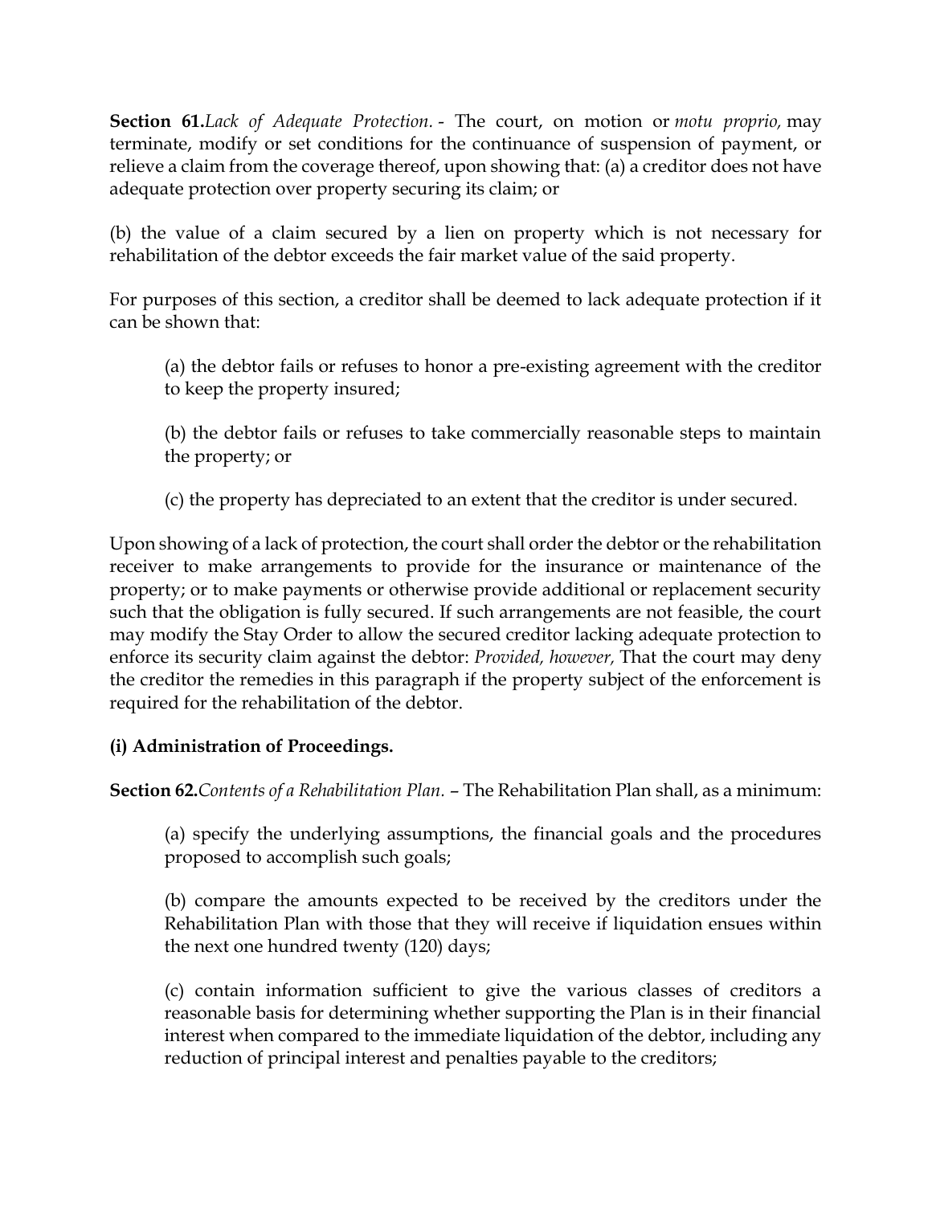**Section 61.** *Lack of Adequate Protection.* - The court, on motion or *motu proprio,* may terminate, modify or set conditions for the continuance of suspension of payment, or relieve a claim from the coverage thereof, upon showing that: (a) a creditor does not have adequate protection over property securing its claim; or

(b) the value of a claim secured by a lien on property which is not necessary for rehabilitation of the debtor exceeds the fair market value of the said property.

For purposes of this section, a creditor shall be deemed to lack adequate protection if it can be shown that:

> (a) the debtor fails or refuses to honor a pre-existing agreement with the creditor to keep the property insured;
>
> (b) the debtor fails or refuses to take commercially reasonable steps to maintain the property; or
>
> (c) the property has depreciated to an extent that the creditor is under secured.

Upon showing of a lack of protection, the court shall order the debtor or the rehabilitation receiver to make arrangements to provide for the insurance or maintenance of the property; or to make payments or otherwise provide additional or replacement security such that the obligation is fully secured. If such arrangements are not feasible, the court may modify the Stay Order to allow the secured creditor lacking adequate protection to enforce its security claim against the debtor: *Provided, however,* That the court may deny the creditor the remedies in this paragraph if the property subject of the enforcement is required for the rehabilitation of the debtor.

**(i) Administration of Proceedings.**

**Section 62.** *Contents of a Rehabilitation Plan.* – The Rehabilitation Plan shall, as a minimum:

> (a) specify the underlying assumptions, the financial goals and the procedures proposed to accomplish such goals;
>
> (b) compare the amounts expected to be received by the creditors under the Rehabilitation Plan with those that they will receive if liquidation ensues within the next one hundred twenty (120) days;
>
> (c) contain information sufficient to give the various classes of creditors a reasonable basis for determining whether supporting the Plan is in their financial interest when compared to the immediate liquidation of the debtor, including any reduction of principal interest and penalties payable to the creditors;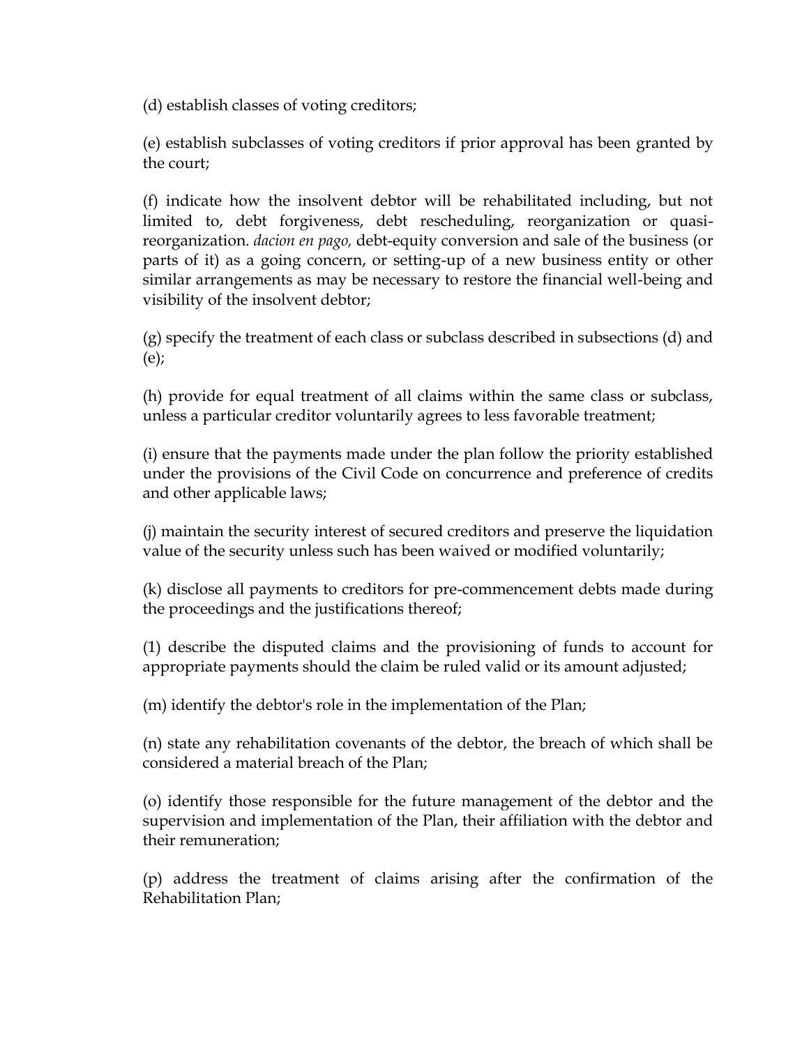(d) establish classes of voting creditors;

(e) establish subclasses of voting creditors if prior approval has been granted by the court;

(f) indicate how the insolvent debtor will be rehabilitated including, but not limited to, debt forgiveness, debt rescheduling, reorganization or quasi-reorganization. *dacion en pago,* debt-equity conversion and sale of the business (or parts of it) as a going concern, or setting-up of a new business entity or other similar arrangements as may be necessary to restore the financial well-being and visibility of the insolvent debtor;

(g) specify the treatment of each class or subclass described in subsections (d) and (e);

(h) provide for equal treatment of all claims within the same class or subclass, unless a particular creditor voluntarily agrees to less favorable treatment;

(i) ensure that the payments made under the plan follow the priority established under the provisions of the Civil Code on concurrence and preference of credits and other applicable laws;

(j) maintain the security interest of secured creditors and preserve the liquidation value of the security unless such has been waived or modified voluntarily;

(k) disclose all payments to creditors for pre-commencement debts made during the proceedings and the justifications thereof;

(1) describe the disputed claims and the provisioning of funds to account for appropriate payments should the claim be ruled valid or its amount adjusted;

(m) identify the debtor's role in the implementation of the Plan;

(n) state any rehabilitation covenants of the debtor, the breach of which shall be considered a material breach of the Plan;

(o) identify those responsible for the future management of the debtor and the supervision and implementation of the Plan, their affiliation with the debtor and their remuneration;

(p) address the treatment of claims arising after the confirmation of the Rehabilitation Plan;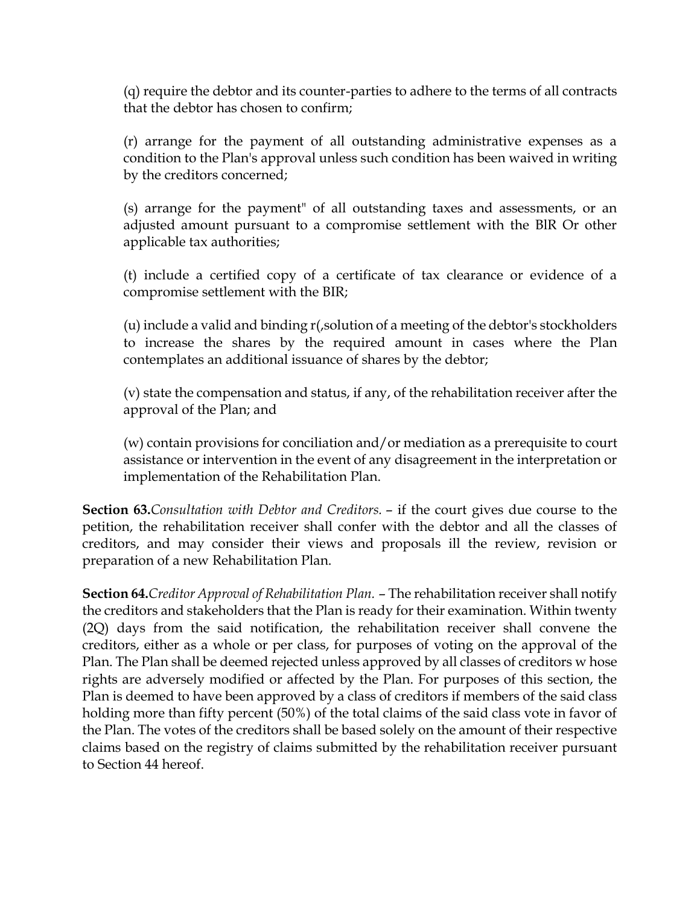(q) require the debtor and its counter-parties to adhere to the terms of all contracts that the debtor has chosen to confirm;

(r) arrange for the payment of all outstanding administrative expenses as a condition to the Plan's approval unless such condition has been waived in writing by the creditors concerned;

(s) arrange for the payment" of all outstanding taxes and assessments, or an adjusted amount pursuant to a compromise settlement with the BlR Or other applicable tax authorities;

(t) include a certified copy of a certificate of tax clearance or evidence of a compromise settlement with the BIR;

(u) include a valid and binding r(,solution of a meeting of the debtor's stockholders to increase the shares by the required amount in cases where the Plan contemplates an additional issuance of shares by the debtor;

(v) state the compensation and status, if any, of the rehabilitation receiver after the approval of the Plan; and

(w) contain provisions for conciliation and/or mediation as a prerequisite to court assistance or intervention in the event of any disagreement in the interpretation or implementation of the Rehabilitation Plan.

**Section 63.** *Consultation with Debtor and Creditors.* – if the court gives due course to the petition, the rehabilitation receiver shall confer with the debtor and all the classes of creditors, and may consider their views and proposals ill the review, revision or preparation of a new Rehabilitation Plan.

**Section 64.** *Creditor Approval of Rehabilitation Plan.* – The rehabilitation receiver shall notify the creditors and stakeholders that the Plan is ready for their examination. Within twenty (2Q) days from the said notification, the rehabilitation receiver shall convene the creditors, either as a whole or per class, for purposes of voting on the approval of the Plan. The Plan shall be deemed rejected unless approved by all classes of creditors w hose rights are adversely modified or affected by the Plan. For purposes of this section, the Plan is deemed to have been approved by a class of creditors if members of the said class holding more than fifty percent (50%) of the total claims of the said class vote in favor of the Plan. The votes of the creditors shall be based solely on the amount of their respective claims based on the registry of claims submitted by the rehabilitation receiver pursuant to Section 44 hereof.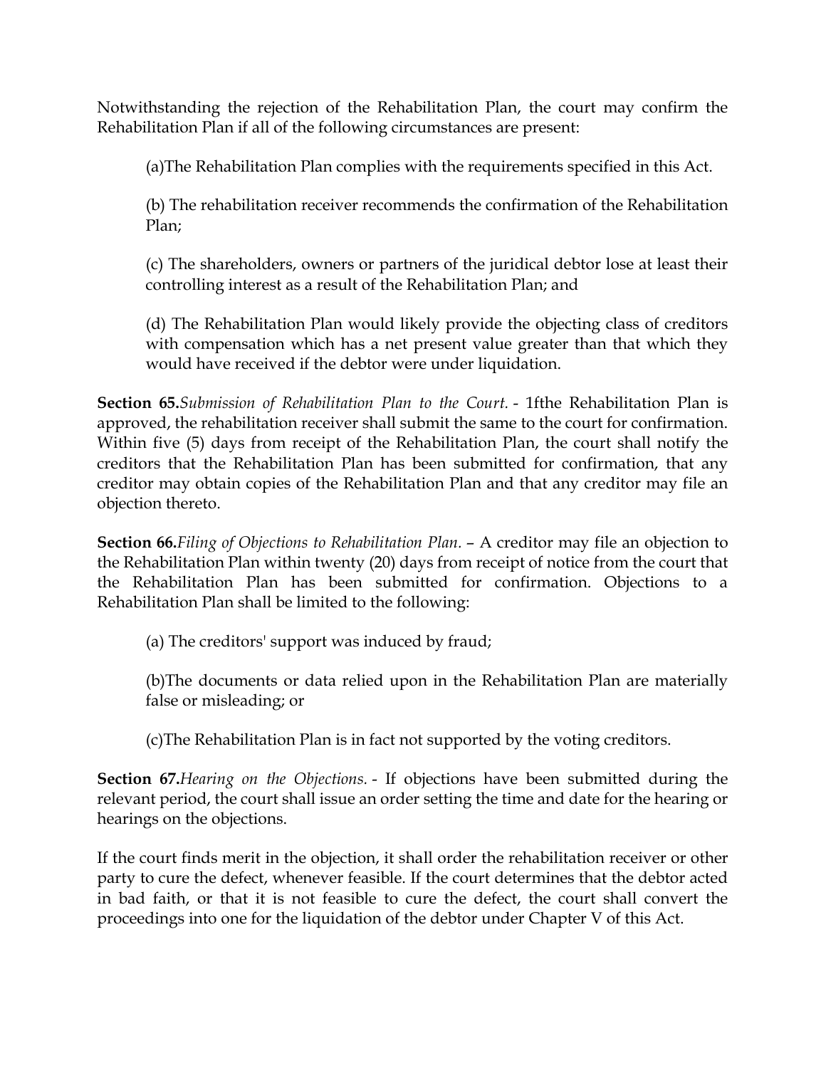Notwithstanding the rejection of the Rehabilitation Plan, the court may confirm the Rehabilitation Plan if all of the following circumstances are present:

(a)The Rehabilitation Plan complies with the requirements specified in this Act.

(b) The rehabilitation receiver recommends the confirmation of the Rehabilitation Plan;

(c) The shareholders, owners or partners of the juridical debtor lose at least their controlling interest as a result of the Rehabilitation Plan; and

(d) The Rehabilitation Plan would likely provide the objecting class of creditors with compensation which has a net present value greater than that which they would have received if the debtor were under liquidation.

**Section 65.***Submission of Rehabilitation Plan to the Court.* - 1fthe Rehabilitation Plan is approved, the rehabilitation receiver shall submit the same to the court for confirmation. Within five (5) days from receipt of the Rehabilitation Plan, the court shall notify the creditors that the Rehabilitation Plan has been submitted for confirmation, that any creditor may obtain copies of the Rehabilitation Plan and that any creditor may file an objection thereto.

**Section 66.***Filing of Objections to Rehabilitation Plan.* – A creditor may file an objection to the Rehabilitation Plan within twenty (20) days from receipt of notice from the court that the Rehabilitation Plan has been submitted for confirmation. Objections to a Rehabilitation Plan shall be limited to the following:

(a) The creditors' support was induced by fraud;

(b)The documents or data relied upon in the Rehabilitation Plan are materially false or misleading; or

(c)The Rehabilitation Plan is in fact not supported by the voting creditors.

**Section 67.***Hearing on the Objections.* - If objections have been submitted during the relevant period, the court shall issue an order setting the time and date for the hearing or hearings on the objections.

If the court finds merit in the objection, it shall order the rehabilitation receiver or other party to cure the defect, whenever feasible. If the court determines that the debtor acted in bad faith, or that it is not feasible to cure the defect, the court shall convert the proceedings into one for the liquidation of the debtor under Chapter V of this Act.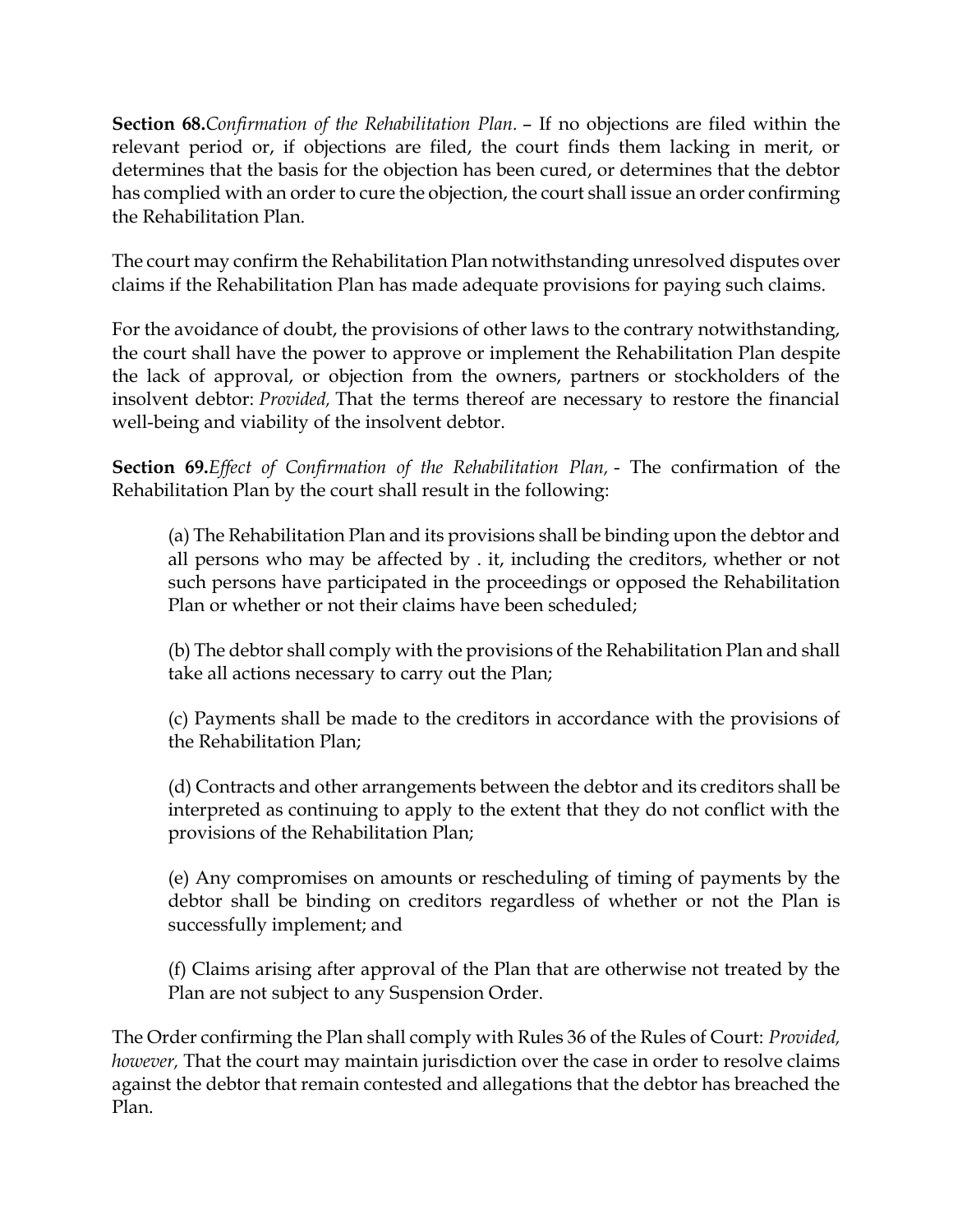**Section 68.***Confirmation of the Rehabilitation Plan.* – If no objections are filed within the relevant period or, if objections are filed, the court finds them lacking in merit, or determines that the basis for the objection has been cured, or determines that the debtor has complied with an order to cure the objection, the court shall issue an order confirming the Rehabilitation Plan.

The court may confirm the Rehabilitation Plan notwithstanding unresolved disputes over claims if the Rehabilitation Plan has made adequate provisions for paying such claims.

For the avoidance of doubt, the provisions of other laws to the contrary notwithstanding, the court shall have the power to approve or implement the Rehabilitation Plan despite the lack of approval, or objection from the owners, partners or stockholders of the insolvent debtor: *Provided,* That the terms thereof are necessary to restore the financial well-being and viability of the insolvent debtor.

**Section 69.***Effect of Confirmation of the Rehabilitation Plan,* - The confirmation of the Rehabilitation Plan by the court shall result in the following:

(a) The Rehabilitation Plan and its provisions shall be binding upon the debtor and all persons who may be affected by . it, including the creditors, whether or not such persons have participated in the proceedings or opposed the Rehabilitation Plan or whether or not their claims have been scheduled;

(b) The debtor shall comply with the provisions of the Rehabilitation Plan and shall take all actions necessary to carry out the Plan;

(c) Payments shall be made to the creditors in accordance with the provisions of the Rehabilitation Plan;

(d) Contracts and other arrangements between the debtor and its creditors shall be interpreted as continuing to apply to the extent that they do not conflict with the provisions of the Rehabilitation Plan;

(e) Any compromises on amounts or rescheduling of timing of payments by the debtor shall be binding on creditors regardless of whether or not the Plan is successfully implement; and

(f) Claims arising after approval of the Plan that are otherwise not treated by the Plan are not subject to any Suspension Order.

The Order confirming the Plan shall comply with Rules 36 of the Rules of Court: *Provided, however,* That the court may maintain jurisdiction over the case in order to resolve claims against the debtor that remain contested and allegations that the debtor has breached the Plan.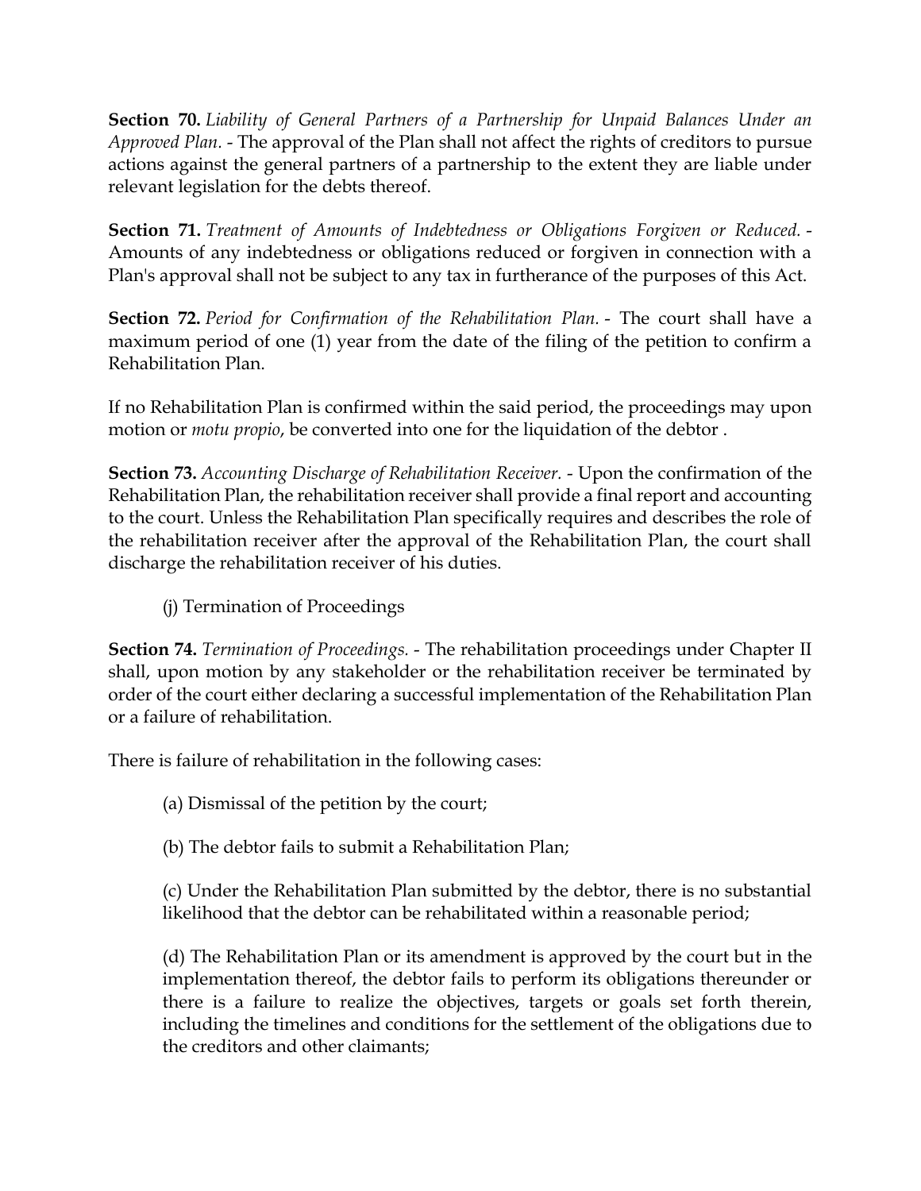**Section 70.** *Liability of General Partners of a Partnership for Unpaid Balances Under an Approved Plan.* - The approval of the Plan shall not affect the rights of creditors to pursue actions against the general partners of a partnership to the extent they are liable under relevant legislation for the debts thereof.

**Section 71.** *Treatment of Amounts of Indebtedness or Obligations Forgiven or Reduced.* - Amounts of any indebtedness or obligations reduced or forgiven in connection with a Plan's approval shall not be subject to any tax in furtherance of the purposes of this Act.

**Section 72.** *Period for Confirmation of the Rehabilitation Plan.* - The court shall have a maximum period of one (1) year from the date of the filing of the petition to confirm a Rehabilitation Plan.

If no Rehabilitation Plan is confirmed within the said period, the proceedings may upon motion or *motu propio*, be converted into one for the liquidation of the debtor .

**Section 73.** *Accounting Discharge of Rehabilitation Receiver.* - Upon the confirmation of the Rehabilitation Plan, the rehabilitation receiver shall provide a final report and accounting to the court. Unless the Rehabilitation Plan specifically requires and describes the role of the rehabilitation receiver after the approval of the Rehabilitation Plan, the court shall discharge the rehabilitation receiver of his duties.

(j) Termination of Proceedings

**Section 74.** *Termination of Proceedings.* - The rehabilitation proceedings under Chapter II shall, upon motion by any stakeholder or the rehabilitation receiver be terminated by order of the court either declaring a successful implementation of the Rehabilitation Plan or a failure of rehabilitation.

There is failure of rehabilitation in the following cases:

(a) Dismissal of the petition by the court;

(b) The debtor fails to submit a Rehabilitation Plan;

(c) Under the Rehabilitation Plan submitted by the debtor, there is no substantial likelihood that the debtor can be rehabilitated within a reasonable period;

(d) The Rehabilitation Plan or its amendment is approved by the court but in the implementation thereof, the debtor fails to perform its obligations thereunder or there is a failure to realize the objectives, targets or goals set forth therein, including the timelines and conditions for the settlement of the obligations due to the creditors and other claimants;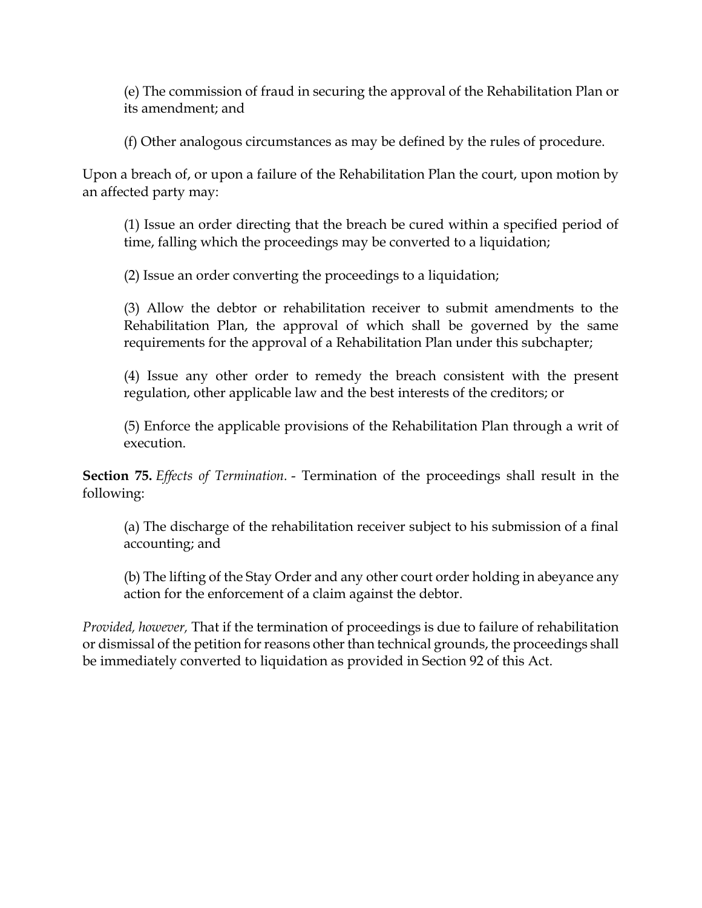(e) The commission of fraud in securing the approval of the Rehabilitation Plan or its amendment; and

(f) Other analogous circumstances as may be defined by the rules of procedure.

Upon a breach of, or upon a failure of the Rehabilitation Plan the court, upon motion by an affected party may:

(1) Issue an order directing that the breach be cured within a specified period of time, falling which the proceedings may be converted to a liquidation;

(2) Issue an order converting the proceedings to a liquidation;

(3) Allow the debtor or rehabilitation receiver to submit amendments to the Rehabilitation Plan, the approval of which shall be governed by the same requirements for the approval of a Rehabilitation Plan under this subchapter;

(4) Issue any other order to remedy the breach consistent with the present regulation, other applicable law and the best interests of the creditors; or

(5) Enforce the applicable provisions of the Rehabilitation Plan through a writ of execution.

**Section 75.** *Effects of Termination.* - Termination of the proceedings shall result in the following:

(a) The discharge of the rehabilitation receiver subject to his submission of a final accounting; and

(b) The lifting of the Stay Order and any other court order holding in abeyance any action for the enforcement of a claim against the debtor.

*Provided, however,* That if the termination of proceedings is due to failure of rehabilitation or dismissal of the petition for reasons other than technical grounds, the proceedings shall be immediately converted to liquidation as provided in Section 92 of this Act.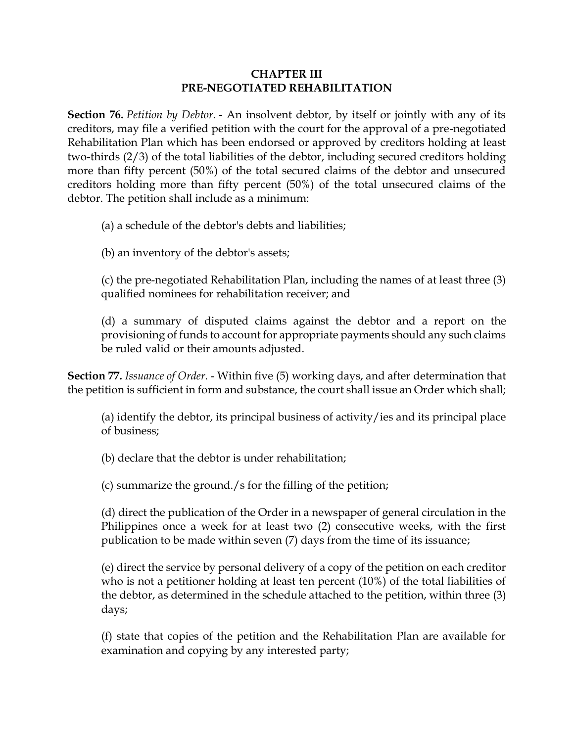# CHAPTER III
# PRE-NEGOTIATED REHABILITATION

**Section 76.** *Petition by Debtor.* - An insolvent debtor, by itself or jointly with any of its creditors, may file a verified petition with the court for the approval of a pre-negotiated Rehabilitation Plan which has been endorsed or approved by creditors holding at least two-thirds (2/3) of the total liabilities of the debtor, including secured creditors holding more than fifty percent (50%) of the total secured claims of the debtor and unsecured creditors holding more than fifty percent (50%) of the total unsecured claims of the debtor. The petition shall include as a minimum:

(a) a schedule of the debtor's debts and liabilities;

(b) an inventory of the debtor's assets;

(c) the pre-negotiated Rehabilitation Plan, including the names of at least three (3) qualified nominees for rehabilitation receiver; and

(d) a summary of disputed claims against the debtor and a report on the provisioning of funds to account for appropriate payments should any such claims be ruled valid or their amounts adjusted.

**Section 77.** *Issuance of Order.* - Within five (5) working days, and after determination that the petition is sufficient in form and substance, the court shall issue an Order which shall;

(a) identify the debtor, its principal business of activity/ies and its principal place of business;

(b) declare that the debtor is under rehabilitation;

(c) summarize the ground./s for the filling of the petition;

(d) direct the publication of the Order in a newspaper of general circulation in the Philippines once a week for at least two (2) consecutive weeks, with the first publication to be made within seven (7) days from the time of its issuance;

(e) direct the service by personal delivery of a copy of the petition on each creditor who is not a petitioner holding at least ten percent (10%) of the total liabilities of the debtor, as determined in the schedule attached to the petition, within three (3) days;

(f) state that copies of the petition and the Rehabilitation Plan are available for examination and copying by any interested party;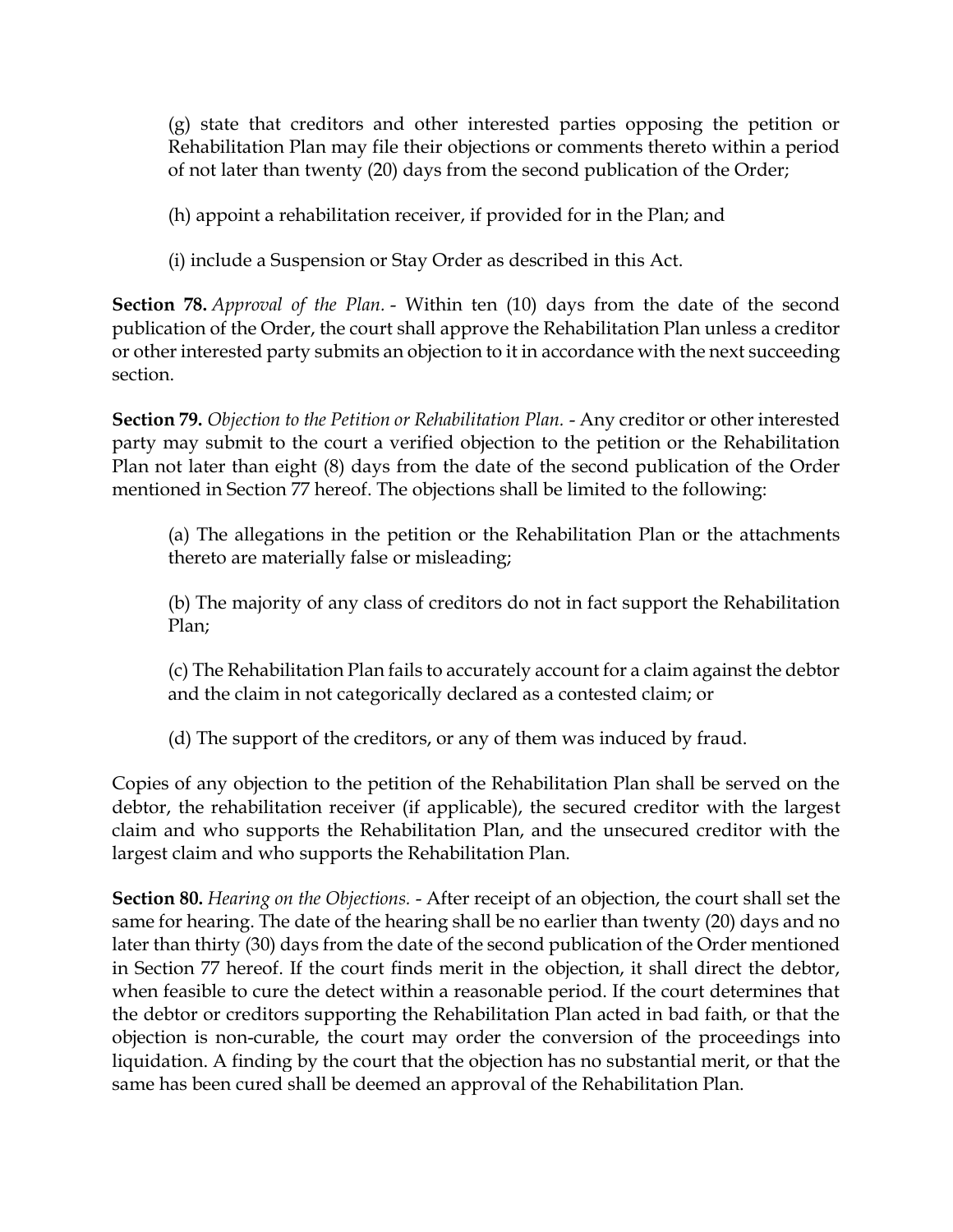(g) state that creditors and other interested parties opposing the petition or Rehabilitation Plan may file their objections or comments thereto within a period of not later than twenty (20) days from the second publication of the Order;

(h) appoint a rehabilitation receiver, if provided for in the Plan; and

(i) include a Suspension or Stay Order as described in this Act.

**Section 78.** *Approval of the Plan.* - Within ten (10) days from the date of the second publication of the Order, the court shall approve the Rehabilitation Plan unless a creditor or other interested party submits an objection to it in accordance with the next succeeding section.

**Section 79.** *Objection to the Petition or Rehabilitation Plan.* - Any creditor or other interested party may submit to the court a verified objection to the petition or the Rehabilitation Plan not later than eight (8) days from the date of the second publication of the Order mentioned in Section 77 hereof. The objections shall be limited to the following:

(a) The allegations in the petition or the Rehabilitation Plan or the attachments thereto are materially false or misleading;

(b) The majority of any class of creditors do not in fact support the Rehabilitation Plan;

(c) The Rehabilitation Plan fails to accurately account for a claim against the debtor and the claim in not categorically declared as a contested claim; or

(d) The support of the creditors, or any of them was induced by fraud.

Copies of any objection to the petition of the Rehabilitation Plan shall be served on the debtor, the rehabilitation receiver (if applicable), the secured creditor with the largest claim and who supports the Rehabilitation Plan, and the unsecured creditor with the largest claim and who supports the Rehabilitation Plan.

**Section 80.** *Hearing on the Objections.* - After receipt of an objection, the court shall set the same for hearing. The date of the hearing shall be no earlier than twenty (20) days and no later than thirty (30) days from the date of the second publication of the Order mentioned in Section 77 hereof. If the court finds merit in the objection, it shall direct the debtor, when feasible to cure the detect within a reasonable period. If the court determines that the debtor or creditors supporting the Rehabilitation Plan acted in bad faith, or that the objection is non-curable, the court may order the conversion of the proceedings into liquidation. A finding by the court that the objection has no substantial merit, or that the same has been cured shall be deemed an approval of the Rehabilitation Plan.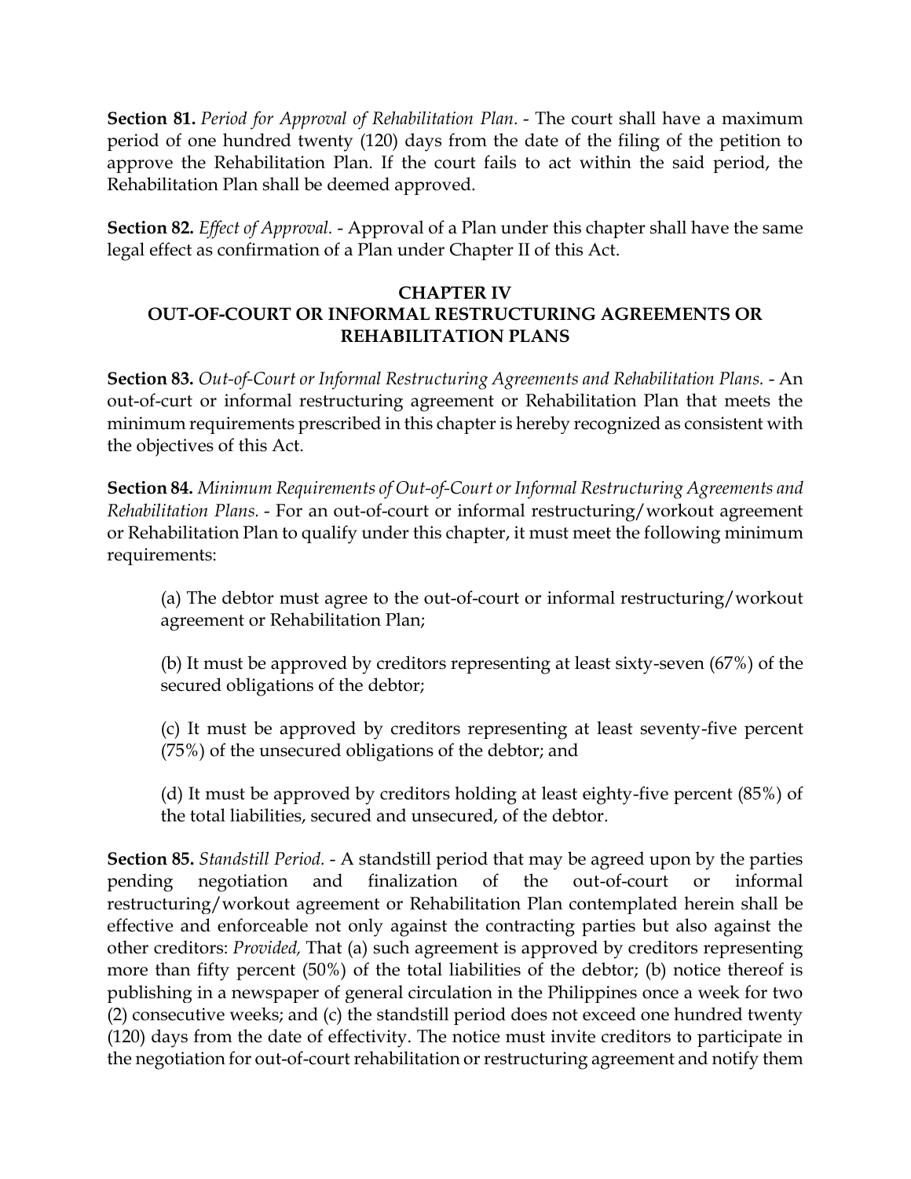**Section 81.** *Period for Approval of Rehabilitation Plan.* - The court shall have a maximum period of one hundred twenty (120) days from the date of the filing of the petition to approve the Rehabilitation Plan. If the court fails to act within the said period, the Rehabilitation Plan shall be deemed approved.

**Section 82.** *Effect of Approval.* - Approval of a Plan under this chapter shall have the same legal effect as confirmation of a Plan under Chapter II of this Act.

## CHAPTER IV
## OUT-OF-COURT OR INFORMAL RESTRUCTURING AGREEMENTS OR REHABILITATION PLANS

**Section 83.** *Out-of-Court or Informal Restructuring Agreements and Rehabilitation Plans.* - An out-of-curt or informal restructuring agreement or Rehabilitation Plan that meets the minimum requirements prescribed in this chapter is hereby recognized as consistent with the objectives of this Act.

**Section 84.** *Minimum Requirements of Out-of-Court or Informal Restructuring Agreements and Rehabilitation Plans.* - For an out-of-court or informal restructuring/workout agreement or Rehabilitation Plan to qualify under this chapter, it must meet the following minimum requirements:

(a) The debtor must agree to the out-of-court or informal restructuring/workout agreement or Rehabilitation Plan;

(b) It must be approved by creditors representing at least sixty-seven (67%) of the secured obligations of the debtor;

(c) It must be approved by creditors representing at least seventy-five percent (75%) of the unsecured obligations of the debtor; and

(d) It must be approved by creditors holding at least eighty-five percent (85%) of the total liabilities, secured and unsecured, of the debtor.

**Section 85.** *Standstill Period.* - A standstill period that may be agreed upon by the parties pending negotiation and finalization of the out-of-court or informal restructuring/workout agreement or Rehabilitation Plan contemplated herein shall be effective and enforceable not only against the contracting parties but also against the other creditors: *Provided,* That (a) such agreement is approved by creditors representing more than fifty percent (50%) of the total liabilities of the debtor; (b) notice thereof is publishing in a newspaper of general circulation in the Philippines once a week for two (2) consecutive weeks; and (c) the standstill period does not exceed one hundred twenty (120) days from the date of effectivity. The notice must invite creditors to participate in the negotiation for out-of-court rehabilitation or restructuring agreement and notify them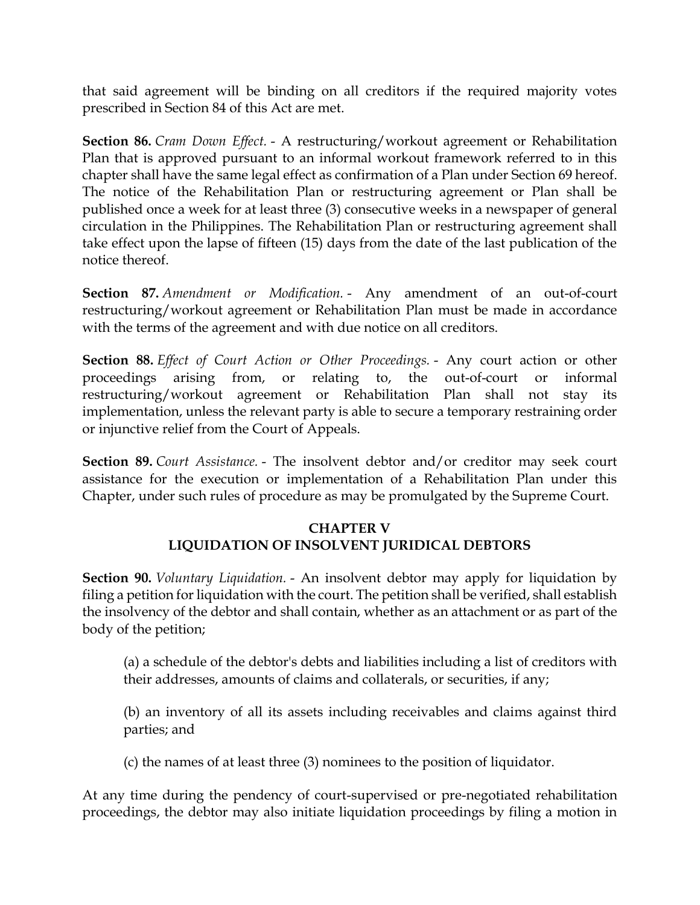that said agreement will be binding on all creditors if the required majority votes prescribed in Section 84 of this Act are met.

**Section 86.** *Cram Down Effect.* - A restructuring/workout agreement or Rehabilitation Plan that is approved pursuant to an informal workout framework referred to in this chapter shall have the same legal effect as confirmation of a Plan under Section 69 hereof. The notice of the Rehabilitation Plan or restructuring agreement or Plan shall be published once a week for at least three (3) consecutive weeks in a newspaper of general circulation in the Philippines. The Rehabilitation Plan or restructuring agreement shall take effect upon the lapse of fifteen (15) days from the date of the last publication of the notice thereof.

**Section 87.** *Amendment or Modification.* - Any amendment of an out-of-court restructuring/workout agreement or Rehabilitation Plan must be made in accordance with the terms of the agreement and with due notice on all creditors.

**Section 88.** *Effect of Court Action or Other Proceedings.* - Any court action or other proceedings arising from, or relating to, the out-of-court or informal restructuring/workout agreement or Rehabilitation Plan shall not stay its implementation, unless the relevant party is able to secure a temporary restraining order or injunctive relief from the Court of Appeals.

**Section 89.** *Court Assistance.* - The insolvent debtor and/or creditor may seek court assistance for the execution or implementation of a Rehabilitation Plan under this Chapter, under such rules of procedure as may be promulgated by the Supreme Court.

## CHAPTER V
## LIQUIDATION OF INSOLVENT JURIDICAL DEBTORS

**Section 90.** *Voluntary Liquidation.* - An insolvent debtor may apply for liquidation by filing a petition for liquidation with the court. The petition shall be verified, shall establish the insolvency of the debtor and shall contain, whether as an attachment or as part of the body of the petition;

(a) a schedule of the debtor's debts and liabilities including a list of creditors with their addresses, amounts of claims and collaterals, or securities, if any;

(b) an inventory of all its assets including receivables and claims against third parties; and

(c) the names of at least three (3) nominees to the position of liquidator.

At any time during the pendency of court-supervised or pre-negotiated rehabilitation proceedings, the debtor may also initiate liquidation proceedings by filing a motion in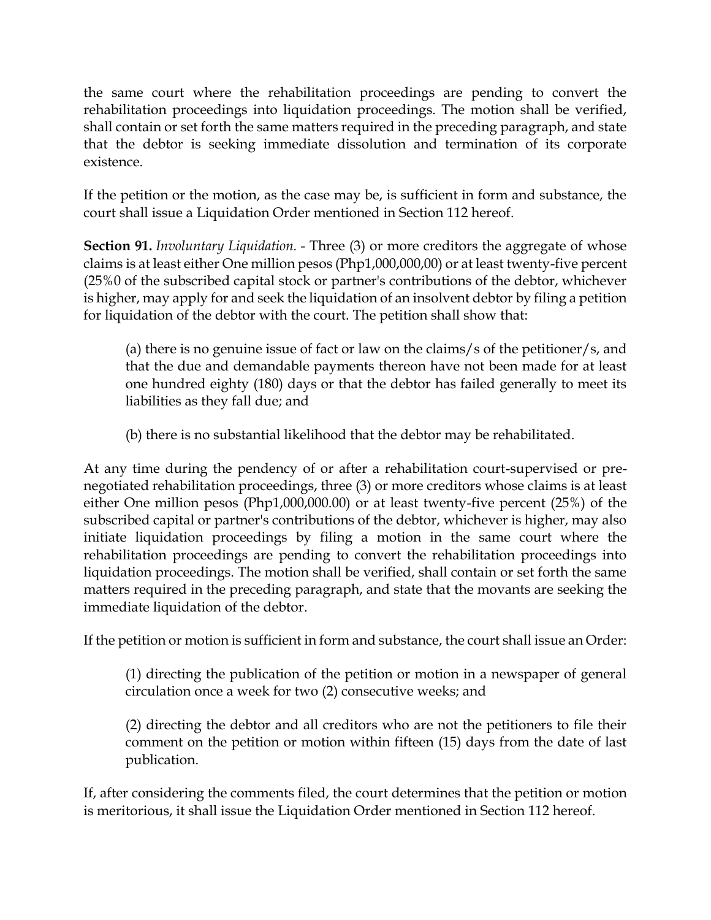the same court where the rehabilitation proceedings are pending to convert the rehabilitation proceedings into liquidation proceedings. The motion shall be verified, shall contain or set forth the same matters required in the preceding paragraph, and state that the debtor is seeking immediate dissolution and termination of its corporate existence.

If the petition or the motion, as the case may be, is sufficient in form and substance, the court shall issue a Liquidation Order mentioned in Section 112 hereof.

**Section 91.** *Involuntary Liquidation.* - Three (3) or more creditors the aggregate of whose claims is at least either One million pesos (Php1,000,000,00) or at least twenty-five percent (25%0 of the subscribed capital stock or partner's contributions of the debtor, whichever is higher, may apply for and seek the liquidation of an insolvent debtor by filing a petition for liquidation of the debtor with the court. The petition shall show that:

(a) there is no genuine issue of fact or law on the claims/s of the petitioner/s, and that the due and demandable payments thereon have not been made for at least one hundred eighty (180) days or that the debtor has failed generally to meet its liabilities as they fall due; and

(b) there is no substantial likelihood that the debtor may be rehabilitated.

At any time during the pendency of or after a rehabilitation court-supervised or pre-negotiated rehabilitation proceedings, three (3) or more creditors whose claims is at least either One million pesos (Php1,000,000.00) or at least twenty-five percent (25%) of the subscribed capital or partner's contributions of the debtor, whichever is higher, may also initiate liquidation proceedings by filing a motion in the same court where the rehabilitation proceedings are pending to convert the rehabilitation proceedings into liquidation proceedings. The motion shall be verified, shall contain or set forth the same matters required in the preceding paragraph, and state that the movants are seeking the immediate liquidation of the debtor.

If the petition or motion is sufficient in form and substance, the court shall issue an Order:

(1) directing the publication of the petition or motion in a newspaper of general circulation once a week for two (2) consecutive weeks; and

(2) directing the debtor and all creditors who are not the petitioners to file their comment on the petition or motion within fifteen (15) days from the date of last publication.

If, after considering the comments filed, the court determines that the petition or motion is meritorious, it shall issue the Liquidation Order mentioned in Section 112 hereof.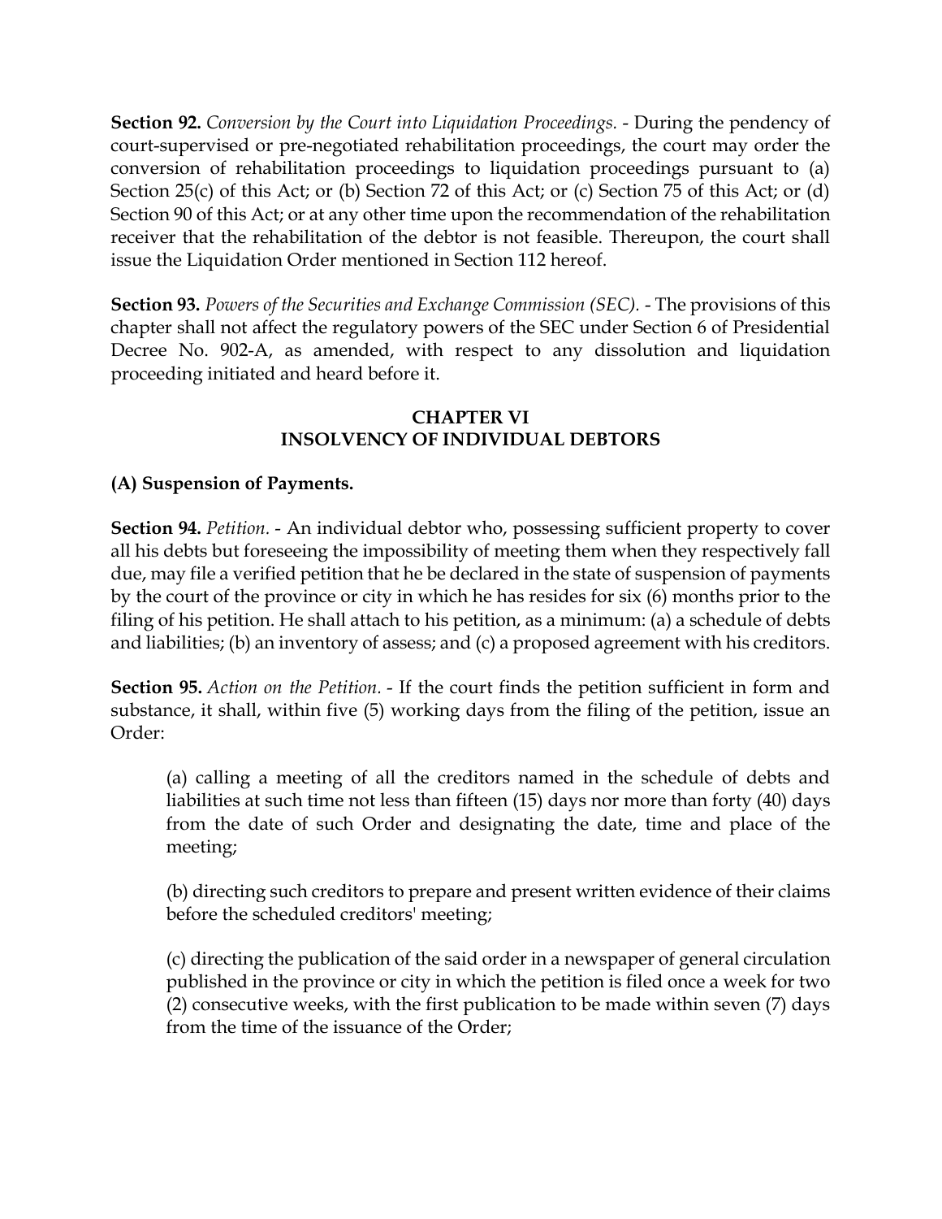**Section 92.** *Conversion by the Court into Liquidation Proceedings.* - During the pendency of court-supervised or pre-negotiated rehabilitation proceedings, the court may order the conversion of rehabilitation proceedings to liquidation proceedings pursuant to (a) Section 25(c) of this Act; or (b) Section 72 of this Act; or (c) Section 75 of this Act; or (d) Section 90 of this Act; or at any other time upon the recommendation of the rehabilitation receiver that the rehabilitation of the debtor is not feasible. Thereupon, the court shall issue the Liquidation Order mentioned in Section 112 hereof.

**Section 93.** *Powers of the Securities and Exchange Commission (SEC).* - The provisions of this chapter shall not affect the regulatory powers of the SEC under Section 6 of Presidential Decree No. 902-A, as amended, with respect to any dissolution and liquidation proceeding initiated and heard before it.

## CHAPTER VI
## INSOLVENCY OF INDIVIDUAL DEBTORS

**(A) Suspension of Payments.**

**Section 94.** *Petition.* - An individual debtor who, possessing sufficient property to cover all his debts but foreseeing the impossibility of meeting them when they respectively fall due, may file a verified petition that he be declared in the state of suspension of payments by the court of the province or city in which he has resides for six (6) months prior to the filing of his petition. He shall attach to his petition, as a minimum: (a) a schedule of debts and liabilities; (b) an inventory of assess; and (c) a proposed agreement with his creditors.

**Section 95.** *Action on the Petition.* - If the court finds the petition sufficient in form and substance, it shall, within five (5) working days from the filing of the petition, issue an Order:

> (a) calling a meeting of all the creditors named in the schedule of debts and liabilities at such time not less than fifteen (15) days nor more than forty (40) days from the date of such Order and designating the date, time and place of the meeting;
>
> (b) directing such creditors to prepare and present written evidence of their claims before the scheduled creditors' meeting;
>
> (c) directing the publication of the said order in a newspaper of general circulation published in the province or city in which the petition is filed once a week for two (2) consecutive weeks, with the first publication to be made within seven (7) days from the time of the issuance of the Order;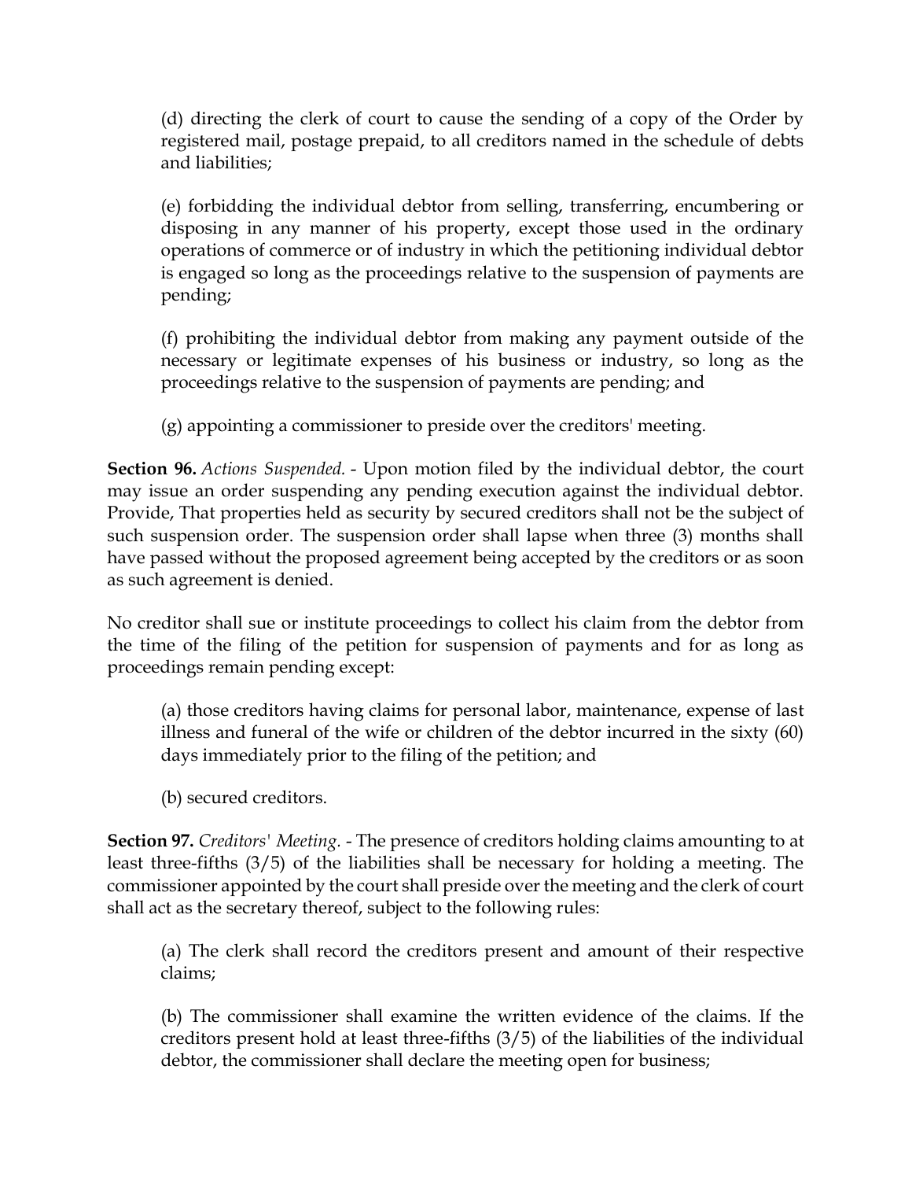(d) directing the clerk of court to cause the sending of a copy of the Order by registered mail, postage prepaid, to all creditors named in the schedule of debts and liabilities;

(e) forbidding the individual debtor from selling, transferring, encumbering or disposing in any manner of his property, except those used in the ordinary operations of commerce or of industry in which the petitioning individual debtor is engaged so long as the proceedings relative to the suspension of payments are pending;

(f) prohibiting the individual debtor from making any payment outside of the necessary or legitimate expenses of his business or industry, so long as the proceedings relative to the suspension of payments are pending; and

(g) appointing a commissioner to preside over the creditors' meeting.

**Section 96.** *Actions Suspended.* - Upon motion filed by the individual debtor, the court may issue an order suspending any pending execution against the individual debtor. Provide, That properties held as security by secured creditors shall not be the subject of such suspension order. The suspension order shall lapse when three (3) months shall have passed without the proposed agreement being accepted by the creditors or as soon as such agreement is denied.

No creditor shall sue or institute proceedings to collect his claim from the debtor from the time of the filing of the petition for suspension of payments and for as long as proceedings remain pending except:

(a) those creditors having claims for personal labor, maintenance, expense of last illness and funeral of the wife or children of the debtor incurred in the sixty (60) days immediately prior to the filing of the petition; and

(b) secured creditors.

**Section 97.** *Creditors' Meeting.* - The presence of creditors holding claims amounting to at least three-fifths (3/5) of the liabilities shall be necessary for holding a meeting. The commissioner appointed by the court shall preside over the meeting and the clerk of court shall act as the secretary thereof, subject to the following rules:

(a) The clerk shall record the creditors present and amount of their respective claims;

(b) The commissioner shall examine the written evidence of the claims. If the creditors present hold at least three-fifths (3/5) of the liabilities of the individual debtor, the commissioner shall declare the meeting open for business;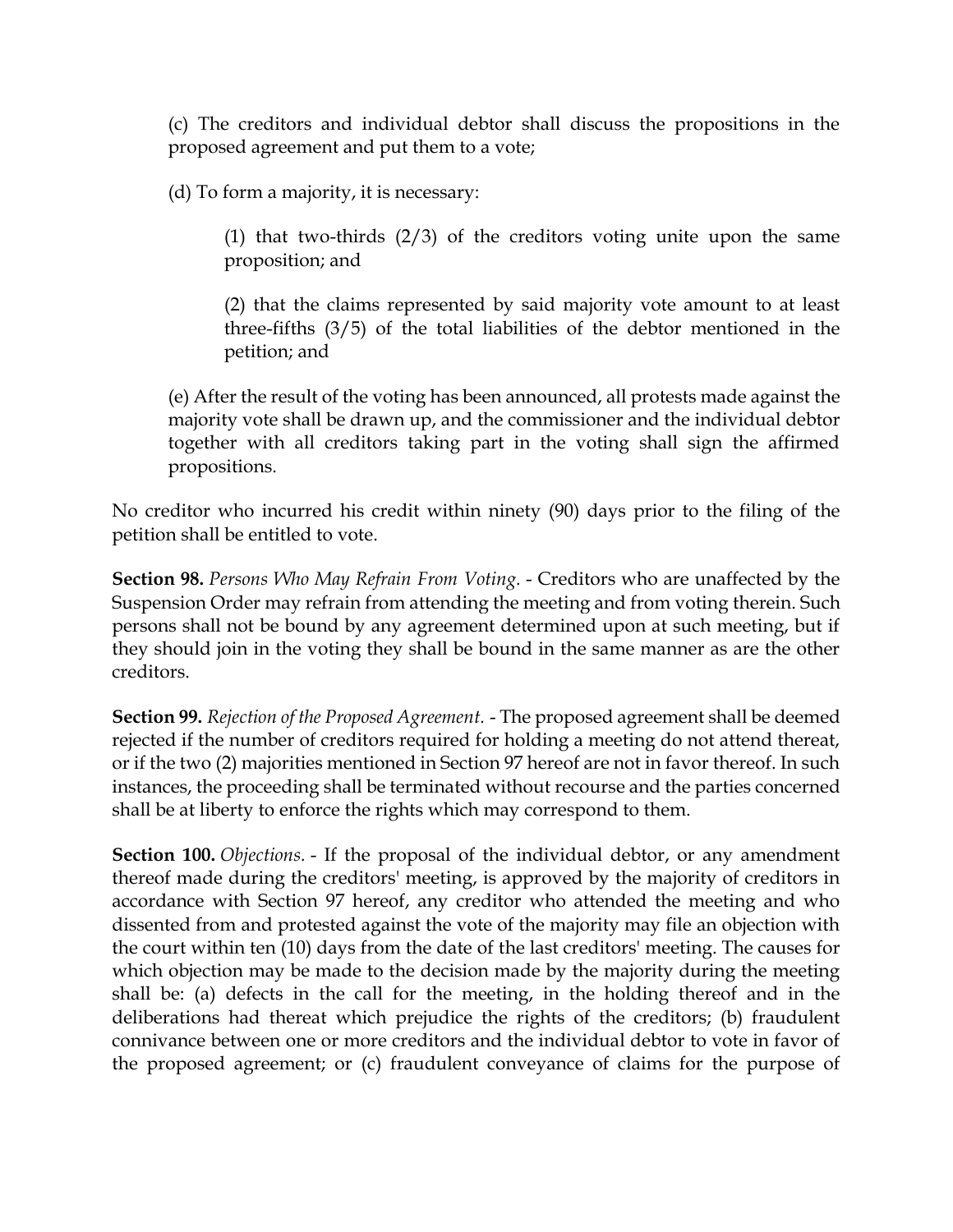(c) The creditors and individual debtor shall discuss the propositions in the proposed agreement and put them to a vote;

(d) To form a majority, it is necessary:

> (1) that two-thirds (2/3) of the creditors voting unite upon the same proposition; and
>
> (2) that the claims represented by said majority vote amount to at least three-fifths (3/5) of the total liabilities of the debtor mentioned in the petition; and

(e) After the result of the voting has been announced, all protests made against the majority vote shall be drawn up, and the commissioner and the individual debtor together with all creditors taking part in the voting shall sign the affirmed propositions.

No creditor who incurred his credit within ninety (90) days prior to the filing of the petition shall be entitled to vote.

**Section 98.** *Persons Who May Refrain From Voting.* - Creditors who are unaffected by the Suspension Order may refrain from attending the meeting and from voting therein. Such persons shall not be bound by any agreement determined upon at such meeting, but if they should join in the voting they shall be bound in the same manner as are the other creditors.

**Section 99.** *Rejection of the Proposed Agreement.* - The proposed agreement shall be deemed rejected if the number of creditors required for holding a meeting do not attend thereat, or if the two (2) majorities mentioned in Section 97 hereof are not in favor thereof. In such instances, the proceeding shall be terminated without recourse and the parties concerned shall be at liberty to enforce the rights which may correspond to them.

**Section 100.** *Objections.* - If the proposal of the individual debtor, or any amendment thereof made during the creditors' meeting, is approved by the majority of creditors in accordance with Section 97 hereof, any creditor who attended the meeting and who dissented from and protested against the vote of the majority may file an objection with the court within ten (10) days from the date of the last creditors' meeting. The causes for which objection may be made to the decision made by the majority during the meeting shall be: (a) defects in the call for the meeting, in the holding thereof and in the deliberations had thereat which prejudice the rights of the creditors; (b) fraudulent connivance between one or more creditors and the individual debtor to vote in favor of the proposed agreement; or (c) fraudulent conveyance of claims for the purpose of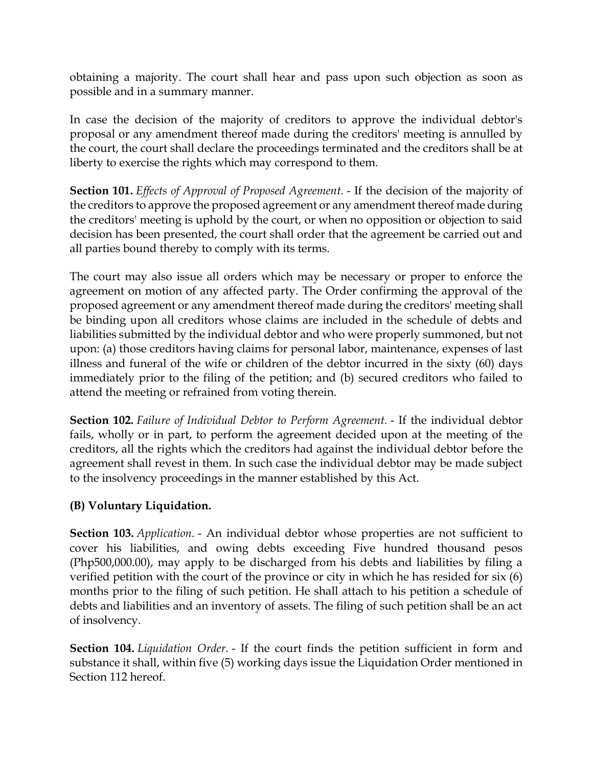obtaining a majority. The court shall hear and pass upon such objection as soon as possible and in a summary manner.

In case the decision of the majority of creditors to approve the individual debtor's proposal or any amendment thereof made during the creditors' meeting is annulled by the court, the court shall declare the proceedings terminated and the creditors shall be at liberty to exercise the rights which may correspond to them.

**Section 101.** *Effects of Approval of Proposed Agreement.* - If the decision of the majority of the creditors to approve the proposed agreement or any amendment thereof made during the creditors' meeting is uphold by the court, or when no opposition or objection to said decision has been presented, the court shall order that the agreement be carried out and all parties bound thereby to comply with its terms.

The court may also issue all orders which may be necessary or proper to enforce the agreement on motion of any affected party. The Order confirming the approval of the proposed agreement or any amendment thereof made during the creditors' meeting shall be binding upon all creditors whose claims are included in the schedule of debts and liabilities submitted by the individual debtor and who were properly summoned, but not upon: (a) those creditors having claims for personal labor, maintenance, expenses of last illness and funeral of the wife or children of the debtor incurred in the sixty (60) days immediately prior to the filing of the petition; and (b) secured creditors who failed to attend the meeting or refrained from voting therein.

**Section 102.** *Failure of Individual Debtor to Perform Agreement.* - If the individual debtor fails, wholly or in part, to perform the agreement decided upon at the meeting of the creditors, all the rights which the creditors had against the individual debtor before the agreement shall revest in them. In such case the individual debtor may be made subject to the insolvency proceedings in the manner established by this Act.

**(B) Voluntary Liquidation.**

**Section 103.** *Application.* - An individual debtor whose properties are not sufficient to cover his liabilities, and owing debts exceeding Five hundred thousand pesos (Php500,000.00), may apply to be discharged from his debts and liabilities by filing a verified petition with the court of the province or city in which he has resided for six (6) months prior to the filing of such petition. He shall attach to his petition a schedule of debts and liabilities and an inventory of assets. The filing of such petition shall be an act of insolvency.

**Section 104.** *Liquidation Order.* - If the court finds the petition sufficient in form and substance it shall, within five (5) working days issue the Liquidation Order mentioned in Section 112 hereof.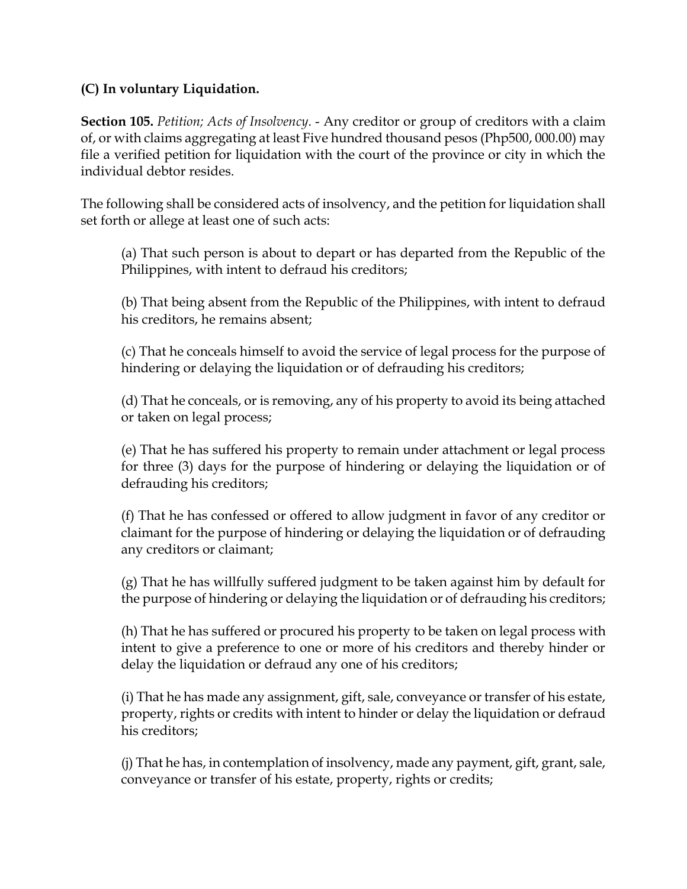**(C) In voluntary Liquidation.**

**Section 105.** *Petition; Acts of Insolvency.* - Any creditor or group of creditors with a claim of, or with claims aggregating at least Five hundred thousand pesos (Php500, 000.00) may file a verified petition for liquidation with the court of the province or city in which the individual debtor resides.

The following shall be considered acts of insolvency, and the petition for liquidation shall set forth or allege at least one of such acts:

(a) That such person is about to depart or has departed from the Republic of the Philippines, with intent to defraud his creditors;

(b) That being absent from the Republic of the Philippines, with intent to defraud his creditors, he remains absent;

(c) That he conceals himself to avoid the service of legal process for the purpose of hindering or delaying the liquidation or of defrauding his creditors;

(d) That he conceals, or is removing, any of his property to avoid its being attached or taken on legal process;

(e) That he has suffered his property to remain under attachment or legal process for three (3) days for the purpose of hindering or delaying the liquidation or of defrauding his creditors;

(f) That he has confessed or offered to allow judgment in favor of any creditor or claimant for the purpose of hindering or delaying the liquidation or of defrauding any creditors or claimant;

(g) That he has willfully suffered judgment to be taken against him by default for the purpose of hindering or delaying the liquidation or of defrauding his creditors;

(h) That he has suffered or procured his property to be taken on legal process with intent to give a preference to one or more of his creditors and thereby hinder or delay the liquidation or defraud any one of his creditors;

(i) That he has made any assignment, gift, sale, conveyance or transfer of his estate, property, rights or credits with intent to hinder or delay the liquidation or defraud his creditors;

(j) That he has, in contemplation of insolvency, made any payment, gift, grant, sale, conveyance or transfer of his estate, property, rights or credits;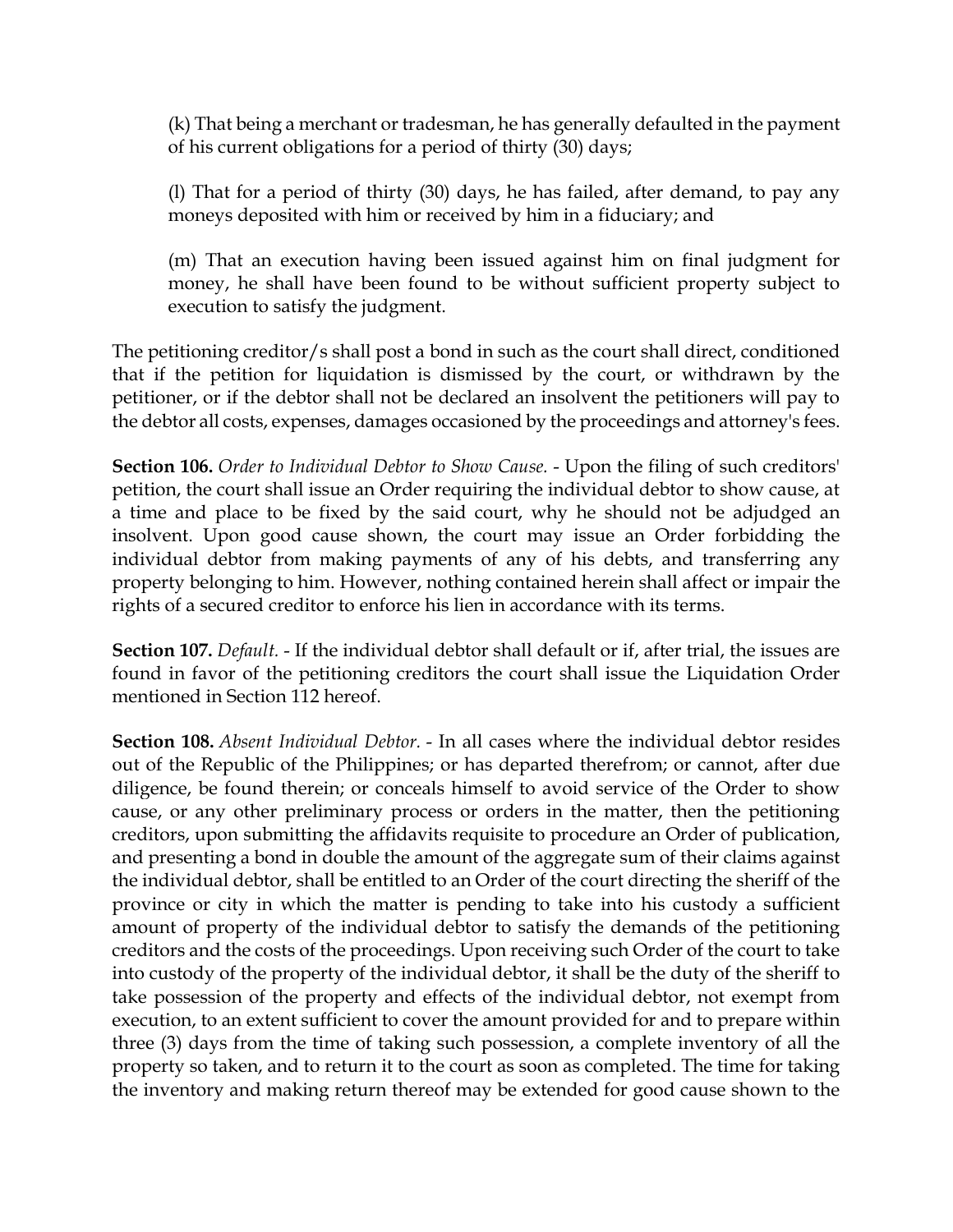(k) That being a merchant or tradesman, he has generally defaulted in the payment of his current obligations for a period of thirty (30) days;

(l) That for a period of thirty (30) days, he has failed, after demand, to pay any moneys deposited with him or received by him in a fiduciary; and

(m) That an execution having been issued against him on final judgment for money, he shall have been found to be without sufficient property subject to execution to satisfy the judgment.

The petitioning creditor/s shall post a bond in such as the court shall direct, conditioned that if the petition for liquidation is dismissed by the court, or withdrawn by the petitioner, or if the debtor shall not be declared an insolvent the petitioners will pay to the debtor all costs, expenses, damages occasioned by the proceedings and attorney's fees.

**Section 106.** *Order to Individual Debtor to Show Cause.* - Upon the filing of such creditors' petition, the court shall issue an Order requiring the individual debtor to show cause, at a time and place to be fixed by the said court, why he should not be adjudged an insolvent. Upon good cause shown, the court may issue an Order forbidding the individual debtor from making payments of any of his debts, and transferring any property belonging to him. However, nothing contained herein shall affect or impair the rights of a secured creditor to enforce his lien in accordance with its terms.

**Section 107.** *Default.* - If the individual debtor shall default or if, after trial, the issues are found in favor of the petitioning creditors the court shall issue the Liquidation Order mentioned in Section 112 hereof.

**Section 108.** *Absent Individual Debtor.* - In all cases where the individual debtor resides out of the Republic of the Philippines; or has departed therefrom; or cannot, after due diligence, be found therein; or conceals himself to avoid service of the Order to show cause, or any other preliminary process or orders in the matter, then the petitioning creditors, upon submitting the affidavits requisite to procedure an Order of publication, and presenting a bond in double the amount of the aggregate sum of their claims against the individual debtor, shall be entitled to an Order of the court directing the sheriff of the province or city in which the matter is pending to take into his custody a sufficient amount of property of the individual debtor to satisfy the demands of the petitioning creditors and the costs of the proceedings. Upon receiving such Order of the court to take into custody of the property of the individual debtor, it shall be the duty of the sheriff to take possession of the property and effects of the individual debtor, not exempt from execution, to an extent sufficient to cover the amount provided for and to prepare within three (3) days from the time of taking such possession, a complete inventory of all the property so taken, and to return it to the court as soon as completed. The time for taking the inventory and making return thereof may be extended for good cause shown to the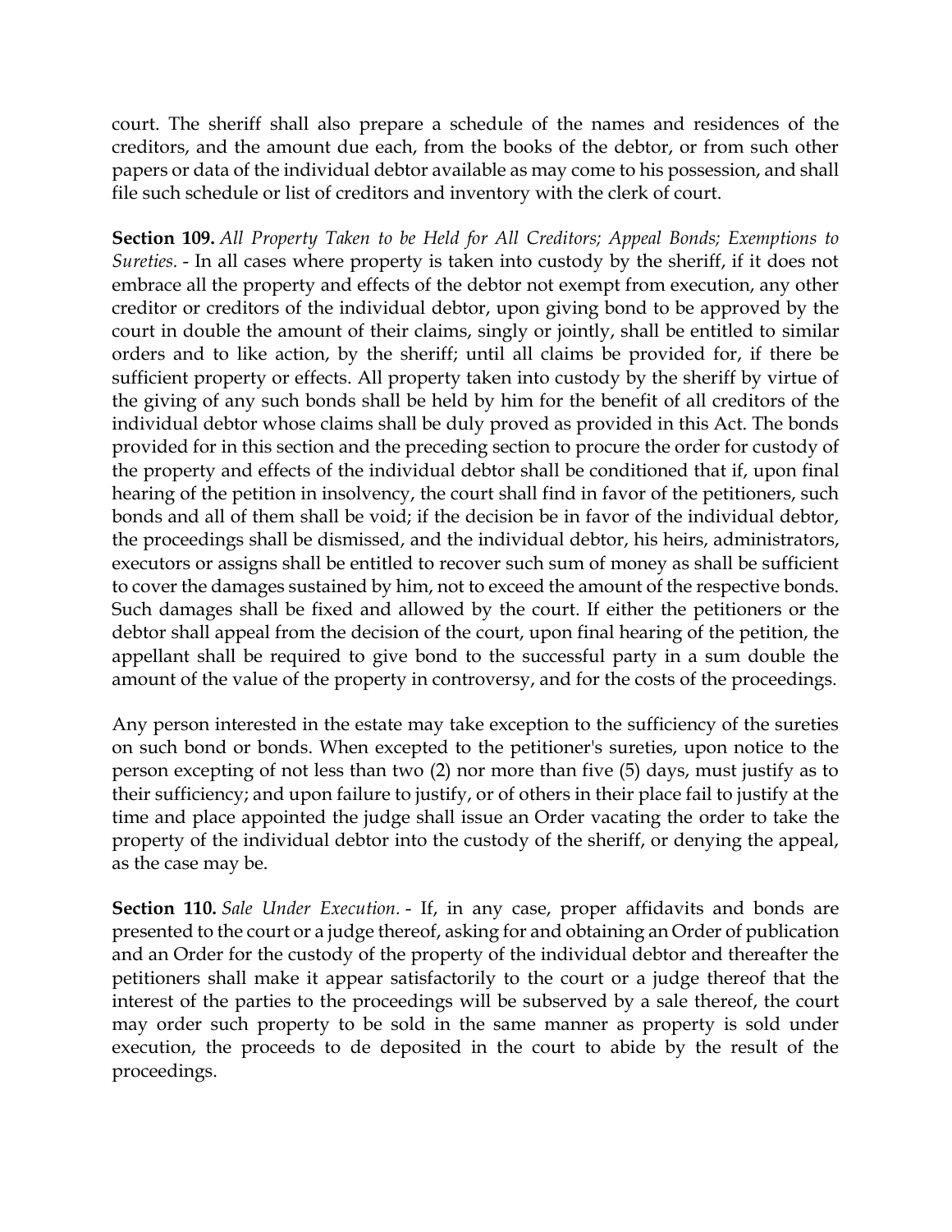court. The sheriff shall also prepare a schedule of the names and residences of the creditors, and the amount due each, from the books of the debtor, or from such other papers or data of the individual debtor available as may come to his possession, and shall file such schedule or list of creditors and inventory with the clerk of court.

**Section 109.** *All Property Taken to be Held for All Creditors; Appeal Bonds; Exemptions to Sureties.* - In all cases where property is taken into custody by the sheriff, if it does not embrace all the property and effects of the debtor not exempt from execution, any other creditor or creditors of the individual debtor, upon giving bond to be approved by the court in double the amount of their claims, singly or jointly, shall be entitled to similar orders and to like action, by the sheriff; until all claims be provided for, if there be sufficient property or effects. All property taken into custody by the sheriff by virtue of the giving of any such bonds shall be held by him for the benefit of all creditors of the individual debtor whose claims shall be duly proved as provided in this Act. The bonds provided for in this section and the preceding section to procure the order for custody of the property and effects of the individual debtor shall be conditioned that if, upon final hearing of the petition in insolvency, the court shall find in favor of the petitioners, such bonds and all of them shall be void; if the decision be in favor of the individual debtor, the proceedings shall be dismissed, and the individual debtor, his heirs, administrators, executors or assigns shall be entitled to recover such sum of money as shall be sufficient to cover the damages sustained by him, not to exceed the amount of the respective bonds. Such damages shall be fixed and allowed by the court. If either the petitioners or the debtor shall appeal from the decision of the court, upon final hearing of the petition, the appellant shall be required to give bond to the successful party in a sum double the amount of the value of the property in controversy, and for the costs of the proceedings.

Any person interested in the estate may take exception to the sufficiency of the sureties on such bond or bonds. When excepted to the petitioner's sureties, upon notice to the person excepting of not less than two (2) nor more than five (5) days, must justify as to their sufficiency; and upon failure to justify, or of others in their place fail to justify at the time and place appointed the judge shall issue an Order vacating the order to take the property of the individual debtor into the custody of the sheriff, or denying the appeal, as the case may be.

**Section 110.** *Sale Under Execution.* - If, in any case, proper affidavits and bonds are presented to the court or a judge thereof, asking for and obtaining an Order of publication and an Order for the custody of the property of the individual debtor and thereafter the petitioners shall make it appear satisfactorily to the court or a judge thereof that the interest of the parties to the proceedings will be subserved by a sale thereof, the court may order such property to be sold in the same manner as property is sold under execution, the proceeds to de deposited in the court to abide by the result of the proceedings.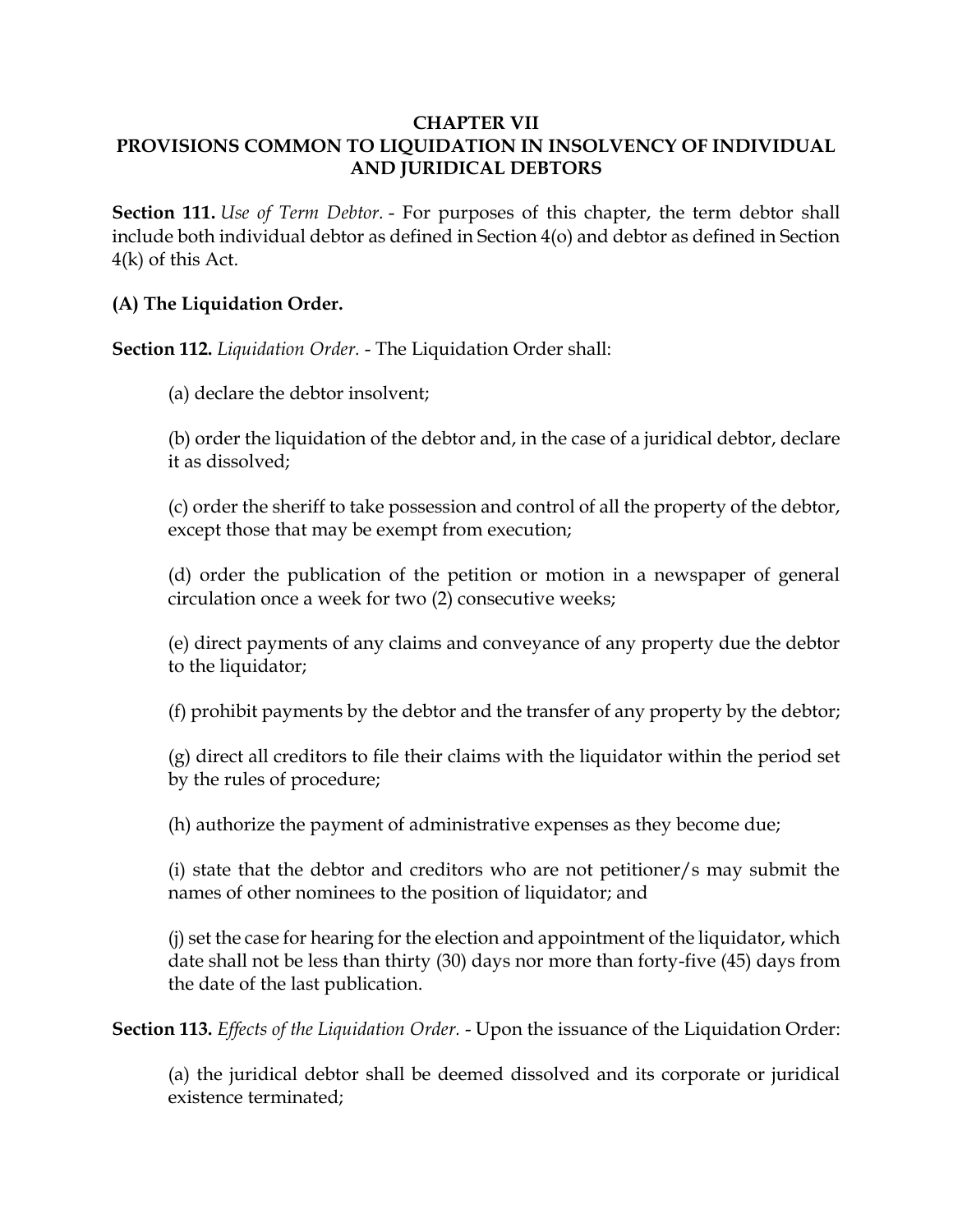**CHAPTER VII**
**PROVISIONS COMMON TO LIQUIDATION IN INSOLVENCY OF INDIVIDUAL AND JURIDICAL DEBTORS**

**Section 111.** *Use of Term Debtor.* - For purposes of this chapter, the term debtor shall include both individual debtor as defined in Section 4(o) and debtor as defined in Section 4(k) of this Act.

**(A) The Liquidation Order.**

**Section 112.** *Liquidation Order.* - The Liquidation Order shall:

(a) declare the debtor insolvent;

(b) order the liquidation of the debtor and, in the case of a juridical debtor, declare it as dissolved;

(c) order the sheriff to take possession and control of all the property of the debtor, except those that may be exempt from execution;

(d) order the publication of the petition or motion in a newspaper of general circulation once a week for two (2) consecutive weeks;

(e) direct payments of any claims and conveyance of any property due the debtor to the liquidator;

(f) prohibit payments by the debtor and the transfer of any property by the debtor;

(g) direct all creditors to file their claims with the liquidator within the period set by the rules of procedure;

(h) authorize the payment of administrative expenses as they become due;

(i) state that the debtor and creditors who are not petitioner/s may submit the names of other nominees to the position of liquidator; and

(j) set the case for hearing for the election and appointment of the liquidator, which date shall not be less than thirty (30) days nor more than forty-five (45) days from the date of the last publication.

**Section 113.** *Effects of the Liquidation Order.* - Upon the issuance of the Liquidation Order:

(a) the juridical debtor shall be deemed dissolved and its corporate or juridical existence terminated;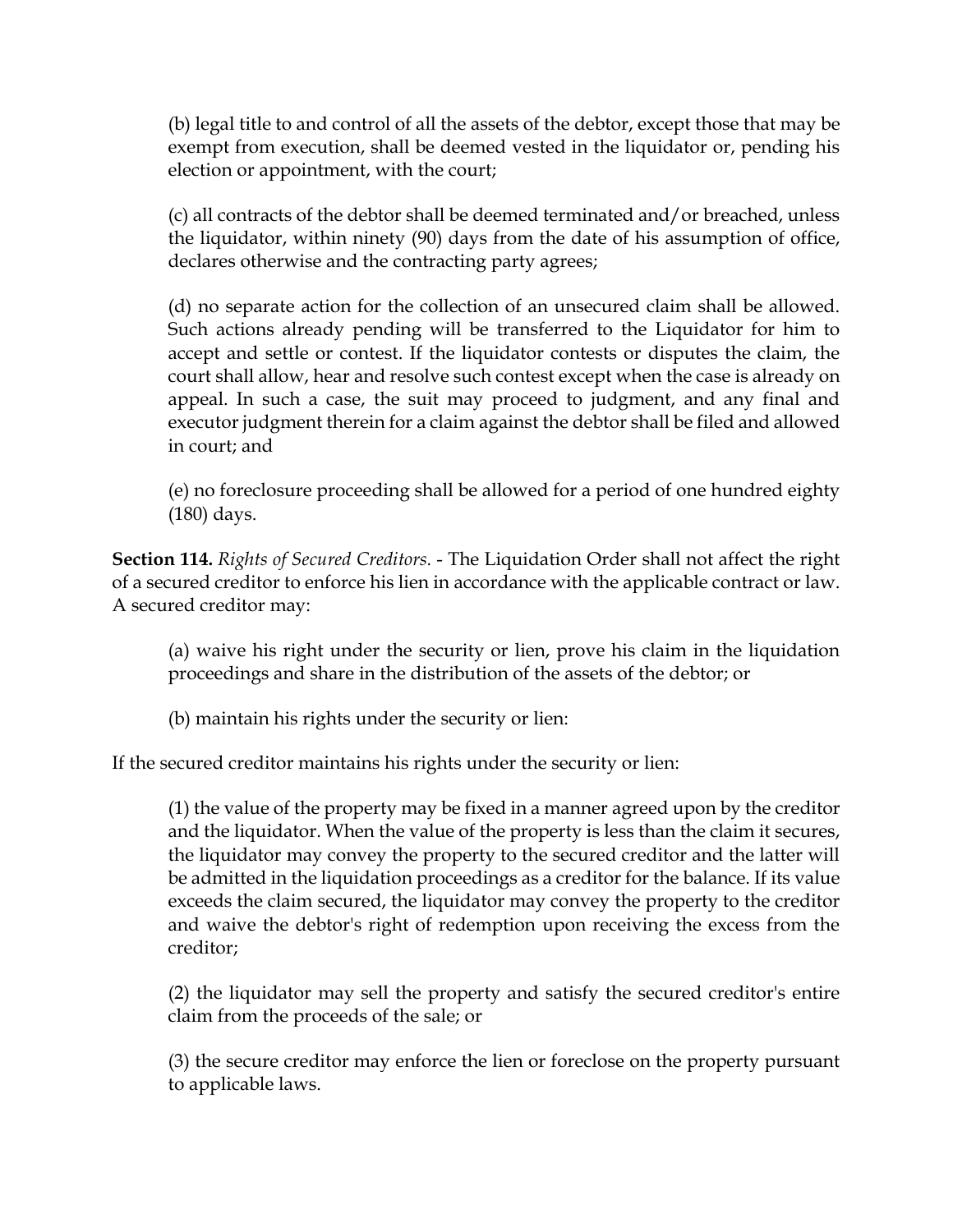(b) legal title to and control of all the assets of the debtor, except those that may be exempt from execution, shall be deemed vested in the liquidator or, pending his election or appointment, with the court;

(c) all contracts of the debtor shall be deemed terminated and/or breached, unless the liquidator, within ninety (90) days from the date of his assumption of office, declares otherwise and the contracting party agrees;

(d) no separate action for the collection of an unsecured claim shall be allowed. Such actions already pending will be transferred to the Liquidator for him to accept and settle or contest. If the liquidator contests or disputes the claim, the court shall allow, hear and resolve such contest except when the case is already on appeal. In such a case, the suit may proceed to judgment, and any final and executor judgment therein for a claim against the debtor shall be filed and allowed in court; and

(e) no foreclosure proceeding shall be allowed for a period of one hundred eighty (180) days.

**Section 114.** *Rights of Secured Creditors.* - The Liquidation Order shall not affect the right of a secured creditor to enforce his lien in accordance with the applicable contract or law. A secured creditor may:

(a) waive his right under the security or lien, prove his claim in the liquidation proceedings and share in the distribution of the assets of the debtor; or

(b) maintain his rights under the security or lien:

If the secured creditor maintains his rights under the security or lien:

(1) the value of the property may be fixed in a manner agreed upon by the creditor and the liquidator. When the value of the property is less than the claim it secures, the liquidator may convey the property to the secured creditor and the latter will be admitted in the liquidation proceedings as a creditor for the balance. If its value exceeds the claim secured, the liquidator may convey the property to the creditor and waive the debtor's right of redemption upon receiving the excess from the creditor;

(2) the liquidator may sell the property and satisfy the secured creditor's entire claim from the proceeds of the sale; or

(3) the secure creditor may enforce the lien or foreclose on the property pursuant to applicable laws.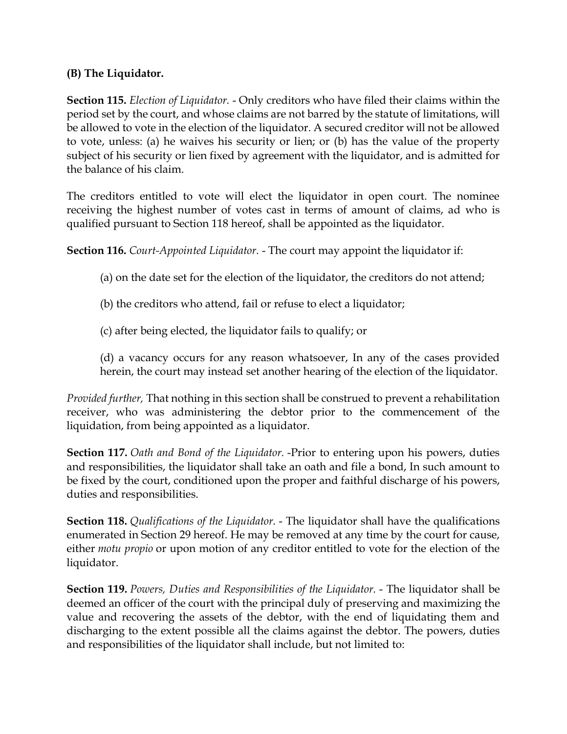**(B) The Liquidator.**

**Section 115.** *Election of Liquidator.* - Only creditors who have filed their claims within the period set by the court, and whose claims are not barred by the statute of limitations, will be allowed to vote in the election of the liquidator. A secured creditor will not be allowed to vote, unless: (a) he waives his security or lien; or (b) has the value of the property subject of his security or lien fixed by agreement with the liquidator, and is admitted for the balance of his claim.

The creditors entitled to vote will elect the liquidator in open court. The nominee receiving the highest number of votes cast in terms of amount of claims, ad who is qualified pursuant to Section 118 hereof, shall be appointed as the liquidator.

**Section 116.** *Court-Appointed Liquidator.* - The court may appoint the liquidator if:

(a) on the date set for the election of the liquidator, the creditors do not attend;

(b) the creditors who attend, fail or refuse to elect a liquidator;

(c) after being elected, the liquidator fails to qualify; or

(d) a vacancy occurs for any reason whatsoever, In any of the cases provided herein, the court may instead set another hearing of the election of the liquidator.

*Provided further,* That nothing in this section shall be construed to prevent a rehabilitation receiver, who was administering the debtor prior to the commencement of the liquidation, from being appointed as a liquidator.

**Section 117.** *Oath and Bond of the Liquidator.* -Prior to entering upon his powers, duties and responsibilities, the liquidator shall take an oath and file a bond, In such amount to be fixed by the court, conditioned upon the proper and faithful discharge of his powers, duties and responsibilities.

**Section 118.** *Qualifications of the Liquidator.* - The liquidator shall have the qualifications enumerated in Section 29 hereof. He may be removed at any time by the court for cause, either *motu propio* or upon motion of any creditor entitled to vote for the election of the liquidator.

**Section 119.** *Powers, Duties and Responsibilities of the Liquidator.* - The liquidator shall be deemed an officer of the court with the principal duly of preserving and maximizing the value and recovering the assets of the debtor, with the end of liquidating them and discharging to the extent possible all the claims against the debtor. The powers, duties and responsibilities of the liquidator shall include, but not limited to: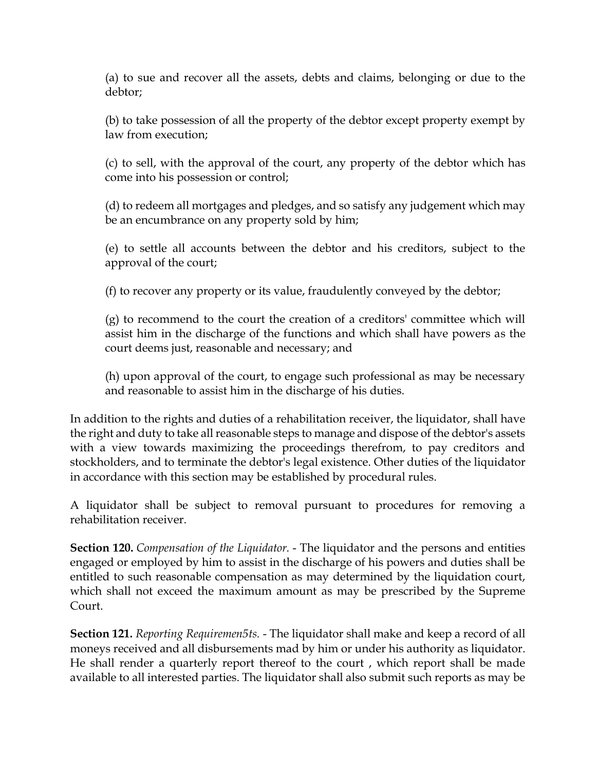(a) to sue and recover all the assets, debts and claims, belonging or due to the debtor;

(b) to take possession of all the property of the debtor except property exempt by law from execution;

(c) to sell, with the approval of the court, any property of the debtor which has come into his possession or control;

(d) to redeem all mortgages and pledges, and so satisfy any judgement which may be an encumbrance on any property sold by him;

(e) to settle all accounts between the debtor and his creditors, subject to the approval of the court;

(f) to recover any property or its value, fraudulently conveyed by the debtor;

(g) to recommend to the court the creation of a creditors' committee which will assist him in the discharge of the functions and which shall have powers as the court deems just, reasonable and necessary; and

(h) upon approval of the court, to engage such professional as may be necessary and reasonable to assist him in the discharge of his duties.

In addition to the rights and duties of a rehabilitation receiver, the liquidator, shall have the right and duty to take all reasonable steps to manage and dispose of the debtor's assets with a view towards maximizing the proceedings therefrom, to pay creditors and stockholders, and to terminate the debtor's legal existence. Other duties of the liquidator in accordance with this section may be established by procedural rules.

A liquidator shall be subject to removal pursuant to procedures for removing a rehabilitation receiver.

**Section 120.** *Compensation of the Liquidator.* - The liquidator and the persons and entities engaged or employed by him to assist in the discharge of his powers and duties shall be entitled to such reasonable compensation as may determined by the liquidation court, which shall not exceed the maximum amount as may be prescribed by the Supreme Court.

**Section 121.** *Reporting Requiremen5ts.* - The liquidator shall make and keep a record of all moneys received and all disbursements mad by him or under his authority as liquidator. He shall render a quarterly report thereof to the court , which report shall be made available to all interested parties. The liquidator shall also submit such reports as may be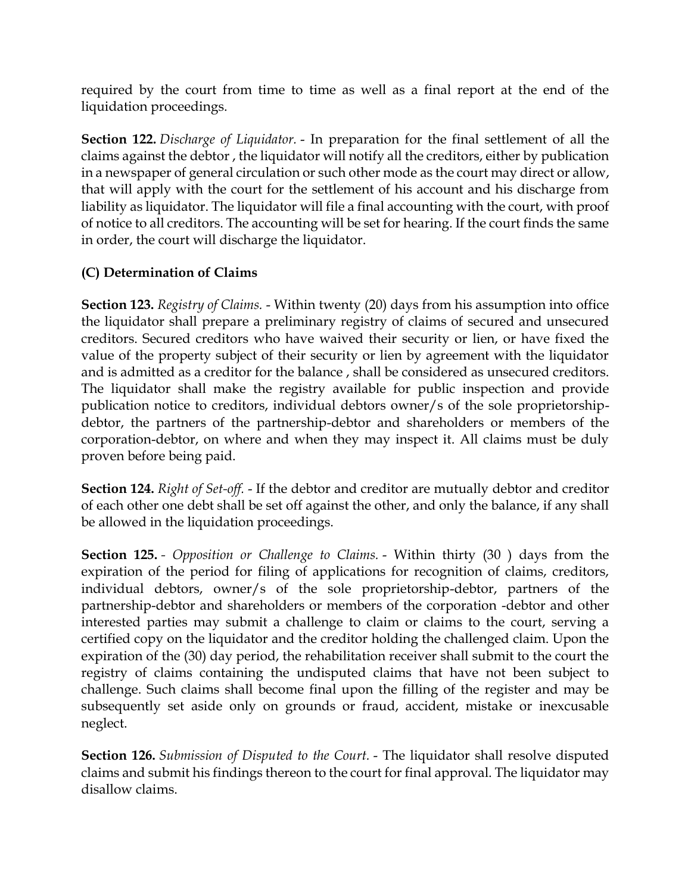required by the court from time to time as well as a final report at the end of the liquidation proceedings.

**Section 122.** *Discharge of Liquidator.* - In preparation for the final settlement of all the claims against the debtor , the liquidator will notify all the creditors, either by publication in a newspaper of general circulation or such other mode as the court may direct or allow, that will apply with the court for the settlement of his account and his discharge from liability as liquidator. The liquidator will file a final accounting with the court, with proof of notice to all creditors. The accounting will be set for hearing. If the court finds the same in order, the court will discharge the liquidator.

### (C) Determination of Claims

**Section 123.** *Registry of Claims.* - Within twenty (20) days from his assumption into office the liquidator shall prepare a preliminary registry of claims of secured and unsecured creditors. Secured creditors who have waived their security or lien, or have fixed the value of the property subject of their security or lien by agreement with the liquidator and is admitted as a creditor for the balance , shall be considered as unsecured creditors. The liquidator shall make the registry available for public inspection and provide publication notice to creditors, individual debtors owner/s of the sole proprietorship-debtor, the partners of the partnership-debtor and shareholders or members of the corporation-debtor, on where and when they may inspect it. All claims must be duly proven before being paid.

**Section 124.** *Right of Set-off.* - If the debtor and creditor are mutually debtor and creditor of each other one debt shall be set off against the other, and only the balance, if any shall be allowed in the liquidation proceedings.

**Section 125.** - *Opposition or Challenge to Claims.* - Within thirty (30 ) days from the expiration of the period for filing of applications for recognition of claims, creditors, individual debtors, owner/s of the sole proprietorship-debtor, partners of the partnership-debtor and shareholders or members of the corporation -debtor and other interested parties may submit a challenge to claim or claims to the court, serving a certified copy on the liquidator and the creditor holding the challenged claim. Upon the expiration of the (30) day period, the rehabilitation receiver shall submit to the court the registry of claims containing the undisputed claims that have not been subject to challenge. Such claims shall become final upon the filling of the register and may be subsequently set aside only on grounds or fraud, accident, mistake or inexcusable neglect.

**Section 126.** *Submission of Disputed to the Court.* - The liquidator shall resolve disputed claims and submit his findings thereon to the court for final approval. The liquidator may disallow claims.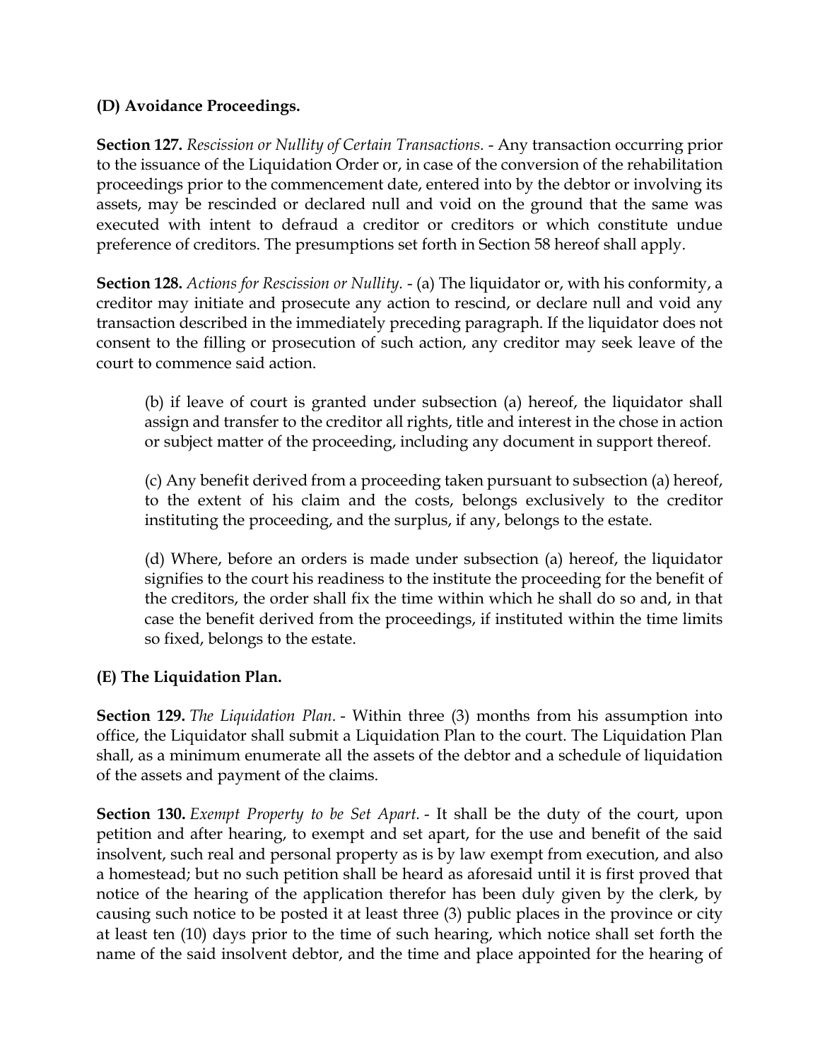**(D) Avoidance Proceedings.**

**Section 127.** *Rescission or Nullity of Certain Transactions.* - Any transaction occurring prior to the issuance of the Liquidation Order or, in case of the conversion of the rehabilitation proceedings prior to the commencement date, entered into by the debtor or involving its assets, may be rescinded or declared null and void on the ground that the same was executed with intent to defraud a creditor or creditors or which constitute undue preference of creditors. The presumptions set forth in Section 58 hereof shall apply.

**Section 128.** *Actions for Rescission or Nullity.* - (a) The liquidator or, with his conformity, a creditor may initiate and prosecute any action to rescind, or declare null and void any transaction described in the immediately preceding paragraph. If the liquidator does not consent to the filling or prosecution of such action, any creditor may seek leave of the court to commence said action.

> (b) if leave of court is granted under subsection (a) hereof, the liquidator shall assign and transfer to the creditor all rights, title and interest in the chose in action or subject matter of the proceeding, including any document in support thereof.
>
> (c) Any benefit derived from a proceeding taken pursuant to subsection (a) hereof, to the extent of his claim and the costs, belongs exclusively to the creditor instituting the proceeding, and the surplus, if any, belongs to the estate.
>
> (d) Where, before an orders is made under subsection (a) hereof, the liquidator signifies to the court his readiness to the institute the proceeding for the benefit of the creditors, the order shall fix the time within which he shall do so and, in that case the benefit derived from the proceedings, if instituted within the time limits so fixed, belongs to the estate.

**(E) The Liquidation Plan.**

**Section 129.** *The Liquidation Plan.* - Within three (3) months from his assumption into office, the Liquidator shall submit a Liquidation Plan to the court. The Liquidation Plan shall, as a minimum enumerate all the assets of the debtor and a schedule of liquidation of the assets and payment of the claims.

**Section 130.** *Exempt Property to be Set Apart.* - It shall be the duty of the court, upon petition and after hearing, to exempt and set apart, for the use and benefit of the said insolvent, such real and personal property as is by law exempt from execution, and also a homestead; but no such petition shall be heard as aforesaid until it is first proved that notice of the hearing of the application therefor has been duly given by the clerk, by causing such notice to be posted it at least three (3) public places in the province or city at least ten (10) days prior to the time of such hearing, which notice shall set forth the name of the said insolvent debtor, and the time and place appointed for the hearing of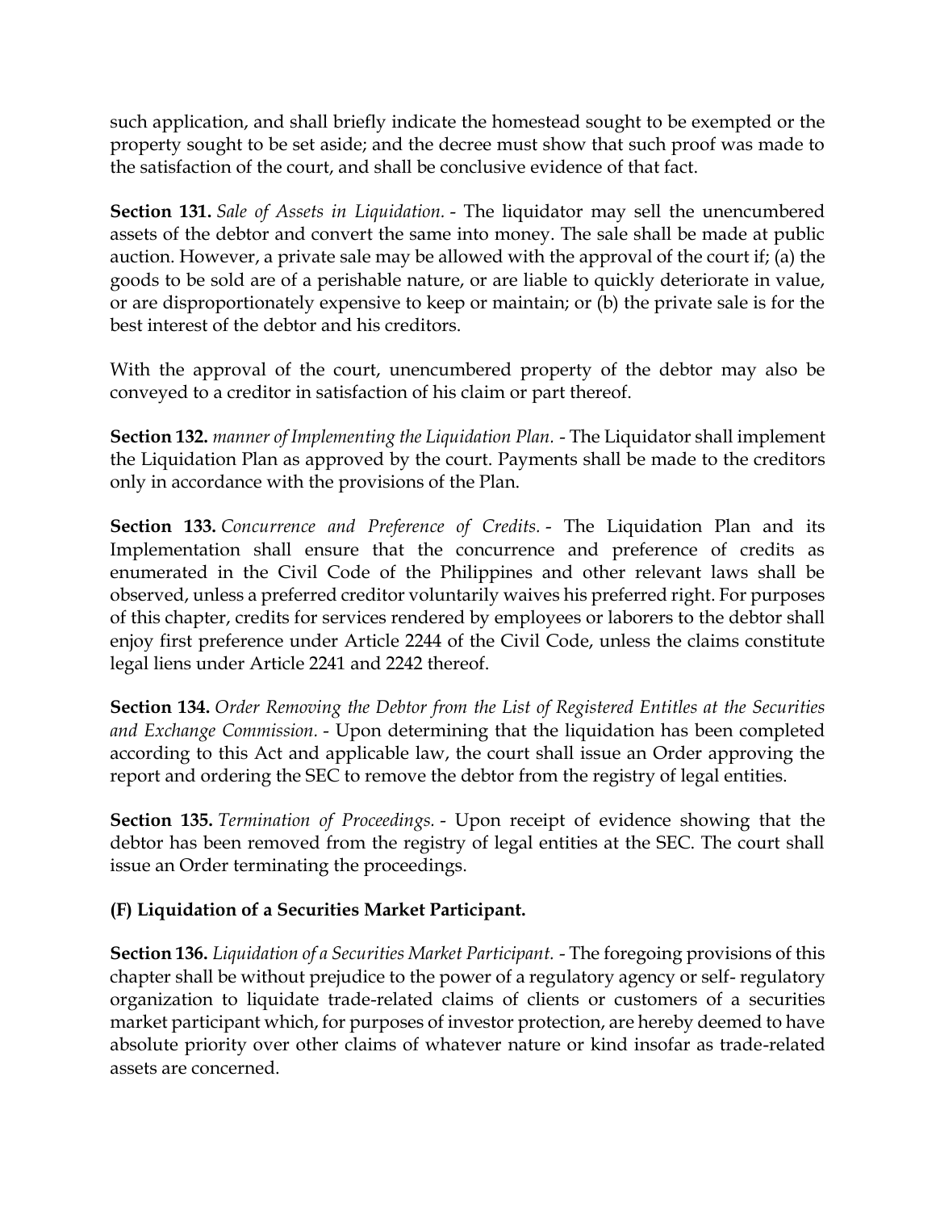such application, and shall briefly indicate the homestead sought to be exempted or the property sought to be set aside; and the decree must show that such proof was made to the satisfaction of the court, and shall be conclusive evidence of that fact.

**Section 131.** *Sale of Assets in Liquidation.* - The liquidator may sell the unencumbered assets of the debtor and convert the same into money. The sale shall be made at public auction. However, a private sale may be allowed with the approval of the court if; (a) the goods to be sold are of a perishable nature, or are liable to quickly deteriorate in value, or are disproportionately expensive to keep or maintain; or (b) the private sale is for the best interest of the debtor and his creditors.

With the approval of the court, unencumbered property of the debtor may also be conveyed to a creditor in satisfaction of his claim or part thereof.

**Section 132.** *manner of Implementing the Liquidation Plan.* - The Liquidator shall implement the Liquidation Plan as approved by the court. Payments shall be made to the creditors only in accordance with the provisions of the Plan.

**Section 133.** *Concurrence and Preference of Credits.* - The Liquidation Plan and its Implementation shall ensure that the concurrence and preference of credits as enumerated in the Civil Code of the Philippines and other relevant laws shall be observed, unless a preferred creditor voluntarily waives his preferred right. For purposes of this chapter, credits for services rendered by employees or laborers to the debtor shall enjoy first preference under Article 2244 of the Civil Code, unless the claims constitute legal liens under Article 2241 and 2242 thereof.

**Section 134.** *Order Removing the Debtor from the List of Registered Entitles at the Securities and Exchange Commission.* - Upon determining that the liquidation has been completed according to this Act and applicable law, the court shall issue an Order approving the report and ordering the SEC to remove the debtor from the registry of legal entities.

**Section 135.** *Termination of Proceedings.* - Upon receipt of evidence showing that the debtor has been removed from the registry of legal entities at the SEC. The court shall issue an Order terminating the proceedings.

**(F) Liquidation of a Securities Market Participant.**

**Section 136.** *Liquidation of a Securities Market Participant.* - The foregoing provisions of this chapter shall be without prejudice to the power of a regulatory agency or self- regulatory organization to liquidate trade-related claims of clients or customers of a securities market participant which, for purposes of investor protection, are hereby deemed to have absolute priority over other claims of whatever nature or kind insofar as trade-related assets are concerned.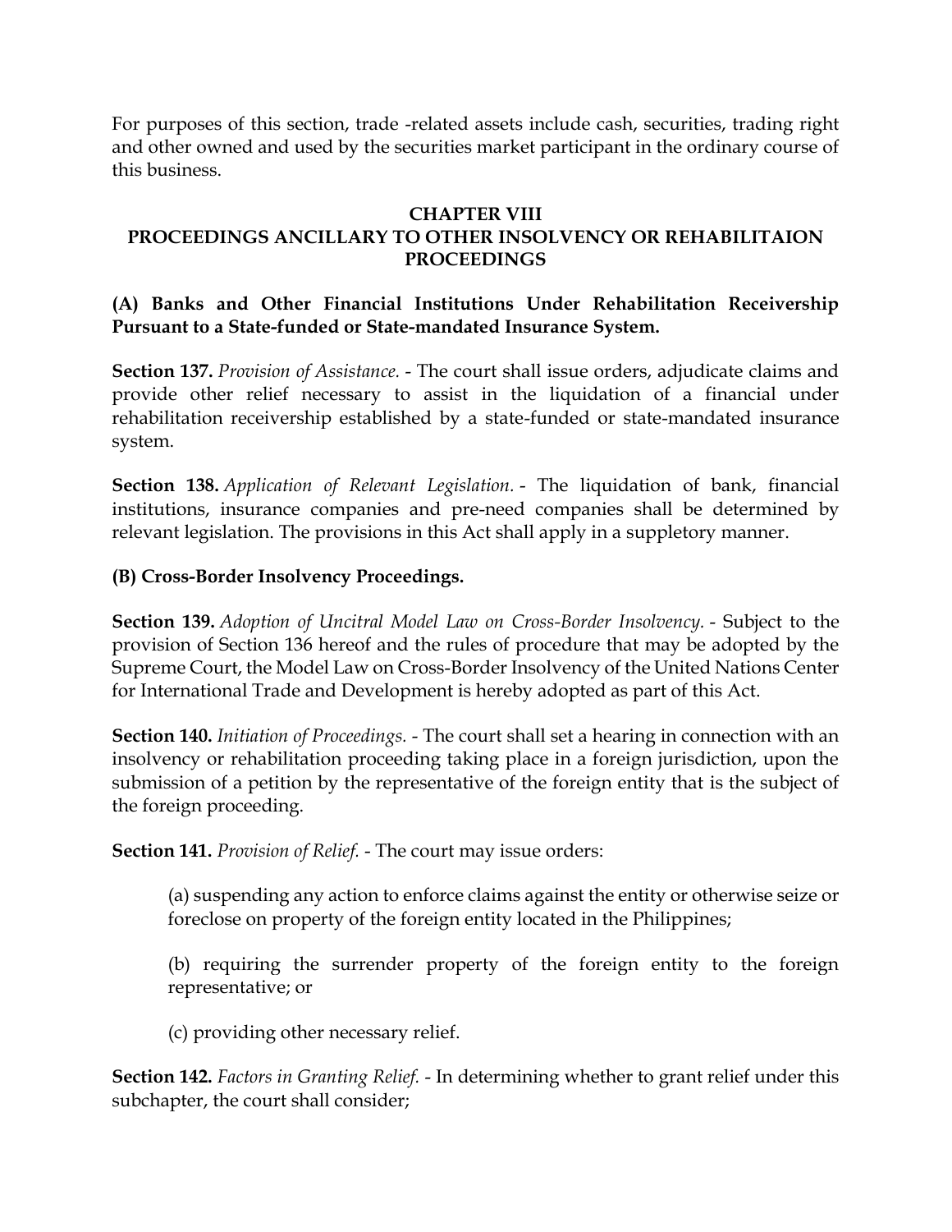For purposes of this section, trade -related assets include cash, securities, trading right and other owned and used by the securities market participant in the ordinary course of this business.

## CHAPTER VIII
## PROCEEDINGS ANCILLARY TO OTHER INSOLVENCY OR REHABILITAION PROCEEDINGS

**(A) Banks and Other Financial Institutions Under Rehabilitation Receivership Pursuant to a State-funded or State-mandated Insurance System.**

**Section 137.** *Provision of Assistance.* - The court shall issue orders, adjudicate claims and provide other relief necessary to assist in the liquidation of a financial under rehabilitation receivership established by a state-funded or state-mandated insurance system.

**Section 138.** *Application of Relevant Legislation.* - The liquidation of bank, financial institutions, insurance companies and pre-need companies shall be determined by relevant legislation. The provisions in this Act shall apply in a suppletory manner.

**(B) Cross-Border Insolvency Proceedings.**

**Section 139.** *Adoption of Uncitral Model Law on Cross-Border Insolvency.* - Subject to the provision of Section 136 hereof and the rules of procedure that may be adopted by the Supreme Court, the Model Law on Cross-Border Insolvency of the United Nations Center for International Trade and Development is hereby adopted as part of this Act.

**Section 140.** *Initiation of Proceedings.* - The court shall set a hearing in connection with an insolvency or rehabilitation proceeding taking place in a foreign jurisdiction, upon the submission of a petition by the representative of the foreign entity that is the subject of the foreign proceeding.

**Section 141.** *Provision of Relief.* - The court may issue orders:

(a) suspending any action to enforce claims against the entity or otherwise seize or foreclose on property of the foreign entity located in the Philippines;

(b) requiring the surrender property of the foreign entity to the foreign representative; or

(c) providing other necessary relief.

**Section 142.** *Factors in Granting Relief.* - In determining whether to grant relief under this subchapter, the court shall consider;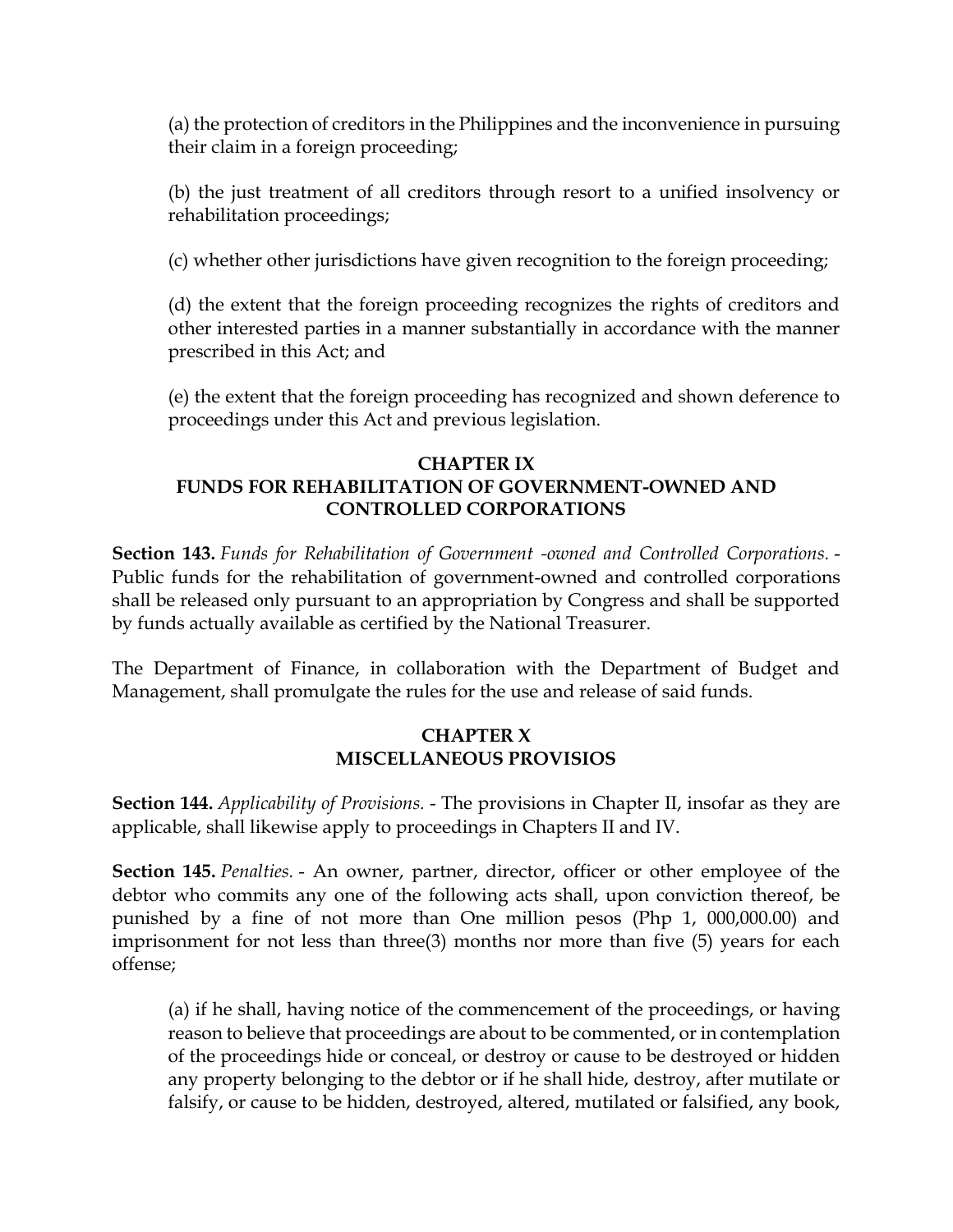(a) the protection of creditors in the Philippines and the inconvenience in pursuing their claim in a foreign proceeding;

(b) the just treatment of all creditors through resort to a unified insolvency or rehabilitation proceedings;

(c) whether other jurisdictions have given recognition to the foreign proceeding;

(d) the extent that the foreign proceeding recognizes the rights of creditors and other interested parties in a manner substantially in accordance with the manner prescribed in this Act; and

(e) the extent that the foreign proceeding has recognized and shown deference to proceedings under this Act and previous legislation.

## CHAPTER IX
## FUNDS FOR REHABILITATION OF GOVERNMENT-OWNED AND CONTROLLED CORPORATIONS

**Section 143.** *Funds for Rehabilitation of Government -owned and Controlled Corporations.* - Public funds for the rehabilitation of government-owned and controlled corporations shall be released only pursuant to an appropriation by Congress and shall be supported by funds actually available as certified by the National Treasurer.

The Department of Finance, in collaboration with the Department of Budget and Management, shall promulgate the rules for the use and release of said funds.

## CHAPTER X
## MISCELLANEOUS PROVISIOS

**Section 144.** *Applicability of Provisions.* - The provisions in Chapter II, insofar as they are applicable, shall likewise apply to proceedings in Chapters II and IV.

**Section 145.** *Penalties.* - An owner, partner, director, officer or other employee of the debtor who commits any one of the following acts shall, upon conviction thereof, be punished by a fine of not more than One million pesos (Php 1, 000,000.00) and imprisonment for not less than three(3) months nor more than five (5) years for each offense;

(a) if he shall, having notice of the commencement of the proceedings, or having reason to believe that proceedings are about to be commented, or in contemplation of the proceedings hide or conceal, or destroy or cause to be destroyed or hidden any property belonging to the debtor or if he shall hide, destroy, after mutilate or falsify, or cause to be hidden, destroyed, altered, mutilated or falsified, any book,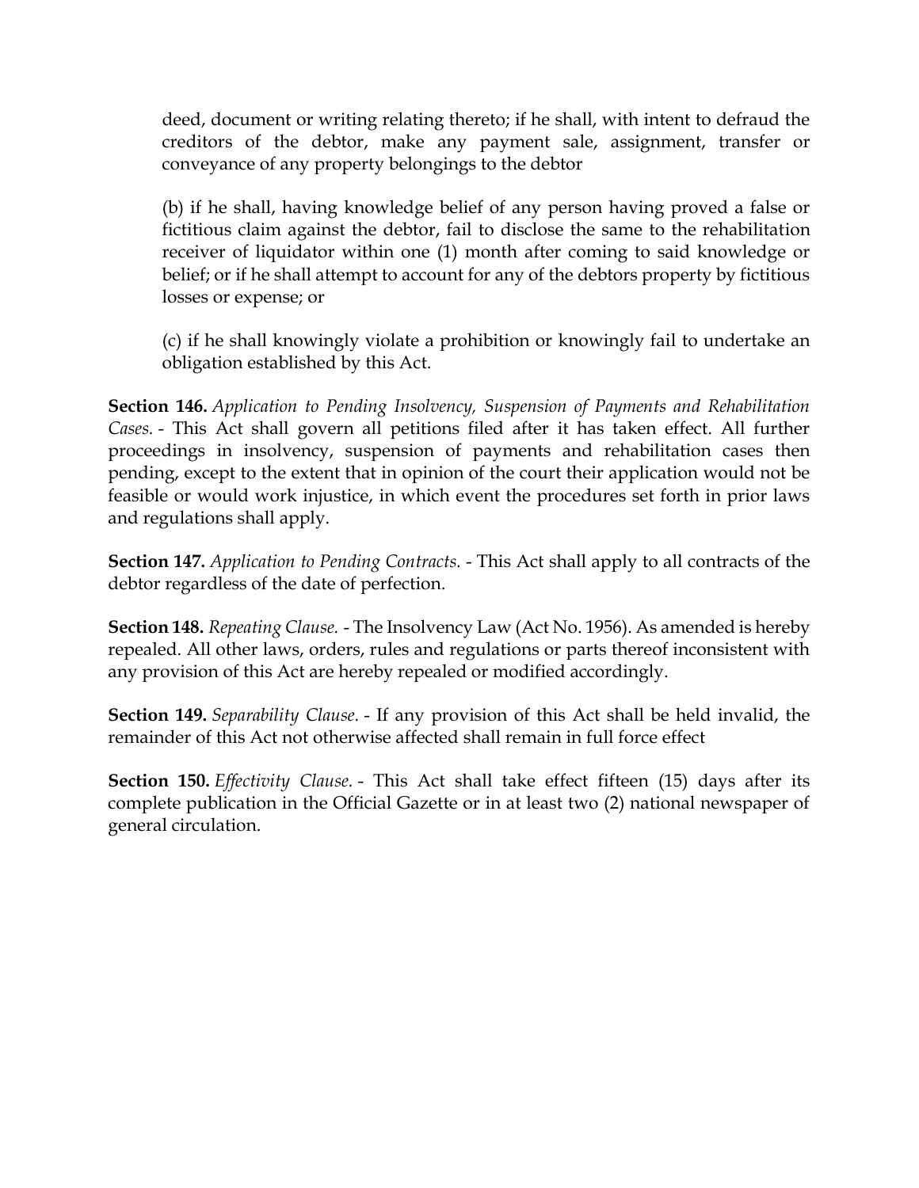deed, document or writing relating thereto; if he shall, with intent to defraud the creditors of the debtor, make any payment sale, assignment, transfer or conveyance of any property belongings to the debtor

(b) if he shall, having knowledge belief of any person having proved a false or fictitious claim against the debtor, fail to disclose the same to the rehabilitation receiver of liquidator within one (1) month after coming to said knowledge or belief; or if he shall attempt to account for any of the debtors property by fictitious losses or expense; or

(c) if he shall knowingly violate a prohibition or knowingly fail to undertake an obligation established by this Act.

**Section 146.** *Application to Pending Insolvency, Suspension of Payments and Rehabilitation Cases.* - This Act shall govern all petitions filed after it has taken effect. All further proceedings in insolvency, suspension of payments and rehabilitation cases then pending, except to the extent that in opinion of the court their application would not be feasible or would work injustice, in which event the procedures set forth in prior laws and regulations shall apply.

**Section 147.** *Application to Pending Contracts.* - This Act shall apply to all contracts of the debtor regardless of the date of perfection.

**Section 148.** *Repeating Clause.* - The Insolvency Law (Act No. 1956). As amended is hereby repealed. All other laws, orders, rules and regulations or parts thereof inconsistent with any provision of this Act are hereby repealed or modified accordingly.

**Section 149.** *Separability Clause.* - If any provision of this Act shall be held invalid, the remainder of this Act not otherwise affected shall remain in full force effect

**Section 150.** *Effectivity Clause.* - This Act shall take effect fifteen (15) days after its complete publication in the Official Gazette or in at least two (2) national newspaper of general circulation.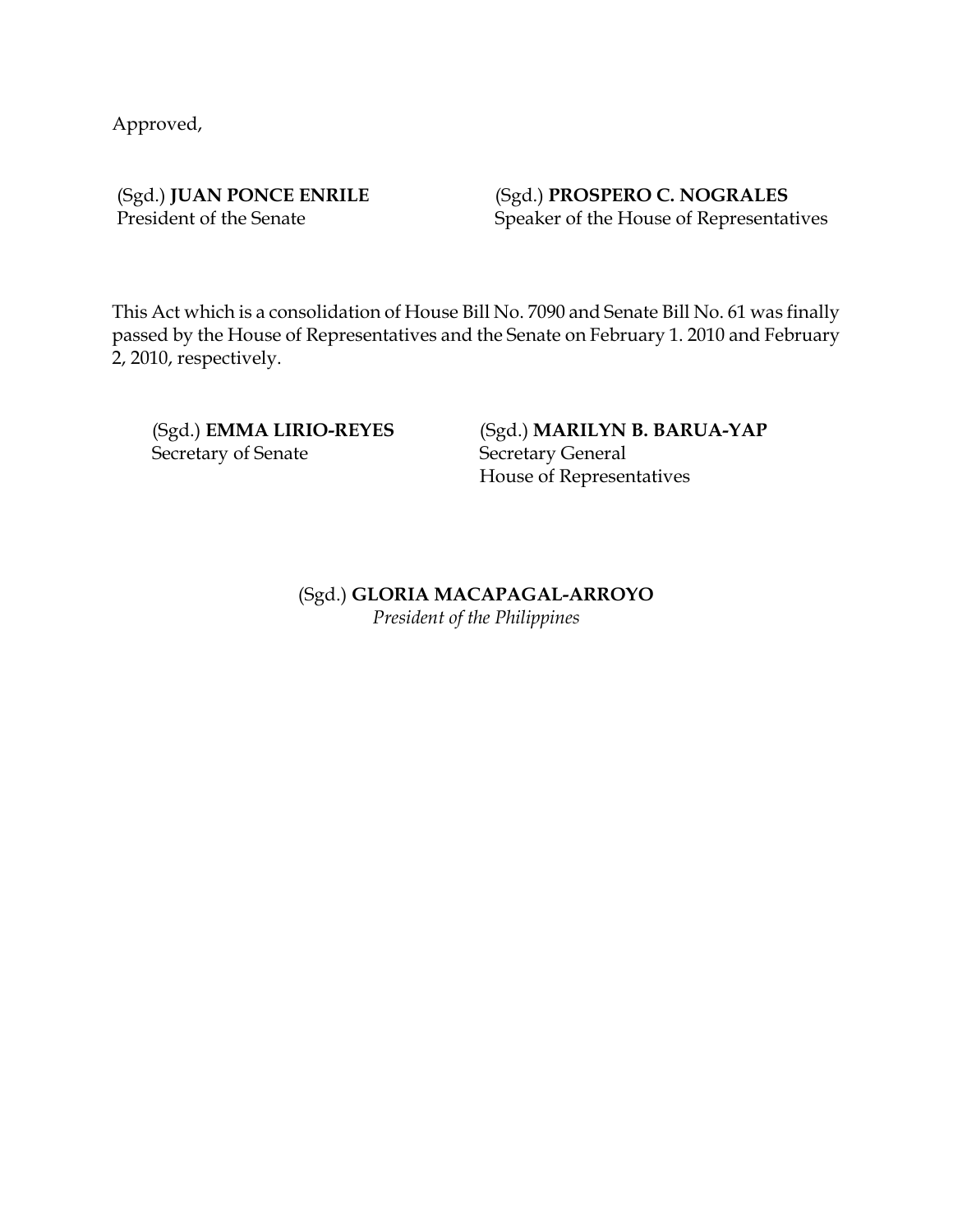Approved,

(Sgd.) **JUAN PONCE ENRILE**
President of the Senate

(Sgd.) **PROSPERO C. NOGRALES**
Speaker of the House of Representatives

This Act which is a consolidation of House Bill No. 7090 and Senate Bill No. 61 was finally passed by the House of Representatives and the Senate on February 1. 2010 and February 2, 2010, respectively.

(Sgd.) **EMMA LIRIO-REYES**
Secretary of Senate

(Sgd.) **MARILYN B. BARUA-YAP**
Secretary General
House of Representatives

(Sgd.) **GLORIA MACAPAGAL-ARROYO**
*President of the Philippines*